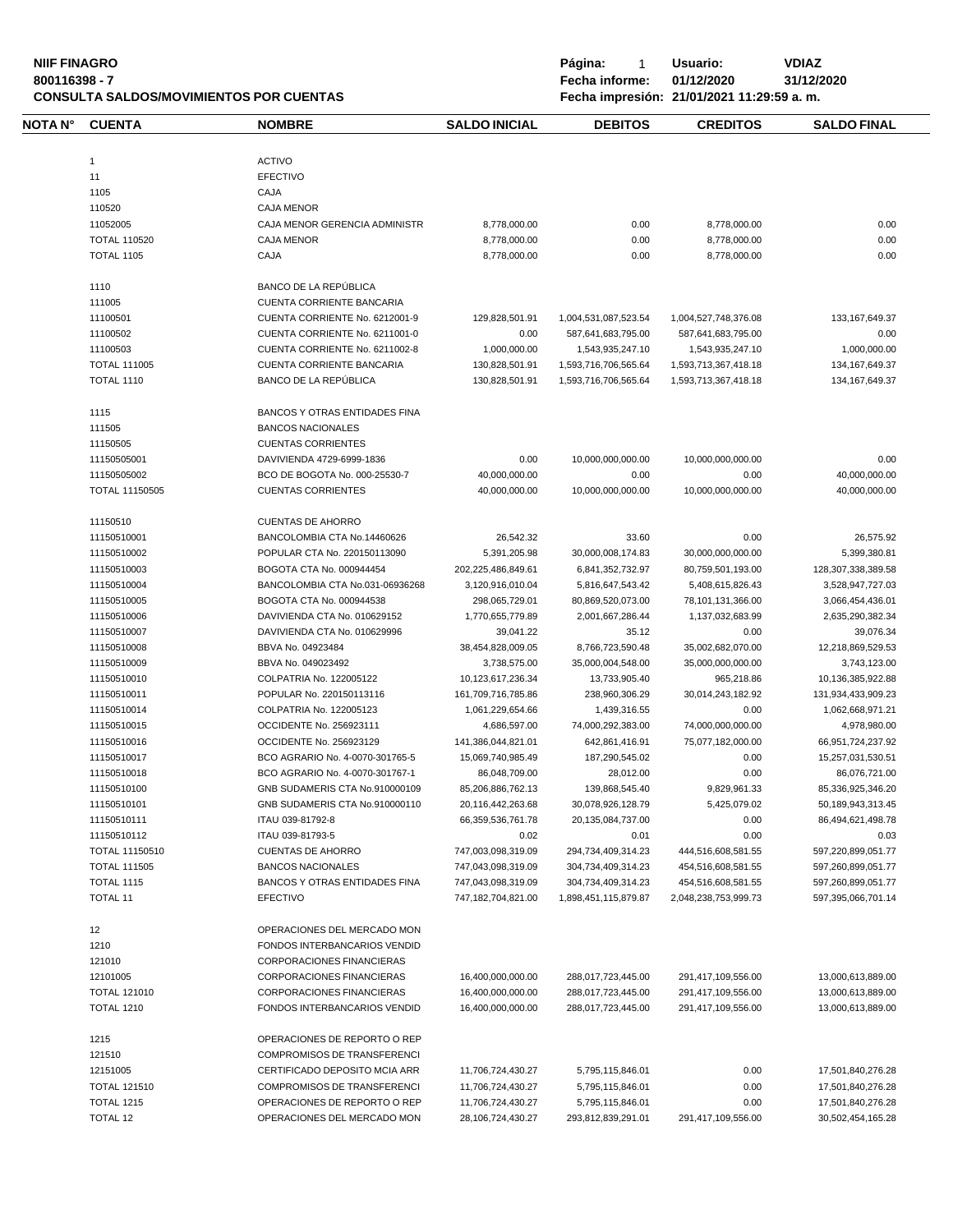**NIIF FINAGRO**
**800116398 - 7**
**CONSULTA SALDOS/MOVIMIENTOS POR CUENTAS**

**Página:** 1 **Usuario:** VDIAZ
**Fecha informe:** 01/12/2020 31/12/2020
**Fecha impresión:** 21/01/2021 11:29:59 a. m.

| NOTA N° | CUENTA | NOMBRE | SALDO INICIAL | DEBITOS | CREDITOS | SALDO FINAL |
|---|---|---|---|---|---|---|
| | 1 | ACTIVO | | | | |
| | 11 | EFECTIVO | | | | |
| | 1105 | CAJA | | | | |
| | 110520 | CAJA MENOR | | | | |
| | 11052005 | CAJA MENOR GERENCIA ADMINISTR | 8,778,000.00 | 0.00 | 8,778,000.00 | 0.00 |
| | TOTAL 110520 | CAJA MENOR | 8,778,000.00 | 0.00 | 8,778,000.00 | 0.00 |
| | TOTAL 1105 | CAJA | 8,778,000.00 | 0.00 | 8,778,000.00 | 0.00 |
| | 1110 | BANCO DE LA REPÚBLICA | | | | |
| | 111005 | CUENTA CORRIENTE BANCARIA | | | | |
| | 11100501 | CUENTA CORRIENTE No. 6212001-9 | 129,828,501.91 | 1,004,531,087,523.54 | 1,004,527,748,376.08 | 133,167,649.37 |
| | 11100502 | CUENTA CORRIENTE No. 6211001-0 | 0.00 | 587,641,683,795.00 | 587,641,683,795.00 | 0.00 |
| | 11100503 | CUENTA CORRIENTE No. 6211002-8 | 1,000,000.00 | 1,543,935,247.10 | 1,543,935,247.10 | 1,000,000.00 |
| | TOTAL 111005 | CUENTA CORRIENTE BANCARIA | 130,828,501.91 | 1,593,716,706,565.64 | 1,593,713,367,418.18 | 134,167,649.37 |
| | TOTAL 1110 | BANCO DE LA REPÚBLICA | 130,828,501.91 | 1,593,716,706,565.64 | 1,593,713,367,418.18 | 134,167,649.37 |
| | 1115 | BANCOS Y OTRAS ENTIDADES FINA | | | | |
| | 111505 | BANCOS NACIONALES | | | | |
| | 11150505 | CUENTAS CORRIENTES | | | | |
| | 11150505001 | DAVIVIENDA 4729-6999-1836 | 0.00 | 10,000,000,000.00 | 10,000,000,000.00 | 0.00 |
| | 11150505002 | BCO DE BOGOTA No. 000-25530-7 | 40,000,000.00 | 0.00 | 0.00 | 40,000,000.00 |
| | TOTAL 11150505 | CUENTAS CORRIENTES | 40,000,000.00 | 10,000,000,000.00 | 10,000,000,000.00 | 40,000,000.00 |
| | 11150510 | CUENTAS DE AHORRO | | | | |
| | 11150510001 | BANCOLOMBIA CTA No.14460626 | 26,542.32 | 33.60 | 0.00 | 26,575.92 |
| | 11150510002 | POPULAR CTA No. 220150113090 | 5,391,205.98 | 30,000,008,174.83 | 30,000,000,000.00 | 5,399,380.81 |
| | 11150510003 | BOGOTA CTA No. 000944454 | 202,225,486,849.61 | 6,841,352,732.97 | 80,759,501,193.00 | 128,307,338,389.58 |
| | 11150510004 | BANCOLOMBIA CTA No.031-06936268 | 3,120,916,010.04 | 5,816,647,543.42 | 5,408,615,826.43 | 3,528,947,727.03 |
| | 11150510005 | BOGOTA CTA No. 000944538 | 298,065,729.01 | 80,869,520,073.00 | 78,101,131,366.00 | 3,066,454,436.01 |
| | 11150510006 | DAVIVIENDA CTA No. 010629152 | 1,770,655,779.89 | 2,001,667,286.44 | 1,137,032,683.99 | 2,635,290,382.34 |
| | 11150510007 | DAVIVIENDA CTA No. 010629996 | 39,041.22 | 35.12 | 0.00 | 39,076.34 |
| | 11150510008 | BBVA No. 04923484 | 38,454,828,009.05 | 8,766,723,590.48 | 35,002,682,070.00 | 12,218,869,529.53 |
| | 11150510009 | BBVA No. 049023492 | 3,738,575.00 | 35,000,004,548.00 | 35,000,000,000.00 | 3,743,123.00 |
| | 11150510010 | COLPATRIA No. 122005122 | 10,123,617,236.34 | 13,733,905.40 | 965,218.86 | 10,136,385,922.88 |
| | 11150510011 | POPULAR No. 220150113116 | 161,709,716,785.86 | 238,960,306.29 | 30,014,243,182.92 | 131,934,433,909.23 |
| | 11150510014 | COLPATRIA No. 122005123 | 1,061,229,654.66 | 1,439,316.55 | 0.00 | 1,062,668,971.21 |
| | 11150510015 | OCCIDENTE No. 256923111 | 4,686,597.00 | 74,000,292,383.00 | 74,000,000,000.00 | 4,978,980.00 |
| | 11150510016 | OCCIDENTE No. 256923129 | 141,386,044,821.01 | 642,861,416.91 | 75,077,182,000.00 | 66,951,724,237.92 |
| | 11150510017 | BCO AGRARIO No. 4-0070-301765-5 | 15,069,740,985.49 | 187,290,545.02 | 0.00 | 15,257,031,530.51 |
| | 11150510018 | BCO AGRARIO No. 4-0070-301767-1 | 86,048,709.00 | 28,012.00 | 0.00 | 86,076,721.00 |
| | 11150510100 | GNB SUDAMERIS CTA No.910000109 | 85,206,886,762.13 | 139,868,545.40 | 9,829,961.33 | 85,336,925,346.20 |
| | 11150510101 | GNB SUDAMERIS CTA No.910000110 | 20,116,442,263.68 | 30,078,926,128.79 | 5,425,079.02 | 50,189,943,313.45 |
| | 11150510111 | ITAU 039-81792-8 | 66,359,536,761.78 | 20,135,084,737.00 | 0.00 | 86,494,621,498.78 |
| | 11150510112 | ITAU 039-81793-5 | 0.02 | 0.01 | 0.00 | 0.03 |
| | TOTAL 11150510 | CUENTAS DE AHORRO | 747,003,098,319.09 | 294,734,409,314.23 | 444,516,608,581.55 | 597,220,899,051.77 |
| | TOTAL 111505 | BANCOS NACIONALES | 747,043,098,319.09 | 304,734,409,314.23 | 454,516,608,581.55 | 597,260,899,051.77 |
| | TOTAL 1115 | BANCOS Y OTRAS ENTIDADES FINA | 747,043,098,319.09 | 304,734,409,314.23 | 454,516,608,581.55 | 597,260,899,051.77 |
| | TOTAL 11 | EFECTIVO | 747,182,704,821.00 | 1,898,451,115,879.87 | 2,048,238,753,999.73 | 597,395,066,701.14 |
| | 12 | OPERACIONES DEL MERCADO MON | | | | |
| | 1210 | FONDOS INTERBANCARIOS VENDID | | | | |
| | 121010 | CORPORACIONES FINANCIERAS | | | | |
| | 12101005 | CORPORACIONES FINANCIERAS | 16,400,000,000.00 | 288,017,723,445.00 | 291,417,109,556.00 | 13,000,613,889.00 |
| | TOTAL 121010 | CORPORACIONES FINANCIERAS | 16,400,000,000.00 | 288,017,723,445.00 | 291,417,109,556.00 | 13,000,613,889.00 |
| | TOTAL 1210 | FONDOS INTERBANCARIOS VENDID | 16,400,000,000.00 | 288,017,723,445.00 | 291,417,109,556.00 | 13,000,613,889.00 |
| | 1215 | OPERACIONES DE REPORTO O REP | | | | |
| | 121510 | COMPROMISOS DE TRANSFERENCI | | | | |
| | 12151005 | CERTIFICADO DEPOSITO MCIA ARR | 11,706,724,430.27 | 5,795,115,846.01 | 0.00 | 17,501,840,276.28 |
| | TOTAL 121510 | COMPROMISOS DE TRANSFERENCI | 11,706,724,430.27 | 5,795,115,846.01 | 0.00 | 17,501,840,276.28 |
| | TOTAL 1215 | OPERACIONES DE REPORTO O REP | 11,706,724,430.27 | 5,795,115,846.01 | 0.00 | 17,501,840,276.28 |
| | TOTAL 12 | OPERACIONES DEL MERCADO MON | 28,106,724,430.27 | 293,812,839,291.01 | 291,417,109,556.00 | 30,502,454,165.28 |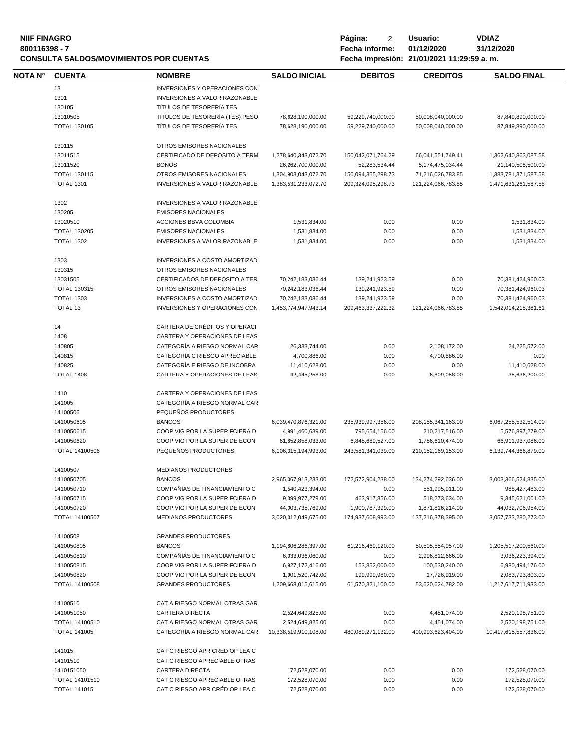**NIIF FINAGRO**
**800116398 - 7**
**CONSULTA SALDOS/MOVIMIENTOS POR CUENTAS**

**Fecha informe:** 01/12/2020 31/12/2020
**Usuario:** VDIAZ
**Fecha impresión:** 21/01/2021 11:29:59 a. m.

| NOTA N° | CUENTA | NOMBRE | SALDO INICIAL | DEBITOS | CREDITOS | SALDO FINAL |
|---|---|---|---|---|---|---|
| | 13 | INVERSIONES Y OPERACIONES CON | | | | |
| | 1301 | INVERSIONES A VALOR RAZONABLE | | | | |
| | 130105 | TÍTULOS DE TESORERÍA TES | | | | |
| | 13010505 | TITULOS DE TESORERÍA (TES) PESO | 78,628,190,000.00 | 59,229,740,000.00 | 50,008,040,000.00 | 87,849,890,000.00 |
| | TOTAL 130105 | TÍTULOS DE TESORERÍA TES | 78,628,190,000.00 | 59,229,740,000.00 | 50,008,040,000.00 | 87,849,890,000.00 |
| | 130115 | OTROS EMISORES NACIONALES | | | | |
| | 13011515 | CERTIFICADO DE DEPOSITO A TERM | 1,278,640,343,072.70 | 150,042,071,764.29 | 66,041,551,749.41 | 1,362,640,863,087.58 |
| | 13011520 | BONOS | 26,262,700,000.00 | 52,283,534.44 | 5,174,475,034.44 | 21,140,508,500.00 |
| | TOTAL 130115 | OTROS EMISORES NACIONALES | 1,304,903,043,072.70 | 150,094,355,298.73 | 71,216,026,783.85 | 1,383,781,371,587.58 |
| | TOTAL 1301 | INVERSIONES A VALOR RAZONABLE | 1,383,531,233,072.70 | 209,324,095,298.73 | 121,224,066,783.85 | 1,471,631,261,587.58 |
| | 1302 | INVERSIONES A VALOR RAZONABLE | | | | |
| | 130205 | EMISORES NACIONALES | | | | |
| | 13020510 | ACCIONES BBVA COLOMBIA | 1,531,834.00 | 0.00 | 0.00 | 1,531,834.00 |
| | TOTAL 130205 | EMISORES NACIONALES | 1,531,834.00 | 0.00 | 0.00 | 1,531,834.00 |
| | TOTAL 1302 | INVERSIONES A VALOR RAZONABLE | 1,531,834.00 | 0.00 | 0.00 | 1,531,834.00 |
| | 1303 | INVERSIONES A COSTO AMORTIZAD | | | | |
| | 130315 | OTROS EMISORES NACIONALES | | | | |
| | 13031505 | CERTIFICADOS DE DEPOSITO A TER | 70,242,183,036.44 | 139,241,923.59 | 0.00 | 70,381,424,960.03 |
| | TOTAL 130315 | OTROS EMISORES NACIONALES | 70,242,183,036.44 | 139,241,923.59 | 0.00 | 70,381,424,960.03 |
| | TOTAL 1303 | INVERSIONES A COSTO AMORTIZAD | 70,242,183,036.44 | 139,241,923.59 | 0.00 | 70,381,424,960.03 |
| | TOTAL 13 | INVERSIONES Y OPERACIONES CON | 1,453,774,947,943.14 | 209,463,337,222.32 | 121,224,066,783.85 | 1,542,014,218,381.61 |
| | 14 | CARTERA DE CRÉDITOS Y OPERACI | | | | |
| | 1408 | CARTERA Y OPERACIONES DE LEAS | | | | |
| | 140805 | CATEGORÍA A RIESGO NORMAL CAR | 26,333,744.00 | 0.00 | 2,108,172.00 | 24,225,572.00 |
| | 140815 | CATEGORÍA C RIESGO APRECIABLE | 4,700,886.00 | 0.00 | 4,700,886.00 | 0.00 |
| | 140825 | CATEGORÍA E RIESGO DE INCOBRA | 11,410,628.00 | 0.00 | 0.00 | 11,410,628.00 |
| | TOTAL 1408 | CARTERA Y OPERACIONES DE LEAS | 42,445,258.00 | 0.00 | 6,809,058.00 | 35,636,200.00 |
| | 1410 | CARTERA Y OPERACIONES DE LEAS | | | | |
| | 141005 | CATEGORÍA A RIESGO NORMAL CAR | | | | |
| | 14100506 | PEQUEÑOS PRODUCTORES | | | | |
| | 1410050605 | BANCOS | 6,039,470,876,321.00 | 235,939,997,356.00 | 208,155,341,163.00 | 6,067,255,532,514.00 |
| | 1410050615 | COOP VIG POR LA SUPER FCIERA D | 4,991,460,639.00 | 795,654,156.00 | 210,217,516.00 | 5,576,897,279.00 |
| | 1410050620 | COOP VIG POR LA SUPER DE ECON | 61,852,858,033.00 | 6,845,689,527.00 | 1,786,610,474.00 | 66,911,937,086.00 |
| | TOTAL 14100506 | PEQUEÑOS PRODUCTORES | 6,106,315,194,993.00 | 243,581,341,039.00 | 210,152,169,153.00 | 6,139,744,366,879.00 |
| | 14100507 | MEDIANOS PRODUCTORES | | | | |
| | 1410050705 | BANCOS | 2,965,067,913,233.00 | 172,572,904,238.00 | 134,274,292,636.00 | 3,003,366,524,835.00 |
| | 1410050710 | COMPAÑÍAS DE FINANCIAMIENTO C | 1,540,423,394.00 | 0.00 | 551,995,911.00 | 988,427,483.00 |
| | 1410050715 | COOP VIG POR LA SUPER FCIERA D | 9,399,977,279.00 | 463,917,356.00 | 518,273,634.00 | 9,345,621,001.00 |
| | 1410050720 | COOP VIG POR LA SUPER DE ECON | 44,003,735,769.00 | 1,900,787,399.00 | 1,871,816,214.00 | 44,032,706,954.00 |
| | TOTAL 14100507 | MEDIANOS PRODUCTORES | 3,020,012,049,675.00 | 174,937,608,993.00 | 137,216,378,395.00 | 3,057,733,280,273.00 |
| | 14100508 | GRANDES PRODUCTORES | | | | |
| | 1410050805 | BANCOS | 1,194,806,286,397.00 | 61,216,469,120.00 | 50,505,554,957.00 | 1,205,517,200,560.00 |
| | 1410050810 | COMPAÑÍAS DE FINANCIAMIENTO C | 6,033,036,060.00 | 0.00 | 2,996,812,666.00 | 3,036,223,394.00 |
| | 1410050815 | COOP VIG POR LA SUPER FCIERA D | 6,927,172,416.00 | 153,852,000.00 | 100,530,240.00 | 6,980,494,176.00 |
| | 1410050820 | COOP VIG POR LA SUPER DE ECON | 1,901,520,742.00 | 199,999,980.00 | 17,726,919.00 | 2,083,793,803.00 |
| | TOTAL 14100508 | GRANDES PRODUCTORES | 1,209,668,015,615.00 | 61,570,321,100.00 | 53,620,624,782.00 | 1,217,617,711,933.00 |
| | 14100510 | CAT A RIESGO NORMAL OTRAS GAR | | | | |
| | 1410051050 | CARTERA DIRECTA | 2,524,649,825.00 | 0.00 | 4,451,074.00 | 2,520,198,751.00 |
| | TOTAL 14100510 | CAT A RIESGO NORMAL OTRAS GAR | 2,524,649,825.00 | 0.00 | 4,451,074.00 | 2,520,198,751.00 |
| | TOTAL 141005 | CATEGORÍA A RIESGO NORMAL CAR | 10,338,519,910,108.00 | 480,089,271,132.00 | 400,993,623,404.00 | 10,417,615,557,836.00 |
| | 141015 | CAT C RIESGO APR CRÉD OP LEA C | | | | |
| | 14101510 | CAT C RIESGO APRECIABLE OTRAS | | | | |
| | 1410151050 | CARTERA DIRECTA | 172,528,070.00 | 0.00 | 0.00 | 172,528,070.00 |
| | TOTAL 14101510 | CAT C RIESGO APRECIABLE OTRAS | 172,528,070.00 | 0.00 | 0.00 | 172,528,070.00 |
| | TOTAL 141015 | CAT C RIESGO APR CRÉD OP LEA C | 172,528,070.00 | 0.00 | 0.00 | 172,528,070.00 |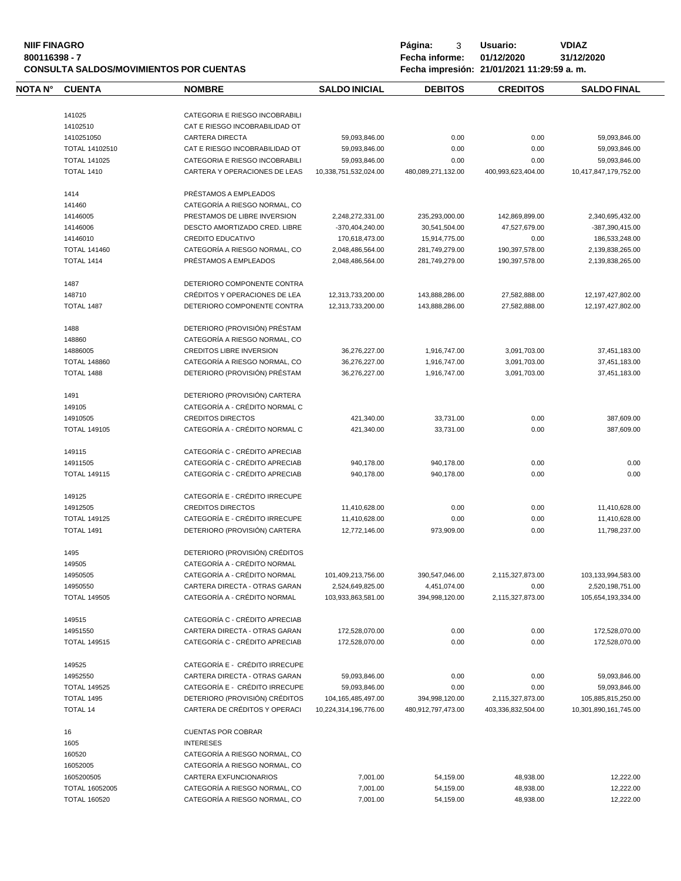| NOTA N° | CUENTA | NOMBRE | SALDO INICIAL | DEBITOS | CREDITOS | SALDO FINAL |
|---|---|---|---|---|---|---|
| | 141025 | CATEGORIA E RIESGO INCOBRABILI | | | | |
| | 14102510 | CAT E RIESGO INCOBRABILIDAD OT | | | | |
| | 1410251050 | CARTERA DIRECTA | 59,093,846.00 | 0.00 | 0.00 | 59,093,846.00 |
| | TOTAL 14102510 | CAT E RIESGO INCOBRABILIDAD OT | 59,093,846.00 | 0.00 | 0.00 | 59,093,846.00 |
| | TOTAL 141025 | CATEGORIA E RIESGO INCOBRABILI | 59,093,846.00 | 0.00 | 0.00 | 59,093,846.00 |
| | TOTAL 1410 | CARTERA Y OPERACIONES DE LEAS | 10,338,751,532,024.00 | 480,089,271,132.00 | 400,993,623,404.00 | 10,417,847,179,752.00 |
| | 1414 | PRÉSTAMOS A EMPLEADOS | | | | |
| | 141460 | CATEGORÍA A RIESGO NORMAL, CO | | | | |
| | 14146005 | PRESTAMOS DE LIBRE INVERSION | 2,248,272,331.00 | 235,293,000.00 | 142,869,899.00 | 2,340,695,432.00 |
| | 14146006 | DESCTO AMORTIZADO CRED. LIBRE | -370,404,240.00 | 30,541,504.00 | 47,527,679.00 | -387,390,415.00 |
| | 14146010 | CREDITO EDUCATIVO | 170,618,473.00 | 15,914,775.00 | 0.00 | 186,533,248.00 |
| | TOTAL 141460 | CATEGORÍA A RIESGO NORMAL, CO | 2,048,486,564.00 | 281,749,279.00 | 190,397,578.00 | 2,139,838,265.00 |
| | TOTAL 1414 | PRÉSTAMOS A EMPLEADOS | 2,048,486,564.00 | 281,749,279.00 | 190,397,578.00 | 2,139,838,265.00 |
| | 1487 | DETERIORO COMPONENTE CONTRA | | | | |
| | 148710 | CRÉDITOS Y OPERACIONES DE LEA | 12,313,733,200.00 | 143,888,286.00 | 27,582,888.00 | 12,197,427,802.00 |
| | TOTAL 1487 | DETERIORO COMPONENTE CONTRA | 12,313,733,200.00 | 143,888,286.00 | 27,582,888.00 | 12,197,427,802.00 |
| | 1488 | DETERIORO (PROVISIÓN) PRÉSTAM | | | | |
| | 148860 | CATEGORÍA A RIESGO NORMAL, CO | | | | |
| | 14886005 | CREDITOS LIBRE INVERSION | 36,276,227.00 | 1,916,747.00 | 3,091,703.00 | 37,451,183.00 |
| | TOTAL 148860 | CATEGORÍA A RIESGO NORMAL, CO | 36,276,227.00 | 1,916,747.00 | 3,091,703.00 | 37,451,183.00 |
| | TOTAL 1488 | DETERIORO (PROVISIÓN) PRÉSTAM | 36,276,227.00 | 1,916,747.00 | 3,091,703.00 | 37,451,183.00 |
| | 1491 | DETERIORO (PROVISIÓN) CARTERA | | | | |
| | 149105 | CATEGORÍA A - CRÉDITO NORMAL C | | | | |
| | 14910505 | CREDITOS DIRECTOS | 421,340.00 | 33,731.00 | 0.00 | 387,609.00 |
| | TOTAL 149105 | CATEGORÍA A - CRÉDITO NORMAL C | 421,340.00 | 33,731.00 | 0.00 | 387,609.00 |
| | 149115 | CATEGORÍA C - CRÉDITO APRECIAB | | | | |
| | 14911505 | CATEGORÍA C - CRÉDITO APRECIAB | 940,178.00 | 940,178.00 | 0.00 | 0.00 |
| | TOTAL 149115 | CATEGORÍA C - CRÉDITO APRECIAB | 940,178.00 | 940,178.00 | 0.00 | 0.00 |
| | 149125 | CATEGORÍA E - CRÉDITO IRRECUPE | | | | |
| | 14912505 | CREDITOS DIRECTOS | 11,410,628.00 | 0.00 | 0.00 | 11,410,628.00 |
| | TOTAL 149125 | CATEGORÍA E - CRÉDITO IRRECUPE | 11,410,628.00 | 0.00 | 0.00 | 11,410,628.00 |
| | TOTAL 1491 | DETERIORO (PROVISIÓN) CARTERA | 12,772,146.00 | 973,909.00 | 0.00 | 11,798,237.00 |
| | 1495 | DETERIORO (PROVISIÓN) CRÉDITOS | | | | |
| | 149505 | CATEGORÍA A - CRÉDITO NORMAL | | | | |
| | 14950505 | CATEGORÍA A - CRÉDITO NORMAL | 101,409,213,756.00 | 390,547,046.00 | 2,115,327,873.00 | 103,133,994,583.00 |
| | 14950550 | CARTERA DIRECTA - OTRAS GARAN | 2,524,649,825.00 | 4,451,074.00 | 0.00 | 2,520,198,751.00 |
| | TOTAL 149505 | CATEGORÍA A - CRÉDITO NORMAL | 103,933,863,581.00 | 394,998,120.00 | 2,115,327,873.00 | 105,654,193,334.00 |
| | 149515 | CATEGORÍA C - CRÉDITO APRECIAB | | | | |
| | 14951550 | CARTERA DIRECTA - OTRAS GARAN | 172,528,070.00 | 0.00 | 0.00 | 172,528,070.00 |
| | TOTAL 149515 | CATEGORÍA C - CRÉDITO APRECIAB | 172,528,070.00 | 0.00 | 0.00 | 172,528,070.00 |
| | 149525 | CATEGORÍA E - CRÉDITO IRRECUPE | | | | |
| | 14952550 | CARTERA DIRECTA - OTRAS GARAN | 59,093,846.00 | 0.00 | 0.00 | 59,093,846.00 |
| | TOTAL 149525 | CATEGORÍA E - CRÉDITO IRRECUPE | 59,093,846.00 | 0.00 | 0.00 | 59,093,846.00 |
| | TOTAL 1495 | DETERIORO (PROVISIÓN) CRÉDITOS | 104,165,485,497.00 | 394,998,120.00 | 2,115,327,873.00 | 105,885,815,250.00 |
| | TOTAL 14 | CARTERA DE CRÉDITOS Y OPERACI | 10,224,314,196,776.00 | 480,912,797,473.00 | 403,336,832,504.00 | 10,301,890,161,745.00 |
| | 16 | CUENTAS POR COBRAR | | | | |
| | 1605 | INTERESES | | | | |
| | 160520 | CATEGORÍA A RIESGO NORMAL, CO | | | | |
| | 16052005 | CATEGORÍA A RIESGO NORMAL, CO | | | | |
| | 1605200505 | CARTERA EXFUNCIONARIOS | 7,001.00 | 54,159.00 | 48,938.00 | 12,222.00 |
| | TOTAL 16052005 | CATEGORÍA A RIESGO NORMAL, CO | 7,001.00 | 54,159.00 | 48,938.00 | 12,222.00 |
| | TOTAL 160520 | CATEGORÍA A RIESGO NORMAL, CO | 7,001.00 | 54,159.00 | 48,938.00 | 12,222.00 |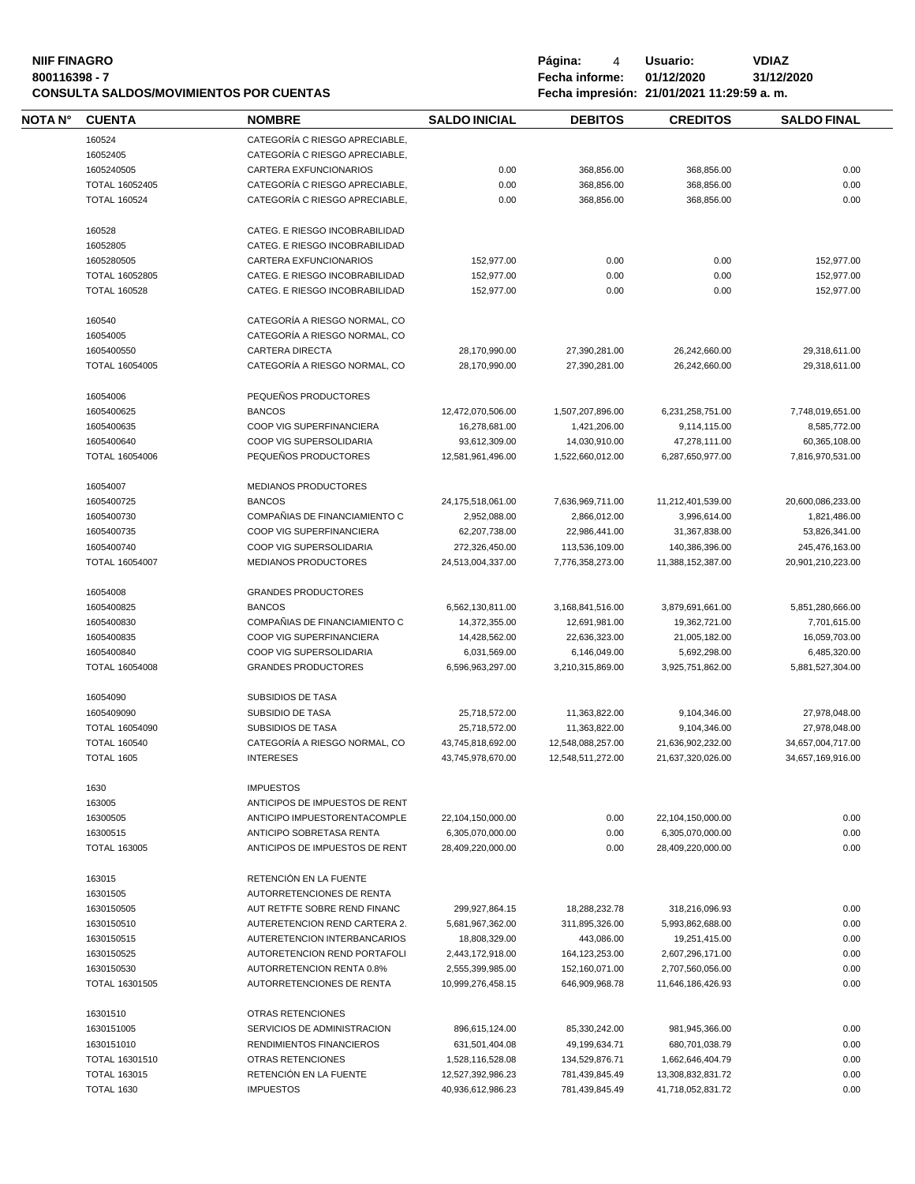**NIIF FINAGRO**
**800116398 - 7**
**CONSULTA SALDOS/MOVIMIENTOS POR CUENTAS**

**Página:** 4 **Usuario:** VDIAZ
**Fecha informe:** 01/12/2020 31/12/2020
**Fecha impresión:** 21/01/2021 11:29:59 a. m.

| NOTA N° | CUENTA | NOMBRE | SALDO INICIAL | DEBITOS | CREDITOS | SALDO FINAL |
|---|---|---|---|---|---|---|
| | 160524 | CATEGORÍA C RIESGO APRECIABLE, | | | | |
| | 16052405 | CATEGORÍA C RIESGO APRECIABLE, | | | | |
| | 1605240505 | CARTERA EXFUNCIONARIOS | 0.00 | 368,856.00 | 368,856.00 | 0.00 |
| | TOTAL 16052405 | CATEGORÍA C RIESGO APRECIABLE, | 0.00 | 368,856.00 | 368,856.00 | 0.00 |
| | TOTAL 160524 | CATEGORÍA C RIESGO APRECIABLE, | 0.00 | 368,856.00 | 368,856.00 | 0.00 |
| | 160528 | CATEG. E RIESGO INCOBRABILIDAD | | | | |
| | 16052805 | CATEG. E RIESGO INCOBRABILIDAD | | | | |
| | 1605280505 | CARTERA EXFUNCIONARIOS | 152,977.00 | 0.00 | 0.00 | 152,977.00 |
| | TOTAL 16052805 | CATEG. E RIESGO INCOBRABILIDAD | 152,977.00 | 0.00 | 0.00 | 152,977.00 |
| | TOTAL 160528 | CATEG. E RIESGO INCOBRABILIDAD | 152,977.00 | 0.00 | 0.00 | 152,977.00 |
| | 160540 | CATEGORÍA A RIESGO NORMAL, CO | | | | |
| | 16054005 | CATEGORÍA A RIESGO NORMAL, CO | | | | |
| | 1605400550 | CARTERA DIRECTA | 28,170,990.00 | 27,390,281.00 | 26,242,660.00 | 29,318,611.00 |
| | TOTAL 16054005 | CATEGORÍA A RIESGO NORMAL, CO | 28,170,990.00 | 27,390,281.00 | 26,242,660.00 | 29,318,611.00 |
| | 16054006 | PEQUEÑOS PRODUCTORES | | | | |
| | 1605400625 | BANCOS | 12,472,070,506.00 | 1,507,207,896.00 | 6,231,258,751.00 | 7,748,019,651.00 |
| | 1605400635 | COOP VIG SUPERFINANCIERA | 16,278,681.00 | 1,421,206.00 | 9,114,115.00 | 8,585,772.00 |
| | 1605400640 | COOP VIG SUPERSOLIDARIA | 93,612,309.00 | 14,030,910.00 | 47,278,111.00 | 60,365,108.00 |
| | TOTAL 16054006 | PEQUEÑOS PRODUCTORES | 12,581,961,496.00 | 1,522,660,012.00 | 6,287,650,977.00 | 7,816,970,531.00 |
| | 16054007 | MEDIANOS PRODUCTORES | | | | |
| | 1605400725 | BANCOS | 24,175,518,061.00 | 7,636,969,711.00 | 11,212,401,539.00 | 20,600,086,233.00 |
| | 1605400730 | COMPAÑIAS DE FINANCIAMIENTO C | 2,952,088.00 | 2,866,012.00 | 3,996,614.00 | 1,821,486.00 |
| | 1605400735 | COOP VIG SUPERFINANCIERA | 62,207,738.00 | 22,986,441.00 | 31,367,838.00 | 53,826,341.00 |
| | 1605400740 | COOP VIG SUPERSOLIDARIA | 272,326,450.00 | 113,536,109.00 | 140,386,396.00 | 245,476,163.00 |
| | TOTAL 16054007 | MEDIANOS PRODUCTORES | 24,513,004,337.00 | 7,776,358,273.00 | 11,388,152,387.00 | 20,901,210,223.00 |
| | 16054008 | GRANDES PRODUCTORES | | | | |
| | 1605400825 | BANCOS | 6,562,130,811.00 | 3,168,841,516.00 | 3,879,691,661.00 | 5,851,280,666.00 |
| | 1605400830 | COMPAÑIAS DE FINANCIAMIENTO C | 14,372,355.00 | 12,691,981.00 | 19,362,721.00 | 7,701,615.00 |
| | 1605400835 | COOP VIG SUPERFINANCIERA | 14,428,562.00 | 22,636,323.00 | 21,005,182.00 | 16,059,703.00 |
| | 1605400840 | COOP VIG SUPERSOLIDARIA | 6,031,569.00 | 6,146,049.00 | 5,692,298.00 | 6,485,320.00 |
| | TOTAL 16054008 | GRANDES PRODUCTORES | 6,596,963,297.00 | 3,210,315,869.00 | 3,925,751,862.00 | 5,881,527,304.00 |
| | 16054090 | SUBSIDIOS DE TASA | | | | |
| | 1605409090 | SUBSIDIO DE TASA | 25,718,572.00 | 11,363,822.00 | 9,104,346.00 | 27,978,048.00 |
| | TOTAL 16054090 | SUBSIDIOS DE TASA | 25,718,572.00 | 11,363,822.00 | 9,104,346.00 | 27,978,048.00 |
| | TOTAL 160540 | CATEGORÍA A RIESGO NORMAL, CO | 43,745,818,692.00 | 12,548,088,257.00 | 21,636,902,232.00 | 34,657,004,717.00 |
| | TOTAL 1605 | INTERESES | 43,745,978,670.00 | 12,548,511,272.00 | 21,637,320,026.00 | 34,657,169,916.00 |
| | 1630 | IMPUESTOS | | | | |
| | 163005 | ANTICIPOS DE IMPUESTOS DE RENT | | | | |
| | 16300505 | ANTICIPO IMPUESTORENTACOMPLE | 22,104,150,000.00 | 0.00 | 22,104,150,000.00 | 0.00 |
| | 16300515 | ANTICIPO SOBRETASA RENTA | 6,305,070,000.00 | 0.00 | 6,305,070,000.00 | 0.00 |
| | TOTAL 163005 | ANTICIPOS DE IMPUESTOS DE RENT | 28,409,220,000.00 | 0.00 | 28,409,220,000.00 | 0.00 |
| | 163015 | RETENCIÓN EN LA FUENTE | | | | |
| | 16301505 | AUTORRETENCIONES DE RENTA | | | | |
| | 1630150505 | AUT RETFTE SOBRE REND FINANC | 299,927,864.15 | 18,288,232.78 | 318,216,096.93 | 0.00 |
| | 1630150510 | AUTERETENCION REND CARTERA 2. | 5,681,967,362.00 | 311,895,326.00 | 5,993,862,688.00 | 0.00 |
| | 1630150515 | AUTERETENCION INTERBANCARIOS | 18,808,329.00 | 443,086.00 | 19,251,415.00 | 0.00 |
| | 1630150525 | AUTORETENCION REND PORTAFOLI | 2,443,172,918.00 | 164,123,253.00 | 2,607,296,171.00 | 0.00 |
| | 1630150530 | AUTORRETENCION RENTA 0.8% | 2,555,399,985.00 | 152,160,071.00 | 2,707,560,056.00 | 0.00 |
| | TOTAL 16301505 | AUTORRETENCIONES DE RENTA | 10,999,276,458.15 | 646,909,968.78 | 11,646,186,426.93 | 0.00 |
| | 16301510 | OTRAS RETENCIONES | | | | |
| | 1630151005 | SERVICIOS DE ADMINISTRACION | 896,615,124.00 | 85,330,242.00 | 981,945,366.00 | 0.00 |
| | 1630151010 | RENDIMIENTOS FINANCIEROS | 631,501,404.08 | 49,199,634.71 | 680,701,038.79 | 0.00 |
| | TOTAL 16301510 | OTRAS RETENCIONES | 1,528,116,528.08 | 134,529,876.71 | 1,662,646,404.79 | 0.00 |
| | TOTAL 163015 | RETENCIÓN EN LA FUENTE | 12,527,392,986.23 | 781,439,845.49 | 13,308,832,831.72 | 0.00 |
| | TOTAL 1630 | IMPUESTOS | 40,936,612,986.23 | 781,439,845.49 | 41,718,052,831.72 | 0.00 |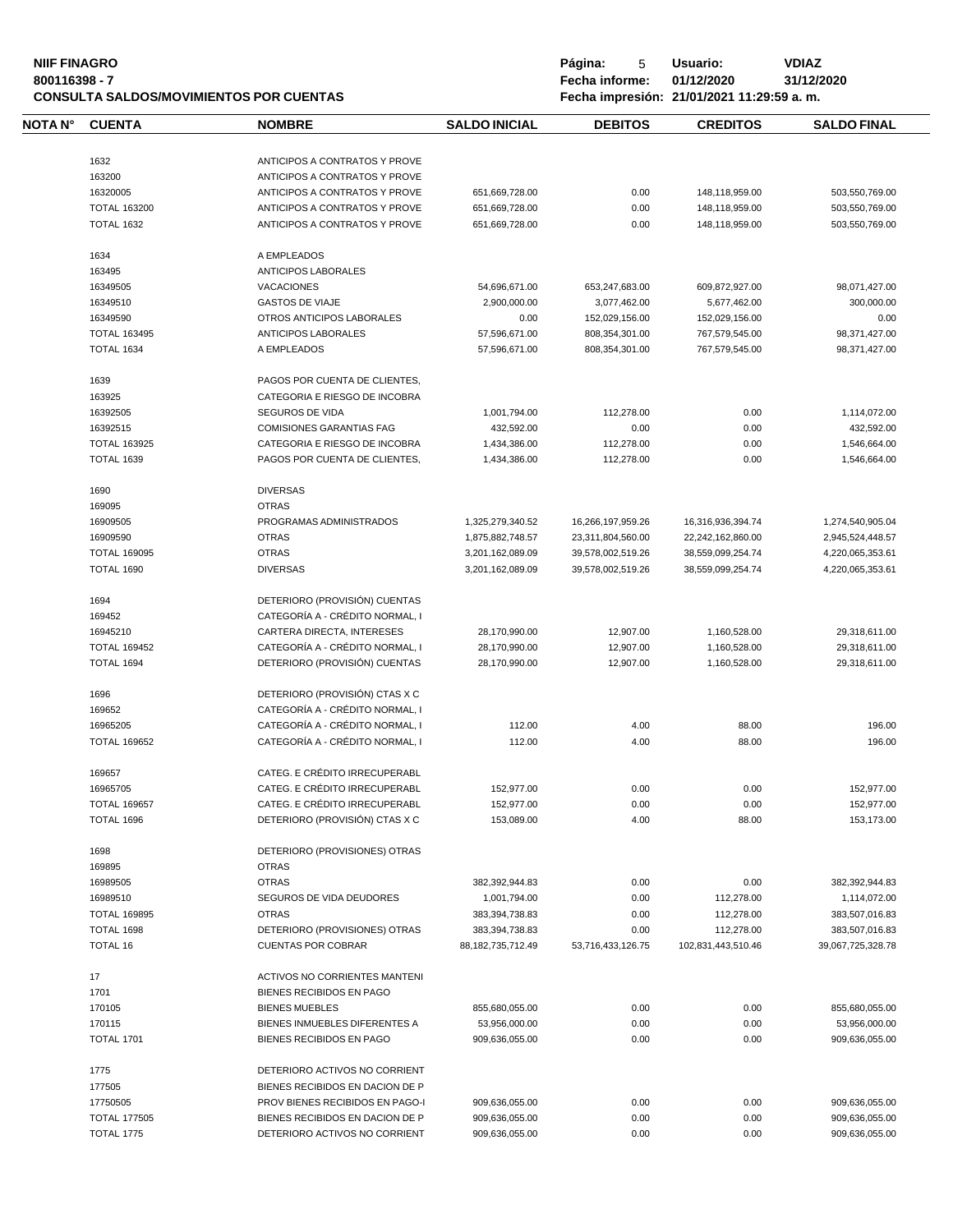| NOTA N° | CUENTA | NOMBRE | SALDO INICIAL | DEBITOS | CREDITOS | SALDO FINAL |
|---|---|---|---|---|---|---|
| | 1632 | ANTICIPOS A CONTRATOS Y PROVE | | | | |
| | 163200 | ANTICIPOS A CONTRATOS Y PROVE | | | | |
| | 16320005 | ANTICIPOS A CONTRATOS Y PROVE | 651,669,728.00 | 0.00 | 148,118,959.00 | 503,550,769.00 |
| | TOTAL 163200 | ANTICIPOS A CONTRATOS Y PROVE | 651,669,728.00 | 0.00 | 148,118,959.00 | 503,550,769.00 |
| | TOTAL 1632 | ANTICIPOS A CONTRATOS Y PROVE | 651,669,728.00 | 0.00 | 148,118,959.00 | 503,550,769.00 |
| | 1634 | A EMPLEADOS | | | | |
| | 163495 | ANTICIPOS LABORALES | | | | |
| | 16349505 | VACACIONES | 54,696,671.00 | 653,247,683.00 | 609,872,927.00 | 98,071,427.00 |
| | 16349510 | GASTOS DE VIAJE | 2,900,000.00 | 3,077,462.00 | 5,677,462.00 | 300,000.00 |
| | 16349590 | OTROS ANTICIPOS LABORALES | 0.00 | 152,029,156.00 | 152,029,156.00 | 0.00 |
| | TOTAL 163495 | ANTICIPOS LABORALES | 57,596,671.00 | 808,354,301.00 | 767,579,545.00 | 98,371,427.00 |
| | TOTAL 1634 | A EMPLEADOS | 57,596,671.00 | 808,354,301.00 | 767,579,545.00 | 98,371,427.00 |
| | 1639 | PAGOS POR CUENTA DE CLIENTES, | | | | |
| | 163925 | CATEGORIA E RIESGO DE INCOBRA | | | | |
| | 16392505 | SEGUROS DE VIDA | 1,001,794.00 | 112,278.00 | 0.00 | 1,114,072.00 |
| | 16392515 | COMISIONES GARANTIAS FAG | 432,592.00 | 0.00 | 0.00 | 432,592.00 |
| | TOTAL 163925 | CATEGORIA E RIESGO DE INCOBRA | 1,434,386.00 | 112,278.00 | 0.00 | 1,546,664.00 |
| | TOTAL 1639 | PAGOS POR CUENTA DE CLIENTES, | 1,434,386.00 | 112,278.00 | 0.00 | 1,546,664.00 |
| | 1690 | DIVERSAS | | | | |
| | 169095 | OTRAS | | | | |
| | 16909505 | PROGRAMAS ADMINISTRADOS | 1,325,279,340.52 | 16,266,197,959.26 | 16,316,936,394.74 | 1,274,540,905.04 |
| | 16909590 | OTRAS | 1,875,882,748.57 | 23,311,804,560.00 | 22,242,162,860.00 | 2,945,524,448.57 |
| | TOTAL 169095 | OTRAS | 3,201,162,089.09 | 39,578,002,519.26 | 38,559,099,254.74 | 4,220,065,353.61 |
| | TOTAL 1690 | DIVERSAS | 3,201,162,089.09 | 39,578,002,519.26 | 38,559,099,254.74 | 4,220,065,353.61 |
| | 1694 | DETERIORO (PROVISIÓN) CUENTAS | | | | |
| | 169452 | CATEGORÍA A - CRÉDITO NORMAL, I | | | | |
| | 16945210 | CARTERA DIRECTA, INTERESES | 28,170,990.00 | 12,907.00 | 1,160,528.00 | 29,318,611.00 |
| | TOTAL 169452 | CATEGORÍA A - CRÉDITO NORMAL, I | 28,170,990.00 | 12,907.00 | 1,160,528.00 | 29,318,611.00 |
| | TOTAL 1694 | DETERIORO (PROVISIÓN) CUENTAS | 28,170,990.00 | 12,907.00 | 1,160,528.00 | 29,318,611.00 |
| | 1696 | DETERIORO (PROVISIÓN) CTAS X C | | | | |
| | 169652 | CATEGORÍA A - CRÉDITO NORMAL, I | | | | |
| | 16965205 | CATEGORÍA A - CRÉDITO NORMAL, I | 112.00 | 4.00 | 88.00 | 196.00 |
| | TOTAL 169652 | CATEGORÍA A - CRÉDITO NORMAL, I | 112.00 | 4.00 | 88.00 | 196.00 |
| | 169657 | CATEG. E CRÉDITO IRRECUPERABL | | | | |
| | 16965705 | CATEG. E CRÉDITO IRRECUPERABL | 152,977.00 | 0.00 | 0.00 | 152,977.00 |
| | TOTAL 169657 | CATEG. E CRÉDITO IRRECUPERABL | 152,977.00 | 0.00 | 0.00 | 152,977.00 |
| | TOTAL 1696 | DETERIORO (PROVISIÓN) CTAS X C | 153,089.00 | 4.00 | 88.00 | 153,173.00 |
| | 1698 | DETERIORO (PROVISIONES) OTRAS | | | | |
| | 169895 | OTRAS | | | | |
| | 16989505 | OTRAS | 382,392,944.83 | 0.00 | 0.00 | 382,392,944.83 |
| | 16989510 | SEGUROS DE VIDA DEUDORES | 1,001,794.00 | 0.00 | 112,278.00 | 1,114,072.00 |
| | TOTAL 169895 | OTRAS | 383,394,738.83 | 0.00 | 112,278.00 | 383,507,016.83 |
| | TOTAL 1698 | DETERIORO (PROVISIONES) OTRAS | 383,394,738.83 | 0.00 | 112,278.00 | 383,507,016.83 |
| | TOTAL 16 | CUENTAS POR COBRAR | 88,182,735,712.49 | 53,716,433,126.75 | 102,831,443,510.46 | 39,067,725,328.78 |
| | 17 | ACTIVOS NO CORRIENTES MANTENI | | | | |
| | 1701 | BIENES RECIBIDOS EN PAGO | | | | |
| | 170105 | BIENES MUEBLES | 855,680,055.00 | 0.00 | 0.00 | 855,680,055.00 |
| | 170115 | BIENES INMUEBLES DIFERENTES A | 53,956,000.00 | 0.00 | 0.00 | 53,956,000.00 |
| | TOTAL 1701 | BIENES RECIBIDOS EN PAGO | 909,636,055.00 | 0.00 | 0.00 | 909,636,055.00 |
| | 1775 | DETERIORO ACTIVOS NO CORRIENT | | | | |
| | 177505 | BIENES RECIBIDOS EN DACION DE P | | | | |
| | 17750505 | PROV BIENES RECIBIDOS EN PAGO-I | 909,636,055.00 | 0.00 | 0.00 | 909,636,055.00 |
| | TOTAL 177505 | BIENES RECIBIDOS EN DACION DE P | 909,636,055.00 | 0.00 | 0.00 | 909,636,055.00 |
| | TOTAL 1775 | DETERIORO ACTIVOS NO CORRIENT | 909,636,055.00 | 0.00 | 0.00 | 909,636,055.00 |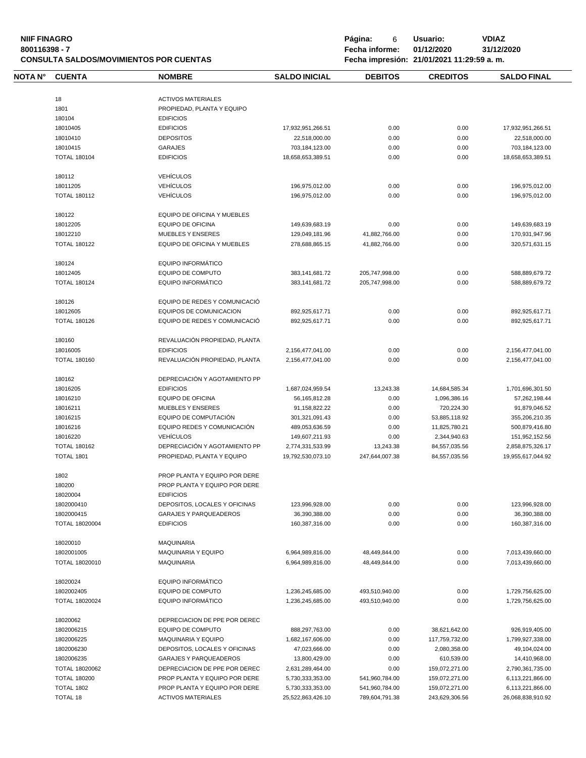**NIIF FINAGRO**
**800116398 - 7**
**CONSULTA SALDOS/MOVIMIENTOS POR CUENTAS**

**Página:** 6 **Usuario:** **VDIAZ**
**Fecha informe:** **01/12/2020** **31/12/2020**
**Fecha impresión: 21/01/2021 11:29:59 a. m.**

| NOTA N° | CUENTA | NOMBRE | SALDO INICIAL | DEBITOS | CREDITOS | SALDO FINAL |
|---|---|---|---|---|---|---|
| | 18 | ACTIVOS MATERIALES | | | | |
| | 1801 | PROPIEDAD, PLANTA Y EQUIPO | | | | |
| | 180104 | EDIFICIOS | | | | |
| | 18010405 | EDIFICIOS | 17,932,951,266.51 | 0.00 | 0.00 | 17,932,951,266.51 |
| | 18010410 | DEPOSITOS | 22,518,000.00 | 0.00 | 0.00 | 22,518,000.00 |
| | 18010415 | GARAJES | 703,184,123.00 | 0.00 | 0.00 | 703,184,123.00 |
| | TOTAL 180104 | EDIFICIOS | 18,658,653,389.51 | 0.00 | 0.00 | 18,658,653,389.51 |
| | 180112 | VEHÍCULOS | | | | |
| | 18011205 | VEHÍCULOS | 196,975,012.00 | 0.00 | 0.00 | 196,975,012.00 |
| | TOTAL 180112 | VEHÍCULOS | 196,975,012.00 | 0.00 | 0.00 | 196,975,012.00 |
| | 180122 | EQUIPO DE OFICINA Y MUEBLES | | | | |
| | 18012205 | EQUIPO DE OFICINA | 149,639,683.19 | 0.00 | 0.00 | 149,639,683.19 |
| | 18012210 | MUEBLES Y ENSERES | 129,049,181.96 | 41,882,766.00 | 0.00 | 170,931,947.96 |
| | TOTAL 180122 | EQUIPO DE OFICINA Y MUEBLES | 278,688,865.15 | 41,882,766.00 | 0.00 | 320,571,631.15 |
| | 180124 | EQUIPO INFORMÁTICO | | | | |
| | 18012405 | EQUIPO DE COMPUTO | 383,141,681.72 | 205,747,998.00 | 0.00 | 588,889,679.72 |
| | TOTAL 180124 | EQUIPO INFORMÁTICO | 383,141,681.72 | 205,747,998.00 | 0.00 | 588,889,679.72 |
| | 180126 | EQUIPO DE REDES Y COMUNICACIÓ | | | | |
| | 18012605 | EQUIPOS DE COMUNICACION | 892,925,617.71 | 0.00 | 0.00 | 892,925,617.71 |
| | TOTAL 180126 | EQUIPO DE REDES Y COMUNICACIÓ | 892,925,617.71 | 0.00 | 0.00 | 892,925,617.71 |
| | 180160 | REVALUACIÓN PROPIEDAD, PLANTA | | | | |
| | 18016005 | EDIFICIOS | 2,156,477,041.00 | 0.00 | 0.00 | 2,156,477,041.00 |
| | TOTAL 180160 | REVALUACIÓN PROPIEDAD, PLANTA | 2,156,477,041.00 | 0.00 | 0.00 | 2,156,477,041.00 |
| | 180162 | DEPRECIACIÓN Y AGOTAMIENTO PP | | | | |
| | 18016205 | EDIFICIOS | 1,687,024,959.54 | 13,243.38 | 14,684,585.34 | 1,701,696,301.50 |
| | 18016210 | EQUIPO DE OFICINA | 56,165,812.28 | 0.00 | 1,096,386.16 | 57,262,198.44 |
| | 18016211 | MUEBLES Y ENSERES | 91,158,822.22 | 0.00 | 720,224.30 | 91,879,046.52 |
| | 18016215 | EQUIPO DE COMPUTACIÓN | 301,321,091.43 | 0.00 | 53,885,118.92 | 355,206,210.35 |
| | 18016216 | EQUIPO REDES Y COMUNICACIÓN | 489,053,636.59 | 0.00 | 11,825,780.21 | 500,879,416.80 |
| | 18016220 | VEHÍCULOS | 149,607,211.93 | 0.00 | 2,344,940.63 | 151,952,152.56 |
| | TOTAL 180162 | DEPRECIACIÓN Y AGOTAMIENTO PP | 2,774,331,533.99 | 13,243.38 | 84,557,035.56 | 2,858,875,326.17 |
| | TOTAL 1801 | PROPIEDAD, PLANTA Y EQUIPO | 19,792,530,073.10 | 247,644,007.38 | 84,557,035.56 | 19,955,617,044.92 |
| | 1802 | PROP PLANTA Y EQUIPO POR DERE | | | | |
| | 180200 | PROP PLANTA Y EQUIPO POR DERE | | | | |
| | 18020004 | EDIFICIOS | | | | |
| | 1802000410 | DEPOSITOS, LOCALES Y OFICINAS | 123,996,928.00 | 0.00 | 0.00 | 123,996,928.00 |
| | 1802000415 | GARAJES Y PARQUEADEROS | 36,390,388.00 | 0.00 | 0.00 | 36,390,388.00 |
| | TOTAL 18020004 | EDIFICIOS | 160,387,316.00 | 0.00 | 0.00 | 160,387,316.00 |
| | 18020010 | MAQUINARIA | | | | |
| | 1802001005 | MAQUINARIA Y EQUIPO | 6,964,989,816.00 | 48,449,844.00 | 0.00 | 7,013,439,660.00 |
| | TOTAL 18020010 | MAQUINARIA | 6,964,989,816.00 | 48,449,844.00 | 0.00 | 7,013,439,660.00 |
| | 18020024 | EQUIPO INFORMÁTICO | | | | |
| | 1802002405 | EQUIPO DE COMPUTO | 1,236,245,685.00 | 493,510,940.00 | 0.00 | 1,729,756,625.00 |
| | TOTAL 18020024 | EQUIPO INFORMÁTICO | 1,236,245,685.00 | 493,510,940.00 | 0.00 | 1,729,756,625.00 |
| | 18020062 | DEPRECIACION DE PPE POR DEREC | | | | |
| | 1802006215 | EQUIPO DE COMPUTO | 888,297,763.00 | 0.00 | 38,621,642.00 | 926,919,405.00 |
| | 1802006225 | MAQUINARIA Y EQUIPO | 1,682,167,606.00 | 0.00 | 117,759,732.00 | 1,799,927,338.00 |
| | 1802006230 | DEPOSITOS, LOCALES Y OFICINAS | 47,023,666.00 | 0.00 | 2,080,358.00 | 49,104,024.00 |
| | 1802006235 | GARAJES Y PARQUEADEROS | 13,800,429.00 | 0.00 | 610,539.00 | 14,410,968.00 |
| | TOTAL 18020062 | DEPRECIACION DE PPE POR DEREC | 2,631,289,464.00 | 0.00 | 159,072,271.00 | 2,790,361,735.00 |
| | TOTAL 180200 | PROP PLANTA Y EQUIPO POR DERE | 5,730,333,353.00 | 541,960,784.00 | 159,072,271.00 | 6,113,221,866.00 |
| | TOTAL 1802 | PROP PLANTA Y EQUIPO POR DERE | 5,730,333,353.00 | 541,960,784.00 | 159,072,271.00 | 6,113,221,866.00 |
| | TOTAL 18 | ACTIVOS MATERIALES | 25,522,863,426.10 | 789,604,791.38 | 243,629,306.56 | 26,068,838,910.92 |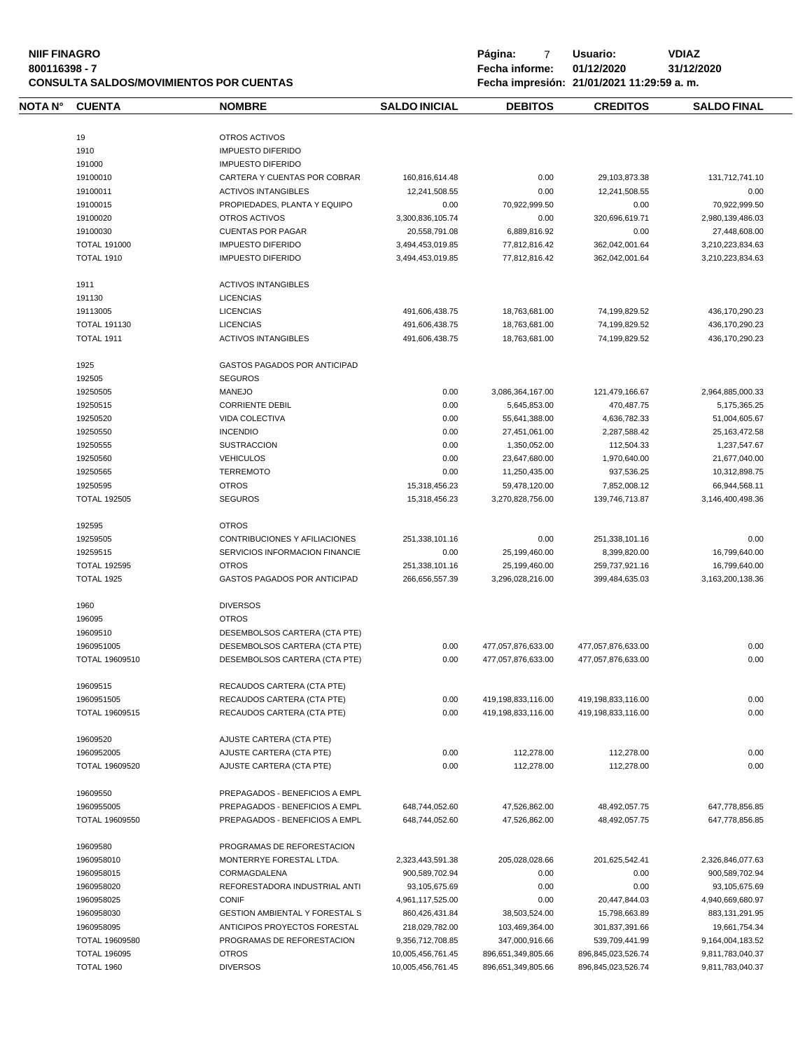| NOTA N° | CUENTA | NOMBRE | SALDO INICIAL | DEBITOS | CREDITOS | SALDO FINAL |
|---|---|---|---|---|---|---|
| | 19 | OTROS ACTIVOS | | | | |
| | 1910 | IMPUESTO DIFERIDO | | | | |
| | 191000 | IMPUESTO DIFERIDO | | | | |
| | 19100010 | CARTERA Y CUENTAS POR COBRAR | 160,816,614.48 | 0.00 | 29,103,873.38 | 131,712,741.10 |
| | 19100011 | ACTIVOS INTANGIBLES | 12,241,508.55 | 0.00 | 12,241,508.55 | 0.00 |
| | 19100015 | PROPIEDADES, PLANTA Y EQUIPO | 0.00 | 70,922,999.50 | 0.00 | 70,922,999.50 |
| | 19100020 | OTROS ACTIVOS | 3,300,836,105.74 | 0.00 | 320,696,619.71 | 2,980,139,486.03 |
| | 19100030 | CUENTAS POR PAGAR | 20,558,791.08 | 6,889,816.92 | 0.00 | 27,448,608.00 |
| | TOTAL 191000 | IMPUESTO DIFERIDO | 3,494,453,019.85 | 77,812,816.42 | 362,042,001.64 | 3,210,223,834.63 |
| | TOTAL 1910 | IMPUESTO DIFERIDO | 3,494,453,019.85 | 77,812,816.42 | 362,042,001.64 | 3,210,223,834.63 |
| | 1911 | ACTIVOS INTANGIBLES | | | | |
| | 191130 | LICENCIAS | | | | |
| | 19113005 | LICENCIAS | 491,606,438.75 | 18,763,681.00 | 74,199,829.52 | 436,170,290.23 |
| | TOTAL 191130 | LICENCIAS | 491,606,438.75 | 18,763,681.00 | 74,199,829.52 | 436,170,290.23 |
| | TOTAL 1911 | ACTIVOS INTANGIBLES | 491,606,438.75 | 18,763,681.00 | 74,199,829.52 | 436,170,290.23 |
| | 1925 | GASTOS PAGADOS POR ANTICIPAD | | | | |
| | 192505 | SEGUROS | | | | |
| | 19250505 | MANEJO | 0.00 | 3,086,364,167.00 | 121,479,166.67 | 2,964,885,000.33 |
| | 19250515 | CORRIENTE DEBIL | 0.00 | 5,645,853.00 | 470,487.75 | 5,175,365.25 |
| | 19250520 | VIDA COLECTIVA | 0.00 | 55,641,388.00 | 4,636,782.33 | 51,004,605.67 |
| | 19250550 | INCENDIO | 0.00 | 27,451,061.00 | 2,287,588.42 | 25,163,472.58 |
| | 19250555 | SUSTRACCION | 0.00 | 1,350,052.00 | 112,504.33 | 1,237,547.67 |
| | 19250560 | VEHICULOS | 0.00 | 23,647,680.00 | 1,970,640.00 | 21,677,040.00 |
| | 19250565 | TERREMOTO | 0.00 | 11,250,435.00 | 937,536.25 | 10,312,898.75 |
| | 19250595 | OTROS | 15,318,456.23 | 59,478,120.00 | 7,852,008.12 | 66,944,568.11 |
| | TOTAL 192505 | SEGUROS | 15,318,456.23 | 3,270,828,756.00 | 139,746,713.87 | 3,146,400,498.36 |
| | 192595 | OTROS | | | | |
| | 19259505 | CONTRIBUCIONES Y AFILIACIONES | 251,338,101.16 | 0.00 | 251,338,101.16 | 0.00 |
| | 19259515 | SERVICIOS INFORMACION FINANCIE | 0.00 | 25,199,460.00 | 8,399,820.00 | 16,799,640.00 |
| | TOTAL 192595 | OTROS | 251,338,101.16 | 25,199,460.00 | 259,737,921.16 | 16,799,640.00 |
| | TOTAL 1925 | GASTOS PAGADOS POR ANTICIPAD | 266,656,557.39 | 3,296,028,216.00 | 399,484,635.03 | 3,163,200,138.36 |
| | 1960 | DIVERSOS | | | | |
| | 196095 | OTROS | | | | |
| | 19609510 | DESEMBOLSOS CARTERA (CTA PTE) | | | | |
| | 1960951005 | DESEMBOLSOS CARTERA (CTA PTE) | 0.00 | 477,057,876,633.00 | 477,057,876,633.00 | 0.00 |
| | TOTAL 19609510 | DESEMBOLSOS CARTERA (CTA PTE) | 0.00 | 477,057,876,633.00 | 477,057,876,633.00 | 0.00 |
| | 19609515 | RECAUDOS CARTERA (CTA PTE) | | | | |
| | 1960951505 | RECAUDOS CARTERA (CTA PTE) | 0.00 | 419,198,833,116.00 | 419,198,833,116.00 | 0.00 |
| | TOTAL 19609515 | RECAUDOS CARTERA (CTA PTE) | 0.00 | 419,198,833,116.00 | 419,198,833,116.00 | 0.00 |
| | 19609520 | AJUSTE CARTERA (CTA PTE) | | | | |
| | 1960952005 | AJUSTE CARTERA (CTA PTE) | 0.00 | 112,278.00 | 112,278.00 | 0.00 |
| | TOTAL 19609520 | AJUSTE CARTERA (CTA PTE) | 0.00 | 112,278.00 | 112,278.00 | 0.00 |
| | 19609550 | PREPAGADOS - BENEFICIOS A EMPL | | | | |
| | 1960955005 | PREPAGADOS - BENEFICIOS A EMPL | 648,744,052.60 | 47,526,862.00 | 48,492,057.75 | 647,778,856.85 |
| | TOTAL 19609550 | PREPAGADOS - BENEFICIOS A EMPL | 648,744,052.60 | 47,526,862.00 | 48,492,057.75 | 647,778,856.85 |
| | 19609580 | PROGRAMAS DE REFORESTACION | | | | |
| | 1960958010 | MONTERRYE FORESTAL LTDA. | 2,323,443,591.38 | 205,028,028.66 | 201,625,542.41 | 2,326,846,077.63 |
| | 1960958015 | CORMAGDALENA | 900,589,702.94 | 0.00 | 0.00 | 900,589,702.94 |
| | 1960958020 | REFORESTADORA INDUSTRIAL ANTI | 93,105,675.69 | 0.00 | 0.00 | 93,105,675.69 |
| | 1960958025 | CONIF | 4,961,117,525.00 | 0.00 | 20,447,844.03 | 4,940,669,680.97 |
| | 1960958030 | GESTION AMBIENTAL Y FORESTAL S | 860,426,431.84 | 38,503,524.00 | 15,798,663.89 | 883,131,291.95 |
| | 1960958095 | ANTICIPOS PROYECTOS FORESTAL | 218,029,782.00 | 103,469,364.00 | 301,837,391.66 | 19,661,754.34 |
| | TOTAL 19609580 | PROGRAMAS DE REFORESTACION | 9,356,712,708.85 | 347,000,916.66 | 539,709,441.99 | 9,164,004,183.52 |
| | TOTAL 196095 | OTROS | 10,005,456,761.45 | 896,651,349,805.66 | 896,845,023,526.74 | 9,811,783,040.37 |
| | TOTAL 1960 | DIVERSOS | 10,005,456,761.45 | 896,651,349,805.66 | 896,845,023,526.74 | 9,811,783,040.37 |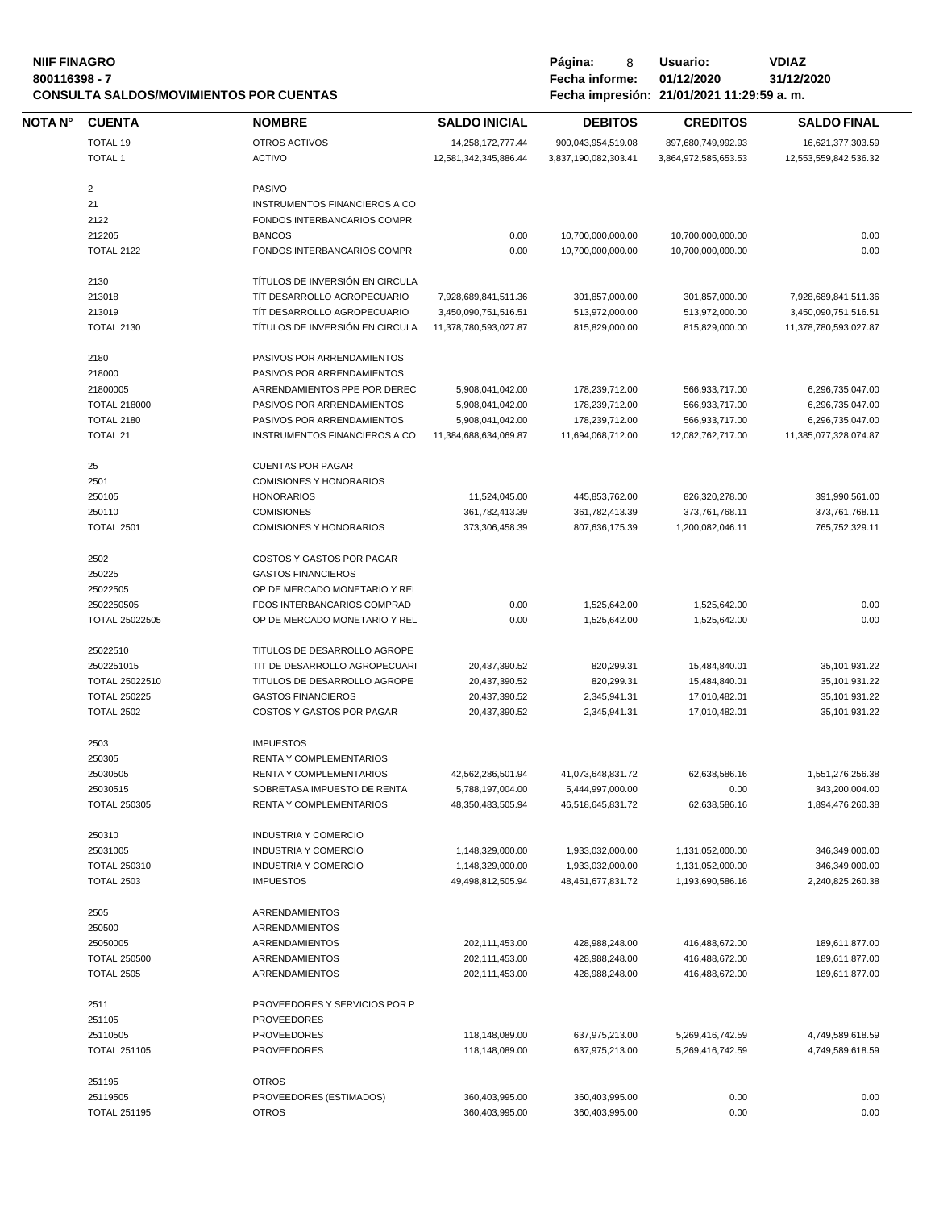| NOTA N° | CUENTA | NOMBRE | SALDO INICIAL | DEBITOS | CREDITOS | SALDO FINAL |
|---|---|---|---|---|---|---|
| | TOTAL 19 | OTROS ACTIVOS | 14,258,172,777.44 | 900,043,954,519.08 | 897,680,749,992.93 | 16,621,377,303.59 |
| | TOTAL 1 | ACTIVO | 12,581,342,345,886.44 | 3,837,190,082,303.41 | 3,864,972,585,653.53 | 12,553,559,842,536.32 |
| | 2 | PASIVO | | | | |
| | 21 | INSTRUMENTOS FINANCIEROS A CO | | | | |
| | 2122 | FONDOS INTERBANCARIOS COMPR | | | | |
| | 212205 | BANCOS | 0.00 | 10,700,000,000.00 | 10,700,000,000.00 | 0.00 |
| | TOTAL 2122 | FONDOS INTERBANCARIOS COMPR | 0.00 | 10,700,000,000.00 | 10,700,000,000.00 | 0.00 |
| | 2130 | TÍTULOS DE INVERSIÓN EN CIRCULA | | | | |
| | 213018 | TÍT DESARROLLO AGROPECUARIO | 7,928,689,841,511.36 | 301,857,000.00 | 301,857,000.00 | 7,928,689,841,511.36 |
| | 213019 | TÍT DESARROLLO AGROPECUARIO | 3,450,090,751,516.51 | 513,972,000.00 | 513,972,000.00 | 3,450,090,751,516.51 |
| | TOTAL 2130 | TÍTULOS DE INVERSIÓN EN CIRCULA | 11,378,780,593,027.87 | 815,829,000.00 | 815,829,000.00 | 11,378,780,593,027.87 |
| | 2180 | PASIVOS POR ARRENDAMIENTOS | | | | |
| | 218000 | PASIVOS POR ARRENDAMIENTOS | | | | |
| | 21800005 | ARRENDAMIENTOS PPE POR DEREC | 5,908,041,042.00 | 178,239,712.00 | 566,933,717.00 | 6,296,735,047.00 |
| | TOTAL 218000 | PASIVOS POR ARRENDAMIENTOS | 5,908,041,042.00 | 178,239,712.00 | 566,933,717.00 | 6,296,735,047.00 |
| | TOTAL 2180 | PASIVOS POR ARRENDAMIENTOS | 5,908,041,042.00 | 178,239,712.00 | 566,933,717.00 | 6,296,735,047.00 |
| | TOTAL 21 | INSTRUMENTOS FINANCIEROS A CO | 11,384,688,634,069.87 | 11,694,068,712.00 | 12,082,762,717.00 | 11,385,077,328,074.87 |
| | 25 | CUENTAS POR PAGAR | | | | |
| | 2501 | COMISIONES Y HONORARIOS | | | | |
| | 250105 | HONORARIOS | 11,524,045.00 | 445,853,762.00 | 826,320,278.00 | 391,990,561.00 |
| | 250110 | COMISIONES | 361,782,413.39 | 361,782,413.39 | 373,761,768.11 | 373,761,768.11 |
| | TOTAL 2501 | COMISIONES Y HONORARIOS | 373,306,458.39 | 807,636,175.39 | 1,200,082,046.11 | 765,752,329.11 |
| | 2502 | COSTOS Y GASTOS POR PAGAR | | | | |
| | 250225 | GASTOS FINANCIEROS | | | | |
| | 25022505 | OP DE MERCADO MONETARIO Y REL | | | | |
| | 2502250505 | FDOS INTERBANCARIOS COMPRAD | 0.00 | 1,525,642.00 | 1,525,642.00 | 0.00 |
| | TOTAL 25022505 | OP DE MERCADO MONETARIO Y REL | 0.00 | 1,525,642.00 | 1,525,642.00 | 0.00 |
| | 25022510 | TITULOS DE DESARROLLO AGROPE | | | | |
| | 2502251015 | TIT DE DESARROLLO AGROPECUARI | 20,437,390.52 | 820,299.31 | 15,484,840.01 | 35,101,931.22 |
| | TOTAL 25022510 | TITULOS DE DESARROLLO AGROPE | 20,437,390.52 | 820,299.31 | 15,484,840.01 | 35,101,931.22 |
| | TOTAL 250225 | GASTOS FINANCIEROS | 20,437,390.52 | 2,345,941.31 | 17,010,482.01 | 35,101,931.22 |
| | TOTAL 2502 | COSTOS Y GASTOS POR PAGAR | 20,437,390.52 | 2,345,941.31 | 17,010,482.01 | 35,101,931.22 |
| | 2503 | IMPUESTOS | | | | |
| | 250305 | RENTA Y COMPLEMENTARIOS | | | | |
| | 25030505 | RENTA Y COMPLEMENTARIOS | 42,562,286,501.94 | 41,073,648,831.72 | 62,638,586.16 | 1,551,276,256.38 |
| | 25030515 | SOBRETASA IMPUESTO DE RENTA | 5,788,197,004.00 | 5,444,997,000.00 | 0.00 | 343,200,004.00 |
| | TOTAL 250305 | RENTA Y COMPLEMENTARIOS | 48,350,483,505.94 | 46,518,645,831.72 | 62,638,586.16 | 1,894,476,260.38 |
| | 250310 | INDUSTRIA Y COMERCIO | | | | |
| | 25031005 | INDUSTRIA Y COMERCIO | 1,148,329,000.00 | 1,933,032,000.00 | 1,131,052,000.00 | 346,349,000.00 |
| | TOTAL 250310 | INDUSTRIA Y COMERCIO | 1,148,329,000.00 | 1,933,032,000.00 | 1,131,052,000.00 | 346,349,000.00 |
| | TOTAL 2503 | IMPUESTOS | 49,498,812,505.94 | 48,451,677,831.72 | 1,193,690,586.16 | 2,240,825,260.38 |
| | 2505 | ARRENDAMIENTOS | | | | |
| | 250500 | ARRENDAMIENTOS | | | | |
| | 25050005 | ARRENDAMIENTOS | 202,111,453.00 | 428,988,248.00 | 416,488,672.00 | 189,611,877.00 |
| | TOTAL 250500 | ARRENDAMIENTOS | 202,111,453.00 | 428,988,248.00 | 416,488,672.00 | 189,611,877.00 |
| | TOTAL 2505 | ARRENDAMIENTOS | 202,111,453.00 | 428,988,248.00 | 416,488,672.00 | 189,611,877.00 |
| | 2511 | PROVEEDORES Y SERVICIOS POR P | | | | |
| | 251105 | PROVEEDORES | | | | |
| | 25110505 | PROVEEDORES | 118,148,089.00 | 637,975,213.00 | 5,269,416,742.59 | 4,749,589,618.59 |
| | TOTAL 251105 | PROVEEDORES | 118,148,089.00 | 637,975,213.00 | 5,269,416,742.59 | 4,749,589,618.59 |
| | 251195 | OTROS | | | | |
| | 25119505 | PROVEEDORES (ESTIMADOS) | 360,403,995.00 | 360,403,995.00 | 0.00 | 0.00 |
| | TOTAL 251195 | OTROS | 360,403,995.00 | 360,403,995.00 | 0.00 | 0.00 |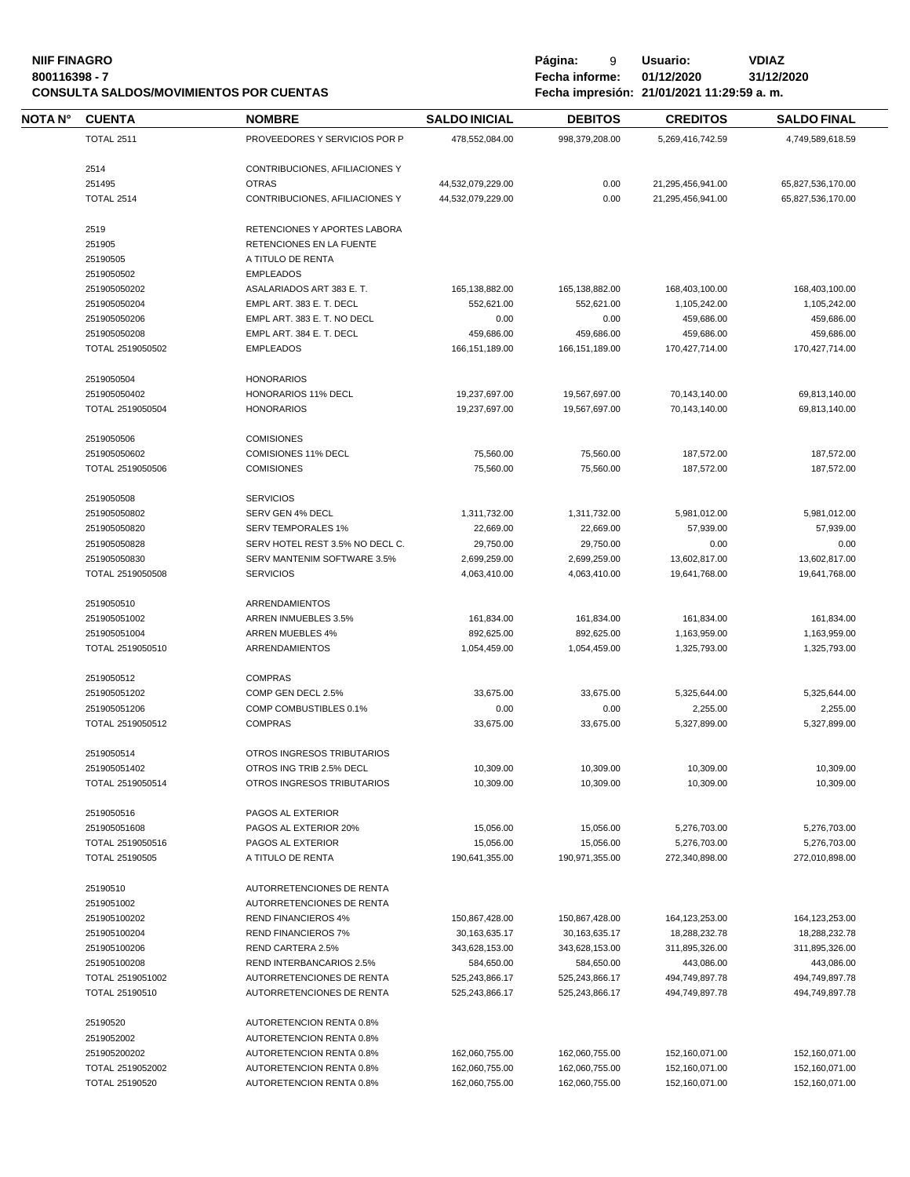**NIIF FINAGRO**
**800116398 - 7**
**CONSULTA SALDOS/MOVIMIENTOS POR CUENTAS**

**Página:** 9 **Usuario:** VDIAZ
**Fecha informe:** 01/12/2020 31/12/2020
**Fecha impresión:** 21/01/2021 11:29:59 a. m.

| NOTA N° | CUENTA | NOMBRE | SALDO INICIAL | DEBITOS | CREDITOS | SALDO FINAL |
|---|---|---|---|---|---|---|
| | TOTAL 2511 | PROVEEDORES Y SERVICIOS POR P | 478,552,084.00 | 998,379,208.00 | 5,269,416,742.59 | 4,749,589,618.59 |
| | 2514 | CONTRIBUCIONES, AFILIACIONES Y | | | | |
| | 251495 | OTRAS | 44,532,079,229.00 | 0.00 | 21,295,456,941.00 | 65,827,536,170.00 |
| | TOTAL 2514 | CONTRIBUCIONES, AFILIACIONES Y | 44,532,079,229.00 | 0.00 | 21,295,456,941.00 | 65,827,536,170.00 |
| | 2519 | RETENCIONES Y APORTES LABORA | | | | |
| | 251905 | RETENCIONES EN LA FUENTE | | | | |
| | 25190505 | A TITULO DE RENTA | | | | |
| | 2519050502 | EMPLEADOS | | | | |
| | 251905050202 | ASALARIADOS ART 383 E. T. | 165,138,882.00 | 165,138,882.00 | 168,403,100.00 | 168,403,100.00 |
| | 251905050204 | EMPL ART. 383 E. T. DECL | 552,621.00 | 552,621.00 | 1,105,242.00 | 1,105,242.00 |
| | 251905050206 | EMPL ART. 383 E. T. NO DECL | 0.00 | 0.00 | 459,686.00 | 459,686.00 |
| | 251905050208 | EMPL ART. 384 E. T. DECL | 459,686.00 | 459,686.00 | 459,686.00 | 459,686.00 |
| | TOTAL 2519050502 | EMPLEADOS | 166,151,189.00 | 166,151,189.00 | 170,427,714.00 | 170,427,714.00 |
| | 2519050504 | HONORARIOS | | | | |
| | 251905050402 | HONORARIOS 11% DECL | 19,237,697.00 | 19,567,697.00 | 70,143,140.00 | 69,813,140.00 |
| | TOTAL 2519050504 | HONORARIOS | 19,237,697.00 | 19,567,697.00 | 70,143,140.00 | 69,813,140.00 |
| | 2519050506 | COMISIONES | | | | |
| | 251905050602 | COMISIONES 11% DECL | 75,560.00 | 75,560.00 | 187,572.00 | 187,572.00 |
| | TOTAL 2519050506 | COMISIONES | 75,560.00 | 75,560.00 | 187,572.00 | 187,572.00 |
| | 2519050508 | SERVICIOS | | | | |
| | 251905050802 | SERV GEN 4% DECL | 1,311,732.00 | 1,311,732.00 | 5,981,012.00 | 5,981,012.00 |
| | 251905050820 | SERV TEMPORALES 1% | 22,669.00 | 22,669.00 | 57,939.00 | 57,939.00 |
| | 251905050828 | SERV HOTEL REST 3.5% NO DECL C. | 29,750.00 | 29,750.00 | 0.00 | 0.00 |
| | 251905050830 | SERV MANTENIM SOFTWARE 3.5% | 2,699,259.00 | 2,699,259.00 | 13,602,817.00 | 13,602,817.00 |
| | TOTAL 2519050508 | SERVICIOS | 4,063,410.00 | 4,063,410.00 | 19,641,768.00 | 19,641,768.00 |
| | 2519050510 | ARRENDAMIENTOS | | | | |
| | 251905051002 | ARREN INMUEBLES 3.5% | 161,834.00 | 161,834.00 | 161,834.00 | 161,834.00 |
| | 251905051004 | ARREN MUEBLES 4% | 892,625.00 | 892,625.00 | 1,163,959.00 | 1,163,959.00 |
| | TOTAL 2519050510 | ARRENDAMIENTOS | 1,054,459.00 | 1,054,459.00 | 1,325,793.00 | 1,325,793.00 |
| | 2519050512 | COMPRAS | | | | |
| | 251905051202 | COMP GEN DECL 2.5% | 33,675.00 | 33,675.00 | 5,325,644.00 | 5,325,644.00 |
| | 251905051206 | COMP COMBUSTIBLES 0.1% | 0.00 | 0.00 | 2,255.00 | 2,255.00 |
| | TOTAL 2519050512 | COMPRAS | 33,675.00 | 33,675.00 | 5,327,899.00 | 5,327,899.00 |
| | 2519050514 | OTROS INGRESOS TRIBUTARIOS | | | | |
| | 251905051402 | OTROS ING TRIB 2.5% DECL | 10,309.00 | 10,309.00 | 10,309.00 | 10,309.00 |
| | TOTAL 2519050514 | OTROS INGRESOS TRIBUTARIOS | 10,309.00 | 10,309.00 | 10,309.00 | 10,309.00 |
| | 2519050516 | PAGOS AL EXTERIOR | | | | |
| | 251905051608 | PAGOS AL EXTERIOR 20% | 15,056.00 | 15,056.00 | 5,276,703.00 | 5,276,703.00 |
| | TOTAL 2519050516 | PAGOS AL EXTERIOR | 15,056.00 | 15,056.00 | 5,276,703.00 | 5,276,703.00 |
| | TOTAL 25190505 | A TITULO DE RENTA | 190,641,355.00 | 190,971,355.00 | 272,340,898.00 | 272,010,898.00 |
| | 25190510 | AUTORRETENCIONES DE RENTA | | | | |
| | 2519051002 | AUTORRETENCIONES DE RENTA | | | | |
| | 251905100202 | REND FINANCIEROS 4% | 150,867,428.00 | 150,867,428.00 | 164,123,253.00 | 164,123,253.00 |
| | 251905100204 | REND FINANCIEROS 7% | 30,163,635.17 | 30,163,635.17 | 18,288,232.78 | 18,288,232.78 |
| | 251905100206 | REND CARTERA 2.5% | 343,628,153.00 | 343,628,153.00 | 311,895,326.00 | 311,895,326.00 |
| | 251905100208 | REND INTERBANCARIOS 2.5% | 584,650.00 | 584,650.00 | 443,086.00 | 443,086.00 |
| | TOTAL 2519051002 | AUTORRETENCIONES DE RENTA | 525,243,866.17 | 525,243,866.17 | 494,749,897.78 | 494,749,897.78 |
| | TOTAL 25190510 | AUTORRETENCIONES DE RENTA | 525,243,866.17 | 525,243,866.17 | 494,749,897.78 | 494,749,897.78 |
| | 25190520 | AUTORETENCION RENTA 0.8% | | | | |
| | 2519052002 | AUTORETENCION RENTA 0.8% | | | | |
| | 251905200202 | AUTORETENCION RENTA 0.8% | 162,060,755.00 | 162,060,755.00 | 152,160,071.00 | 152,160,071.00 |
| | TOTAL 2519052002 | AUTORETENCION RENTA 0.8% | 162,060,755.00 | 162,060,755.00 | 152,160,071.00 | 152,160,071.00 |
| | TOTAL 25190520 | AUTORETENCION RENTA 0.8% | 162,060,755.00 | 162,060,755.00 | 152,160,071.00 | 152,160,071.00 |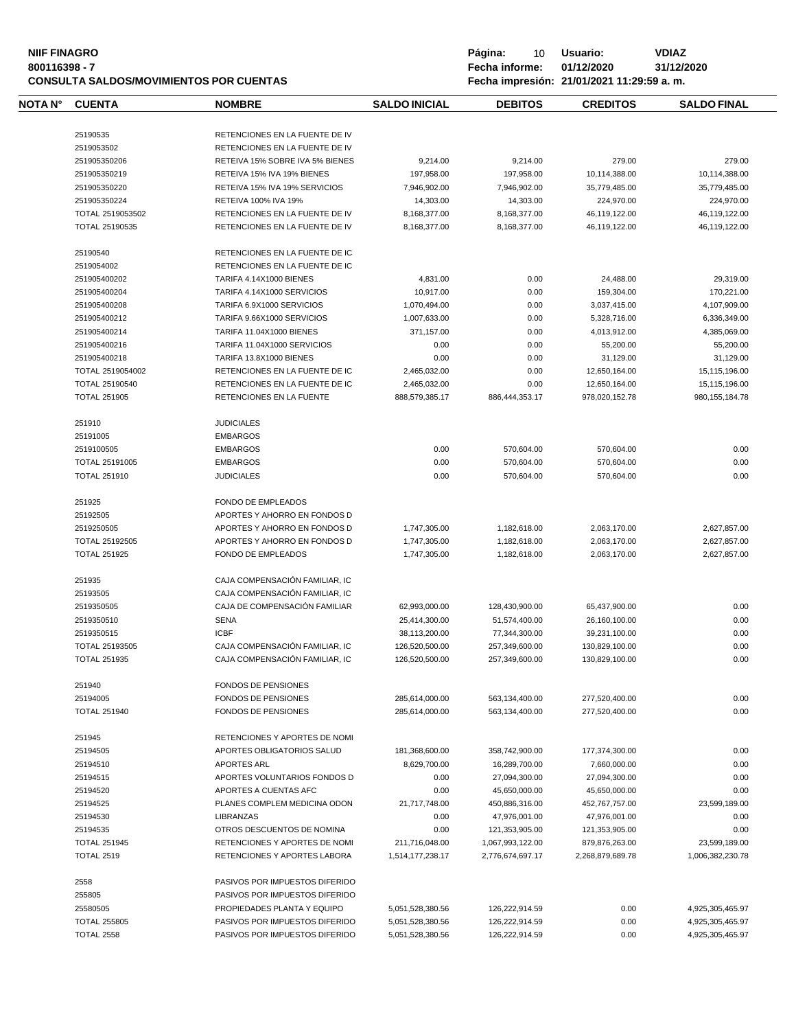**NIIF FINAGRO**
**800116398 - 7**
**CONSULTA SALDOS/MOVIMIENTOS POR CUENTAS**

**Página:** 10 **Usuario:** VDIAZ
**Fecha informe:** 01/12/2020 31/12/2020
**Fecha impresión:** 21/01/2021 11:29:59 a. m.

| NOTA N° | CUENTA | NOMBRE | SALDO INICIAL | DEBITOS | CREDITOS | SALDO FINAL |
|---|---|---|---|---|---|---|
| | 25190535 | RETENCIONES EN LA FUENTE DE IV | | | | |
| | 2519053502 | RETENCIONES EN LA FUENTE DE IV | | | | |
| | 251905350206 | RETEIVA 15% SOBRE IVA 5% BIENES | 9,214.00 | 9,214.00 | 279.00 | 279.00 |
| | 251905350219 | RETEIVA 15% IVA 19% BIENES | 197,958.00 | 197,958.00 | 10,114,388.00 | 10,114,388.00 |
| | 251905350220 | RETEIVA 15% IVA 19% SERVICIOS | 7,946,902.00 | 7,946,902.00 | 35,779,485.00 | 35,779,485.00 |
| | 251905350224 | RETEIVA 100% IVA 19% | 14,303.00 | 14,303.00 | 224,970.00 | 224,970.00 |
| | TOTAL 2519053502 | RETENCIONES EN LA FUENTE DE IV | 8,168,377.00 | 8,168,377.00 | 46,119,122.00 | 46,119,122.00 |
| | TOTAL 25190535 | RETENCIONES EN LA FUENTE DE IV | 8,168,377.00 | 8,168,377.00 | 46,119,122.00 | 46,119,122.00 |
| | 25190540 | RETENCIONES EN LA FUENTE DE IC | | | | |
| | 2519054002 | RETENCIONES EN LA FUENTE DE IC | | | | |
| | 251905400202 | TARIFA 4.14X1000 BIENES | 4,831.00 | 0.00 | 24,488.00 | 29,319.00 |
| | 251905400204 | TARIFA 4.14X1000 SERVICIOS | 10,917.00 | 0.00 | 159,304.00 | 170,221.00 |
| | 251905400208 | TARIFA 6.9X1000 SERVICIOS | 1,070,494.00 | 0.00 | 3,037,415.00 | 4,107,909.00 |
| | 251905400212 | TARIFA 9.66X1000 SERVICIOS | 1,007,633.00 | 0.00 | 5,328,716.00 | 6,336,349.00 |
| | 251905400214 | TARIFA 11.04X1000 BIENES | 371,157.00 | 0.00 | 4,013,912.00 | 4,385,069.00 |
| | 251905400216 | TARIFA 11.04X1000 SERVICIOS | 0.00 | 0.00 | 55,200.00 | 55,200.00 |
| | 251905400218 | TARIFA 13.8X1000 BIENES | 0.00 | 0.00 | 31,129.00 | 31,129.00 |
| | TOTAL 2519054002 | RETENCIONES EN LA FUENTE DE IC | 2,465,032.00 | 0.00 | 12,650,164.00 | 15,115,196.00 |
| | TOTAL 25190540 | RETENCIONES EN LA FUENTE DE IC | 2,465,032.00 | 0.00 | 12,650,164.00 | 15,115,196.00 |
| | TOTAL 251905 | RETENCIONES EN LA FUENTE | 888,579,385.17 | 886,444,353.17 | 978,020,152.78 | 980,155,184.78 |
| | 251910 | JUDICIALES | | | | |
| | 25191005 | EMBARGOS | | | | |
| | 2519100505 | EMBARGOS | 0.00 | 570,604.00 | 570,604.00 | 0.00 |
| | TOTAL 25191005 | EMBARGOS | 0.00 | 570,604.00 | 570,604.00 | 0.00 |
| | TOTAL 251910 | JUDICIALES | 0.00 | 570,604.00 | 570,604.00 | 0.00 |
| | 251925 | FONDO DE EMPLEADOS | | | | |
| | 25192505 | APORTES Y AHORRO EN FONDOS D | | | | |
| | 2519250505 | APORTES Y AHORRO EN FONDOS D | 1,747,305.00 | 1,182,618.00 | 2,063,170.00 | 2,627,857.00 |
| | TOTAL 25192505 | APORTES Y AHORRO EN FONDOS D | 1,747,305.00 | 1,182,618.00 | 2,063,170.00 | 2,627,857.00 |
| | TOTAL 251925 | FONDO DE EMPLEADOS | 1,747,305.00 | 1,182,618.00 | 2,063,170.00 | 2,627,857.00 |
| | 251935 | CAJA COMPENSACIÓN FAMILIAR, IC | | | | |
| | 25193505 | CAJA COMPENSACIÓN FAMILIAR, IC | | | | |
| | 2519350505 | CAJA DE COMPENSACIÓN FAMILIAR | 62,993,000.00 | 128,430,900.00 | 65,437,900.00 | 0.00 |
| | 2519350510 | SENA | 25,414,300.00 | 51,574,400.00 | 26,160,100.00 | 0.00 |
| | 2519350515 | ICBF | 38,113,200.00 | 77,344,300.00 | 39,231,100.00 | 0.00 |
| | TOTAL 25193505 | CAJA COMPENSACIÓN FAMILIAR, IC | 126,520,500.00 | 257,349,600.00 | 130,829,100.00 | 0.00 |
| | TOTAL 251935 | CAJA COMPENSACIÓN FAMILIAR, IC | 126,520,500.00 | 257,349,600.00 | 130,829,100.00 | 0.00 |
| | 251940 | FONDOS DE PENSIONES | | | | |
| | 25194005 | FONDOS DE PENSIONES | 285,614,000.00 | 563,134,400.00 | 277,520,400.00 | 0.00 |
| | TOTAL 251940 | FONDOS DE PENSIONES | 285,614,000.00 | 563,134,400.00 | 277,520,400.00 | 0.00 |
| | 251945 | RETENCIONES Y APORTES DE NOMI | | | | |
| | 25194505 | APORTES OBLIGATORIOS SALUD | 181,368,600.00 | 358,742,900.00 | 177,374,300.00 | 0.00 |
| | 25194510 | APORTES ARL | 8,629,700.00 | 16,289,700.00 | 7,660,000.00 | 0.00 |
| | 25194515 | APORTES VOLUNTARIOS FONDOS D | 0.00 | 27,094,300.00 | 27,094,300.00 | 0.00 |
| | 25194520 | APORTES A CUENTAS AFC | 0.00 | 45,650,000.00 | 45,650,000.00 | 0.00 |
| | 25194525 | PLANES COMPLEM MEDICINA ODON | 21,717,748.00 | 450,886,316.00 | 452,767,757.00 | 23,599,189.00 |
| | 25194530 | LIBRANZAS | 0.00 | 47,976,001.00 | 47,976,001.00 | 0.00 |
| | 25194535 | OTROS DESCUENTOS DE NOMINA | 0.00 | 121,353,905.00 | 121,353,905.00 | 0.00 |
| | TOTAL 251945 | RETENCIONES Y APORTES DE NOMI | 211,716,048.00 | 1,067,993,122.00 | 879,876,263.00 | 23,599,189.00 |
| | TOTAL 2519 | RETENCIONES Y APORTES LABORA | 1,514,177,238.17 | 2,776,674,697.17 | 2,268,879,689.78 | 1,006,382,230.78 |
| | 2558 | PASIVOS POR IMPUESTOS DIFERIDO | | | | |
| | 255805 | PASIVOS POR IMPUESTOS DIFERIDO | | | | |
| | 25580505 | PROPIEDADES PLANTA Y EQUIPO | 5,051,528,380.56 | 126,222,914.59 | 0.00 | 4,925,305,465.97 |
| | TOTAL 255805 | PASIVOS POR IMPUESTOS DIFERIDO | 5,051,528,380.56 | 126,222,914.59 | 0.00 | 4,925,305,465.97 |
| | TOTAL 2558 | PASIVOS POR IMPUESTOS DIFERIDO | 5,051,528,380.56 | 126,222,914.59 | 0.00 | 4,925,305,465.97 |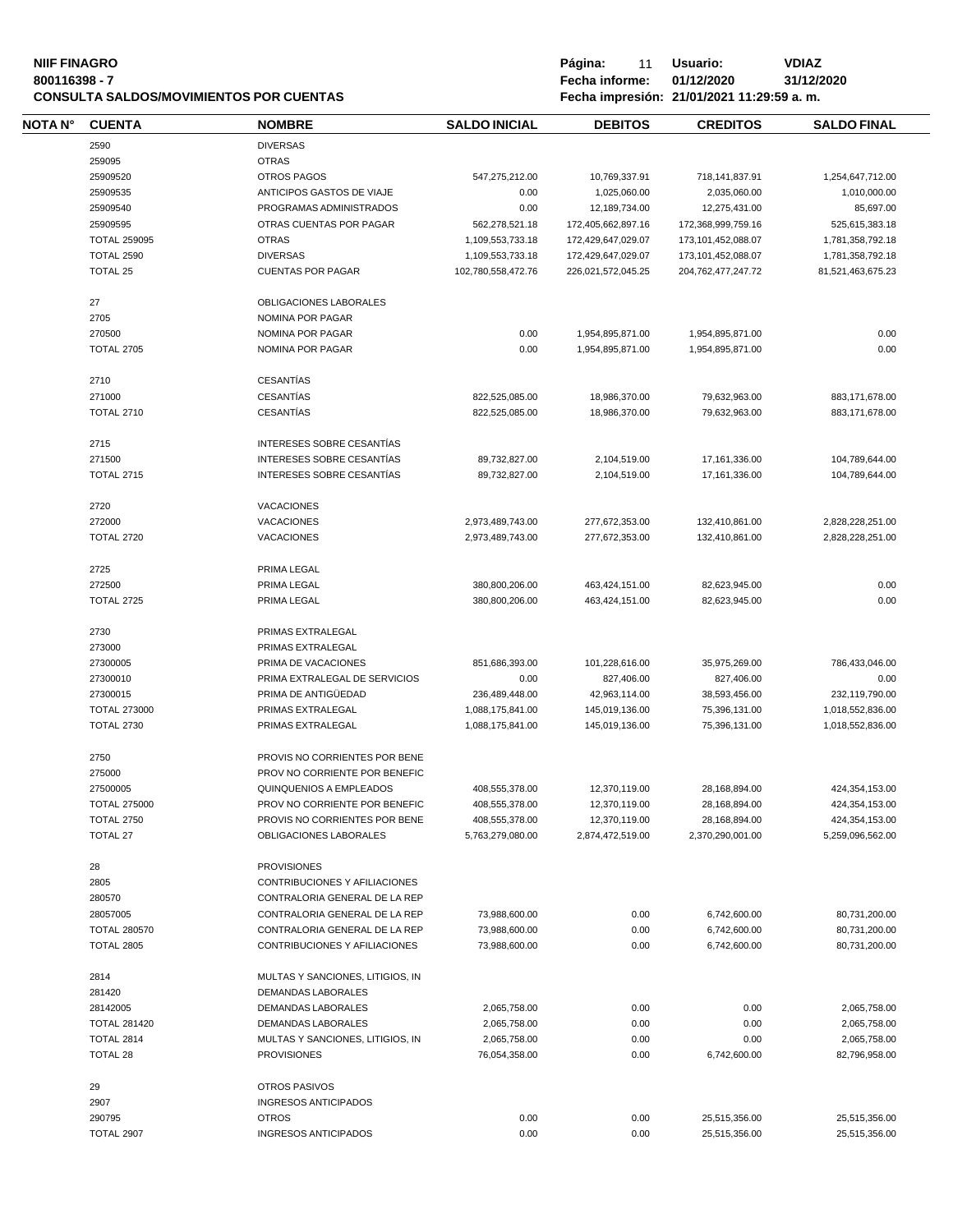| NOTA N° | CUENTA | NOMBRE | SALDO INICIAL | DEBITOS | CREDITOS | SALDO FINAL |
|---|---|---|---|---|---|---|
| | 2590 | DIVERSAS | | | | |
| | 259095 | OTRAS | | | | |
| | 25909520 | OTROS PAGOS | 547,275,212.00 | 10,769,337.91 | 718,141,837.91 | 1,254,647,712.00 |
| | 25909535 | ANTICIPOS GASTOS DE VIAJE | 0.00 | 1,025,060.00 | 2,035,060.00 | 1,010,000.00 |
| | 25909540 | PROGRAMAS ADMINISTRADOS | 0.00 | 12,189,734.00 | 12,275,431.00 | 85,697.00 |
| | 25909595 | OTRAS CUENTAS POR PAGAR | 562,278,521.18 | 172,405,662,897.16 | 172,368,999,759.16 | 525,615,383.18 |
| | TOTAL 259095 | OTRAS | 1,109,553,733.18 | 172,429,647,029.07 | 173,101,452,088.07 | 1,781,358,792.18 |
| | TOTAL 2590 | DIVERSAS | 1,109,553,733.18 | 172,429,647,029.07 | 173,101,452,088.07 | 1,781,358,792.18 |
| | TOTAL 25 | CUENTAS POR PAGAR | 102,780,558,472.76 | 226,021,572,045.25 | 204,762,477,247.72 | 81,521,463,675.23 |
| | 27 | OBLIGACIONES LABORALES | | | | |
| | 2705 | NOMINA POR PAGAR | | | | |
| | 270500 | NOMINA POR PAGAR | 0.00 | 1,954,895,871.00 | 1,954,895,871.00 | 0.00 |
| | TOTAL 2705 | NOMINA POR PAGAR | 0.00 | 1,954,895,871.00 | 1,954,895,871.00 | 0.00 |
| | 2710 | CESANTÍAS | | | | |
| | 271000 | CESANTÍAS | 822,525,085.00 | 18,986,370.00 | 79,632,963.00 | 883,171,678.00 |
| | TOTAL 2710 | CESANTÍAS | 822,525,085.00 | 18,986,370.00 | 79,632,963.00 | 883,171,678.00 |
| | 2715 | INTERESES SOBRE CESANTÍAS | | | | |
| | 271500 | INTERESES SOBRE CESANTÍAS | 89,732,827.00 | 2,104,519.00 | 17,161,336.00 | 104,789,644.00 |
| | TOTAL 2715 | INTERESES SOBRE CESANTÍAS | 89,732,827.00 | 2,104,519.00 | 17,161,336.00 | 104,789,644.00 |
| | 2720 | VACACIONES | | | | |
| | 272000 | VACACIONES | 2,973,489,743.00 | 277,672,353.00 | 132,410,861.00 | 2,828,228,251.00 |
| | TOTAL 2720 | VACACIONES | 2,973,489,743.00 | 277,672,353.00 | 132,410,861.00 | 2,828,228,251.00 |
| | 2725 | PRIMA LEGAL | | | | |
| | 272500 | PRIMA LEGAL | 380,800,206.00 | 463,424,151.00 | 82,623,945.00 | 0.00 |
| | TOTAL 2725 | PRIMA LEGAL | 380,800,206.00 | 463,424,151.00 | 82,623,945.00 | 0.00 |
| | 2730 | PRIMAS EXTRALEGAL | | | | |
| | 273000 | PRIMAS EXTRALEGAL | | | | |
| | 27300005 | PRIMA DE VACACIONES | 851,686,393.00 | 101,228,616.00 | 35,975,269.00 | 786,433,046.00 |
| | 27300010 | PRIMA EXTRALEGAL DE SERVICIOS | 0.00 | 827,406.00 | 827,406.00 | 0.00 |
| | 27300015 | PRIMA DE ANTIGÜEDAD | 236,489,448.00 | 42,963,114.00 | 38,593,456.00 | 232,119,790.00 |
| | TOTAL 273000 | PRIMAS EXTRALEGAL | 1,088,175,841.00 | 145,019,136.00 | 75,396,131.00 | 1,018,552,836.00 |
| | TOTAL 2730 | PRIMAS EXTRALEGAL | 1,088,175,841.00 | 145,019,136.00 | 75,396,131.00 | 1,018,552,836.00 |
| | 2750 | PROVIS NO CORRIENTES POR BENE | | | | |
| | 275000 | PROV NO CORRIENTE POR BENEFIC | | | | |
| | 27500005 | QUINQUENIOS A EMPLEADOS | 408,555,378.00 | 12,370,119.00 | 28,168,894.00 | 424,354,153.00 |
| | TOTAL 275000 | PROV NO CORRIENTE POR BENEFIC | 408,555,378.00 | 12,370,119.00 | 28,168,894.00 | 424,354,153.00 |
| | TOTAL 2750 | PROVIS NO CORRIENTES POR BENE | 408,555,378.00 | 12,370,119.00 | 28,168,894.00 | 424,354,153.00 |
| | TOTAL 27 | OBLIGACIONES LABORALES | 5,763,279,080.00 | 2,874,472,519.00 | 2,370,290,001.00 | 5,259,096,562.00 |
| | 28 | PROVISIONES | | | | |
| | 2805 | CONTRIBUCIONES Y AFILIACIONES | | | | |
| | 280570 | CONTRALORIA GENERAL DE LA REP | | | | |
| | 28057005 | CONTRALORIA GENERAL DE LA REP | 73,988,600.00 | 0.00 | 6,742,600.00 | 80,731,200.00 |
| | TOTAL 280570 | CONTRALORIA GENERAL DE LA REP | 73,988,600.00 | 0.00 | 6,742,600.00 | 80,731,200.00 |
| | TOTAL 2805 | CONTRIBUCIONES Y AFILIACIONES | 73,988,600.00 | 0.00 | 6,742,600.00 | 80,731,200.00 |
| | 2814 | MULTAS Y SANCIONES, LITIGIOS, IN | | | | |
| | 281420 | DEMANDAS LABORALES | | | | |
| | 28142005 | DEMANDAS LABORALES | 2,065,758.00 | 0.00 | 0.00 | 2,065,758.00 |
| | TOTAL 281420 | DEMANDAS LABORALES | 2,065,758.00 | 0.00 | 0.00 | 2,065,758.00 |
| | TOTAL 2814 | MULTAS Y SANCIONES, LITIGIOS, IN | 2,065,758.00 | 0.00 | 0.00 | 2,065,758.00 |
| | TOTAL 28 | PROVISIONES | 76,054,358.00 | 0.00 | 6,742,600.00 | 82,796,958.00 |
| | 29 | OTROS PASIVOS | | | | |
| | 2907 | INGRESOS ANTICIPADOS | | | | |
| | 290795 | OTROS | 0.00 | 0.00 | 25,515,356.00 | 25,515,356.00 |
| | TOTAL 2907 | INGRESOS ANTICIPADOS | 0.00 | 0.00 | 25,515,356.00 | 25,515,356.00 |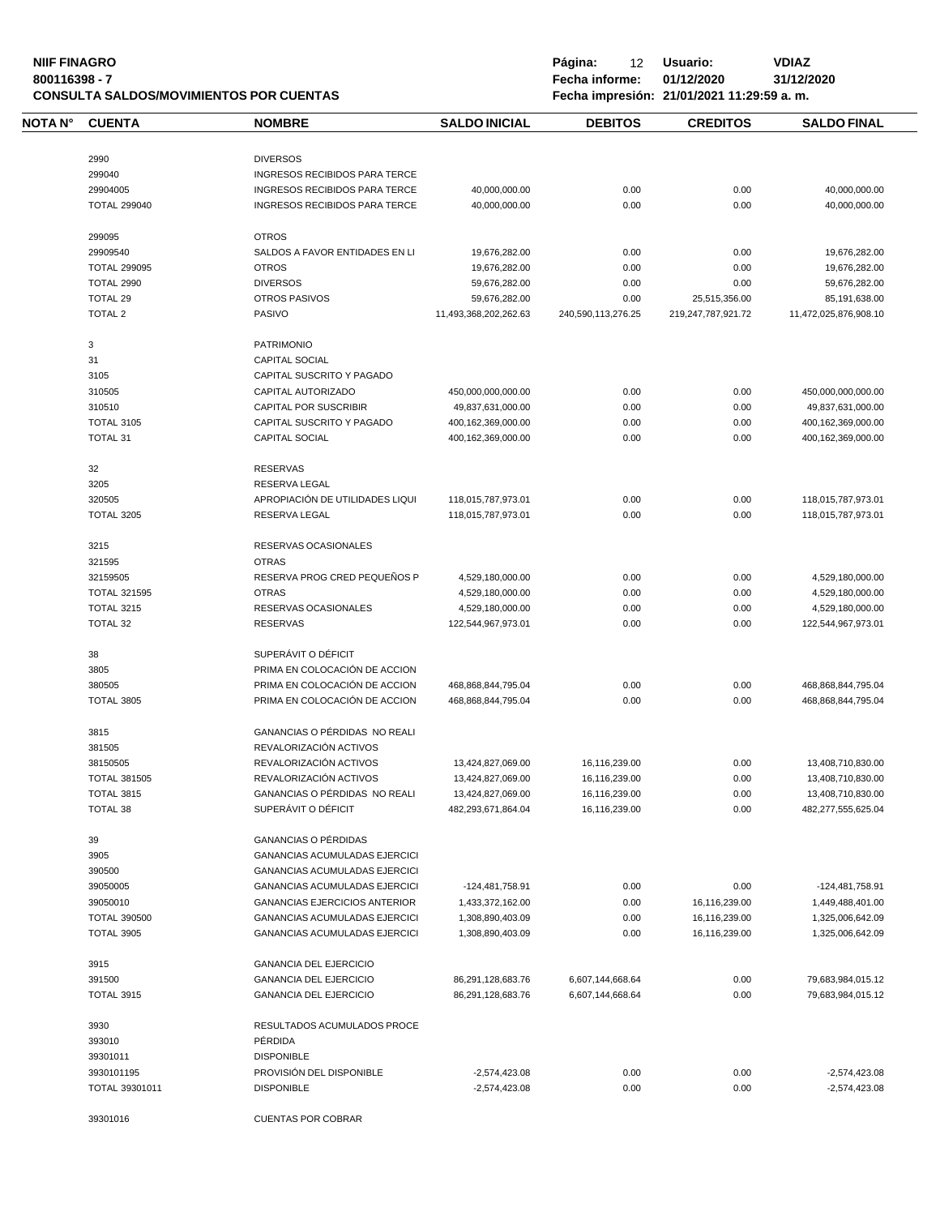**NIIF FINAGRO**
**800116398 - 7**
**CONSULTA SALDOS/MOVIMIENTOS POR CUENTAS**

**Página:** 12 **Usuario:** VDIAZ
**Fecha informe:** 01/12/2020 31/12/2020
**Fecha impresión:** 21/01/2021 11:29:59 a. m.

| NOTA N° | CUENTA | NOMBRE | SALDO INICIAL | DEBITOS | CREDITOS | SALDO FINAL |
|---|---|---|---|---|---|---|
| | 2990 | DIVERSOS | | | | |
| | 299040 | INGRESOS RECIBIDOS PARA TERCE | | | | |
| | 29904005 | INGRESOS RECIBIDOS PARA TERCE | 40,000,000.00 | 0.00 | 0.00 | 40,000,000.00 |
| | TOTAL 299040 | INGRESOS RECIBIDOS PARA TERCE | 40,000,000.00 | 0.00 | 0.00 | 40,000,000.00 |
| | 299095 | OTROS | | | | |
| | 29909540 | SALDOS A FAVOR ENTIDADES EN LI | 19,676,282.00 | 0.00 | 0.00 | 19,676,282.00 |
| | TOTAL 299095 | OTROS | 19,676,282.00 | 0.00 | 0.00 | 19,676,282.00 |
| | TOTAL 2990 | DIVERSOS | 59,676,282.00 | 0.00 | 0.00 | 59,676,282.00 |
| | TOTAL 29 | OTROS PASIVOS | 59,676,282.00 | 0.00 | 25,515,356.00 | 85,191,638.00 |
| | TOTAL 2 | PASIVO | 11,493,368,202,262.63 | 240,590,113,276.25 | 219,247,787,921.72 | 11,472,025,876,908.10 |
| | 3 | PATRIMONIO | | | | |
| | 31 | CAPITAL SOCIAL | | | | |
| | 3105 | CAPITAL SUSCRITO Y PAGADO | | | | |
| | 310505 | CAPITAL AUTORIZADO | 450,000,000,000.00 | 0.00 | 0.00 | 450,000,000,000.00 |
| | 310510 | CAPITAL POR SUSCRIBIR | 49,837,631,000.00 | 0.00 | 0.00 | 49,837,631,000.00 |
| | TOTAL 3105 | CAPITAL SUSCRITO Y PAGADO | 400,162,369,000.00 | 0.00 | 0.00 | 400,162,369,000.00 |
| | TOTAL 31 | CAPITAL SOCIAL | 400,162,369,000.00 | 0.00 | 0.00 | 400,162,369,000.00 |
| | 32 | RESERVAS | | | | |
| | 3205 | RESERVA LEGAL | | | | |
| | 320505 | APROPIACIÓN DE UTILIDADES LIQUI | 118,015,787,973.01 | 0.00 | 0.00 | 118,015,787,973.01 |
| | TOTAL 3205 | RESERVA LEGAL | 118,015,787,973.01 | 0.00 | 0.00 | 118,015,787,973.01 |
| | 3215 | RESERVAS OCASIONALES | | | | |
| | 321595 | OTRAS | | | | |
| | 32159505 | RESERVA PROG CRED PEQUEÑOS P | 4,529,180,000.00 | 0.00 | 0.00 | 4,529,180,000.00 |
| | TOTAL 321595 | OTRAS | 4,529,180,000.00 | 0.00 | 0.00 | 4,529,180,000.00 |
| | TOTAL 3215 | RESERVAS OCASIONALES | 4,529,180,000.00 | 0.00 | 0.00 | 4,529,180,000.00 |
| | TOTAL 32 | RESERVAS | 122,544,967,973.01 | 0.00 | 0.00 | 122,544,967,973.01 |
| | 38 | SUPERÁVIT O DÉFICIT | | | | |
| | 3805 | PRIMA EN COLOCACIÓN DE ACCION | | | | |
| | 380505 | PRIMA EN COLOCACIÓN DE ACCION | 468,868,844,795.04 | 0.00 | 0.00 | 468,868,844,795.04 |
| | TOTAL 3805 | PRIMA EN COLOCACIÓN DE ACCION | 468,868,844,795.04 | 0.00 | 0.00 | 468,868,844,795.04 |
| | 3815 | GANANCIAS O PÉRDIDAS NO REALI | | | | |
| | 381505 | REVALORIZACIÓN ACTIVOS | | | | |
| | 38150505 | REVALORIZACIÓN ACTIVOS | 13,424,827,069.00 | 16,116,239.00 | 0.00 | 13,408,710,830.00 |
| | TOTAL 381505 | REVALORIZACIÓN ACTIVOS | 13,424,827,069.00 | 16,116,239.00 | 0.00 | 13,408,710,830.00 |
| | TOTAL 3815 | GANANCIAS O PÉRDIDAS NO REALI | 13,424,827,069.00 | 16,116,239.00 | 0.00 | 13,408,710,830.00 |
| | TOTAL 38 | SUPERÁVIT O DÉFICIT | 482,293,671,864.04 | 16,116,239.00 | 0.00 | 482,277,555,625.04 |
| | 39 | GANANCIAS O PÉRDIDAS | | | | |
| | 3905 | GANANCIAS ACUMULADAS EJERCICI | | | | |
| | 390500 | GANANCIAS ACUMULADAS EJERCICI | | | | |
| | 39050005 | GANANCIAS ACUMULADAS EJERCICI | -124,481,758.91 | 0.00 | 0.00 | -124,481,758.91 |
| | 39050010 | GANANCIAS EJERCICIOS ANTERIOR | 1,433,372,162.00 | 0.00 | 16,116,239.00 | 1,449,488,401.00 |
| | TOTAL 390500 | GANANCIAS ACUMULADAS EJERCICI | 1,308,890,403.09 | 0.00 | 16,116,239.00 | 1,325,006,642.09 |
| | TOTAL 3905 | GANANCIAS ACUMULADAS EJERCICI | 1,308,890,403.09 | 0.00 | 16,116,239.00 | 1,325,006,642.09 |
| | 3915 | GANANCIA DEL EJERCICIO | | | | |
| | 391500 | GANANCIA DEL EJERCICIO | 86,291,128,683.76 | 6,607,144,668.64 | 0.00 | 79,683,984,015.12 |
| | TOTAL 3915 | GANANCIA DEL EJERCICIO | 86,291,128,683.76 | 6,607,144,668.64 | 0.00 | 79,683,984,015.12 |
| | 3930 | RESULTADOS ACUMULADOS PROCE | | | | |
| | 393010 | PÉRDIDA | | | | |
| | 39301011 | DISPONIBLE | | | | |
| | 3930101195 | PROVISIÓN DEL DISPONIBLE | -2,574,423.08 | 0.00 | 0.00 | -2,574,423.08 |
| | TOTAL 39301011 | DISPONIBLE | -2,574,423.08 | 0.00 | 0.00 | -2,574,423.08 |
| | 39301016 | CUENTAS POR COBRAR | | | | |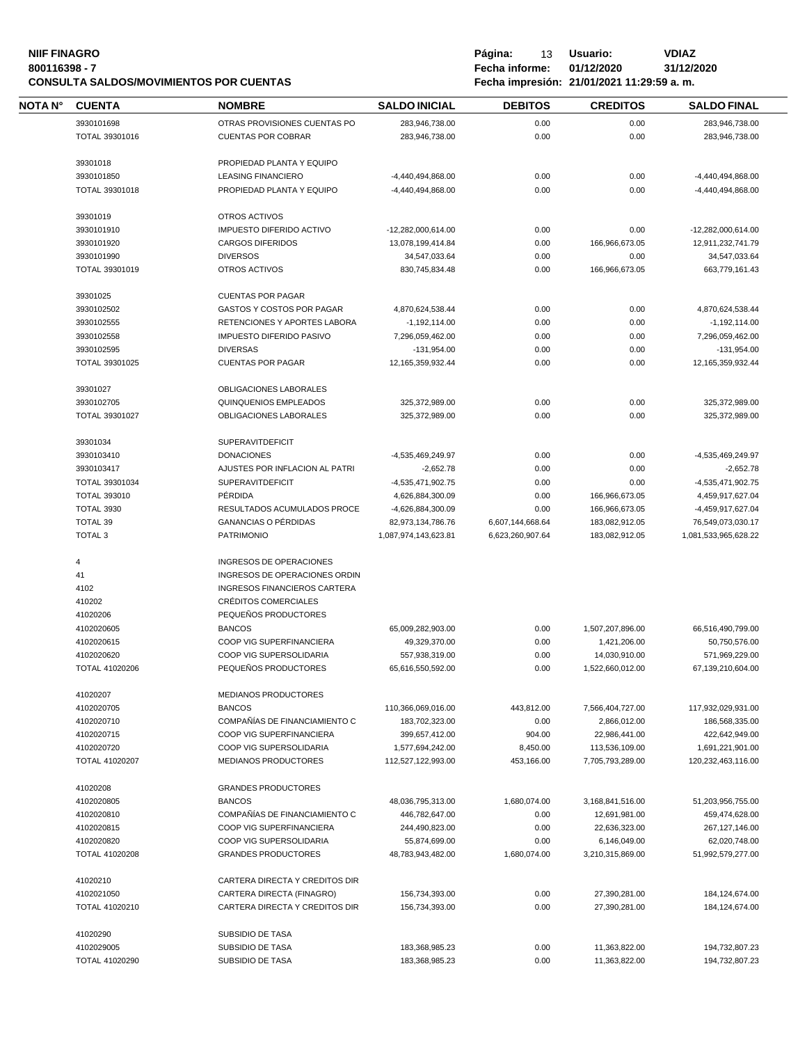| NOTA N° | CUENTA | NOMBRE | SALDO INICIAL | DEBITOS | CREDITOS | SALDO FINAL |
|---|---|---|---|---|---|---|
| | 3930101698 | OTRAS PROVISIONES CUENTAS PO | 283,946,738.00 | 0.00 | 0.00 | 283,946,738.00 |
| | TOTAL 39301016 | CUENTAS POR COBRAR | 283,946,738.00 | 0.00 | 0.00 | 283,946,738.00 |
| | 39301018 | PROPIEDAD PLANTA Y EQUIPO | | | | |
| | 3930101850 | LEASING FINANCIERO | -4,440,494,868.00 | 0.00 | 0.00 | -4,440,494,868.00 |
| | TOTAL 39301018 | PROPIEDAD PLANTA Y EQUIPO | -4,440,494,868.00 | 0.00 | 0.00 | -4,440,494,868.00 |
| | 39301019 | OTROS ACTIVOS | | | | |
| | 3930101910 | IMPUESTO DIFERIDO ACTIVO | -12,282,000,614.00 | 0.00 | 0.00 | -12,282,000,614.00 |
| | 3930101920 | CARGOS DIFERIDOS | 13,078,199,414.84 | 0.00 | 166,966,673.05 | 12,911,232,741.79 |
| | 3930101990 | DIVERSOS | 34,547,033.64 | 0.00 | 0.00 | 34,547,033.64 |
| | TOTAL 39301019 | OTROS ACTIVOS | 830,745,834.48 | 0.00 | 166,966,673.05 | 663,779,161.43 |
| | 39301025 | CUENTAS POR PAGAR | | | | |
| | 3930102502 | GASTOS Y COSTOS POR PAGAR | 4,870,624,538.44 | 0.00 | 0.00 | 4,870,624,538.44 |
| | 3930102555 | RETENCIONES Y APORTES LABORA | -1,192,114.00 | 0.00 | 0.00 | -1,192,114.00 |
| | 3930102558 | IMPUESTO DIFERIDO PASIVO | 7,296,059,462.00 | 0.00 | 0.00 | 7,296,059,462.00 |
| | 3930102595 | DIVERSAS | -131,954.00 | 0.00 | 0.00 | -131,954.00 |
| | TOTAL 39301025 | CUENTAS POR PAGAR | 12,165,359,932.44 | 0.00 | 0.00 | 12,165,359,932.44 |
| | 39301027 | OBLIGACIONES LABORALES | | | | |
| | 3930102705 | QUINQUENIOS EMPLEADOS | 325,372,989.00 | 0.00 | 0.00 | 325,372,989.00 |
| | TOTAL 39301027 | OBLIGACIONES LABORALES | 325,372,989.00 | 0.00 | 0.00 | 325,372,989.00 |
| | 39301034 | SUPERAVITDEFICIT | | | | |
| | 3930103410 | DONACIONES | -4,535,469,249.97 | 0.00 | 0.00 | -4,535,469,249.97 |
| | 3930103417 | AJUSTES POR INFLACION AL PATRI | -2,652.78 | 0.00 | 0.00 | -2,652.78 |
| | TOTAL 39301034 | SUPERAVITDEFICIT | -4,535,471,902.75 | 0.00 | 0.00 | -4,535,471,902.75 |
| | TOTAL 393010 | PÉRDIDA | 4,626,884,300.09 | 0.00 | 166,966,673.05 | 4,459,917,627.04 |
| | TOTAL 3930 | RESULTADOS ACUMULADOS PROCE | -4,626,884,300.09 | 0.00 | 166,966,673.05 | -4,459,917,627.04 |
| | TOTAL 39 | GANANCIAS O PÉRDIDAS | 82,973,134,786.76 | 6,607,144,668.64 | 183,082,912.05 | 76,549,073,030.17 |
| | TOTAL 3 | PATRIMONIO | 1,087,974,143,623.81 | 6,623,260,907.64 | 183,082,912.05 | 1,081,533,965,628.22 |
| | 4 | INGRESOS DE OPERACIONES | | | | |
| | 41 | INGRESOS DE OPERACIONES ORDIN | | | | |
| | 4102 | INGRESOS FINANCIEROS CARTERA | | | | |
| | 410202 | CRÉDITOS COMERCIALES | | | | |
| | 41020206 | PEQUEÑOS PRODUCTORES | | | | |
| | 4102020605 | BANCOS | 65,009,282,903.00 | 0.00 | 1,507,207,896.00 | 66,516,490,799.00 |
| | 4102020615 | COOP VIG SUPERFINANCIERA | 49,329,370.00 | 0.00 | 1,421,206.00 | 50,750,576.00 |
| | 4102020620 | COOP VIG SUPERSOLIDARIA | 557,938,319.00 | 0.00 | 14,030,910.00 | 571,969,229.00 |
| | TOTAL 41020206 | PEQUEÑOS PRODUCTORES | 65,616,550,592.00 | 0.00 | 1,522,660,012.00 | 67,139,210,604.00 |
| | 41020207 | MEDIANOS PRODUCTORES | | | | |
| | 4102020705 | BANCOS | 110,366,069,016.00 | 443,812.00 | 7,566,404,727.00 | 117,932,029,931.00 |
| | 4102020710 | COMPAÑÍAS DE FINANCIAMIENTO C | 183,702,323.00 | 0.00 | 2,866,012.00 | 186,568,335.00 |
| | 4102020715 | COOP VIG SUPERFINANCIERA | 399,657,412.00 | 904.00 | 22,986,441.00 | 422,642,949.00 |
| | 4102020720 | COOP VIG SUPERSOLIDARIA | 1,577,694,242.00 | 8,450.00 | 113,536,109.00 | 1,691,221,901.00 |
| | TOTAL 41020207 | MEDIANOS PRODUCTORES | 112,527,122,993.00 | 453,166.00 | 7,705,793,289.00 | 120,232,463,116.00 |
| | 41020208 | GRANDES PRODUCTORES | | | | |
| | 4102020805 | BANCOS | 48,036,795,313.00 | 1,680,074.00 | 3,168,841,516.00 | 51,203,956,755.00 |
| | 4102020810 | COMPAÑÍAS DE FINANCIAMIENTO C | 446,782,647.00 | 0.00 | 12,691,981.00 | 459,474,628.00 |
| | 4102020815 | COOP VIG SUPERFINANCIERA | 244,490,823.00 | 0.00 | 22,636,323.00 | 267,127,146.00 |
| | 4102020820 | COOP VIG SUPERSOLIDARIA | 55,874,699.00 | 0.00 | 6,146,049.00 | 62,020,748.00 |
| | TOTAL 41020208 | GRANDES PRODUCTORES | 48,783,943,482.00 | 1,680,074.00 | 3,210,315,869.00 | 51,992,579,277.00 |
| | 41020210 | CARTERA DIRECTA Y CREDITOS DIR | | | | |
| | 4102021050 | CARTERA DIRECTA (FINAGRO) | 156,734,393.00 | 0.00 | 27,390,281.00 | 184,124,674.00 |
| | TOTAL 41020210 | CARTERA DIRECTA Y CREDITOS DIR | 156,734,393.00 | 0.00 | 27,390,281.00 | 184,124,674.00 |
| | 41020290 | SUBSIDIO DE TASA | | | | |
| | 4102029005 | SUBSIDIO DE TASA | 183,368,985.23 | 0.00 | 11,363,822.00 | 194,732,807.23 |
| | TOTAL 41020290 | SUBSIDIO DE TASA | 183,368,985.23 | 0.00 | 11,363,822.00 | 194,732,807.23 |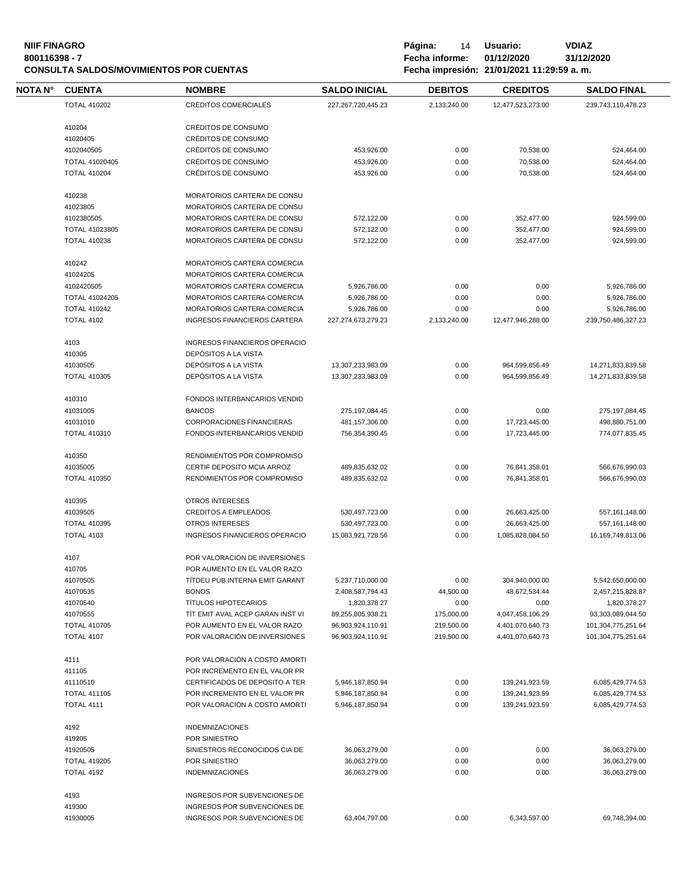**NIIF FINAGRO**
**800116398 - 7**
**CONSULTA SALDOS/MOVIMIENTOS POR CUENTAS**

**Fecha informe:** 01/12/2020 31/12/2020
**Fecha impresión:** 21/01/2021 11:29:59 a. m.
**Usuario:** VDIAZ

| NOTA N° | CUENTA | NOMBRE | SALDO INICIAL | DEBITOS | CREDITOS | SALDO FINAL |
|---|---|---|---|---|---|---|
| | TOTAL 410202 | CRÉDITOS COMERCIALES | 227,267,720,445.23 | 2,133,240.00 | 12,477,523,273.00 | 239,743,110,478.23 |
| | 410204 | CRÉDITOS DE CONSUMO | | | | |
| | 41020405 | CRÉDITOS DE CONSUMO | | | | |
| | 4102040505 | CRÉDITOS DE CONSUMO | 453,926.00 | 0.00 | 70,538.00 | 524,464.00 |
| | TOTAL 41020405 | CRÉDITOS DE CONSUMO | 453,926.00 | 0.00 | 70,538.00 | 524,464.00 |
| | TOTAL 410204 | CRÉDITOS DE CONSUMO | 453,926.00 | 0.00 | 70,538.00 | 524,464.00 |
| | 410238 | MORATORIOS CARTERA DE CONSU | | | | |
| | 41023805 | MORATORIOS CARTERA DE CONSU | | | | |
| | 4102380505 | MORATORIOS CARTERA DE CONSU | 572,122.00 | 0.00 | 352,477.00 | 924,599.00 |
| | TOTAL 41023805 | MORATORIOS CARTERA DE CONSU | 572,122.00 | 0.00 | 352,477.00 | 924,599.00 |
| | TOTAL 410238 | MORATORIOS CARTERA DE CONSU | 572,122.00 | 0.00 | 352,477.00 | 924,599.00 |
| | 410242 | MORATORIOS CARTERA COMERCIA | | | | |
| | 41024205 | MORATORIOS CARTERA COMERCIA | | | | |
| | 4102420505 | MORATORIOS CARTERA COMERCIA | 5,926,786.00 | 0.00 | 0.00 | 5,926,786.00 |
| | TOTAL 41024205 | MORATORIOS CARTERA COMERCIA | 5,926,786.00 | 0.00 | 0.00 | 5,926,786.00 |
| | TOTAL 410242 | MORATORIOS CARTERA COMERCIA | 5,926,786.00 | 0.00 | 0.00 | 5,926,786.00 |
| | TOTAL 4102 | INGRESOS FINANCIEROS CARTERA | 227,274,673,279.23 | 2,133,240.00 | 12,477,946,288.00 | 239,750,486,327.23 |
| | 4103 | INGRESOS FINANCIEROS OPERACIO | | | | |
| | 410305 | DEPÓSITOS A LA VISTA | | | | |
| | 41030505 | DEPÓSITOS A LA VISTA | 13,307,233,983.09 | 0.00 | 964,599,856.49 | 14,271,833,839.58 |
| | TOTAL 410305 | DEPÓSITOS A LA VISTA | 13,307,233,983.09 | 0.00 | 964,599,856.49 | 14,271,833,839.58 |
| | 410310 | FONDOS INTERBANCARIOS VENDID | | | | |
| | 41031005 | BANCOS | 275,197,084.45 | 0.00 | 0.00 | 275,197,084.45 |
| | 41031010 | CORPORACIONES FINANCIERAS | 481,157,306.00 | 0.00 | 17,723,445.00 | 498,880,751.00 |
| | TOTAL 410310 | FONDOS INTERBANCARIOS VENDID | 756,354,390.45 | 0.00 | 17,723,445.00 | 774,077,835.45 |
| | 410350 | RENDIMIENTOS POR COMPROMISO | | | | |
| | 41035005 | CERTIF DEPOSITO MCIA ARROZ | 489,835,632.02 | 0.00 | 76,841,358.01 | 566,676,990.03 |
| | TOTAL 410350 | RENDIMIENTOS POR COMPROMISO | 489,835,632.02 | 0.00 | 76,841,358.01 | 566,676,990.03 |
| | 410395 | OTROS INTERESES | | | | |
| | 41039505 | CREDITOS A EMPLEADOS | 530,497,723.00 | 0.00 | 26,663,425.00 | 557,161,148.00 |
| | TOTAL 410395 | OTROS INTERESES | 530,497,723.00 | 0.00 | 26,663,425.00 | 557,161,148.00 |
| | TOTAL 4103 | INGRESOS FINANCIEROS OPERACIO | 15,083,921,728.56 | 0.00 | 1,085,828,084.50 | 16,169,749,813.06 |
| | 4107 | POR VALORACIÓN DE INVERSIONES | | | | |
| | 410705 | POR AUMENTO EN EL VALOR RAZO | | | | |
| | 41070505 | TÍTDEU PÚB INTERNA EMIT GARANT | 5,237,710,000.00 | 0.00 | 304,940,000.00 | 5,542,650,000.00 |
| | 41070535 | BONOS | 2,408,587,794.43 | 44,500.00 | 48,672,534.44 | 2,457,215,828.87 |
| | 41070540 | TÍTULOS HIPOTECARIOS | 1,820,378.27 | 0.00 | 0.00 | 1,820,378.27 |
| | 41070555 | TÍT EMIT AVAL ACEP GARAN INST VI | 89,255,805,938.21 | 175,000.00 | 4,047,458,106.29 | 93,303,089,044.50 |
| | TOTAL 410705 | POR AUMENTO EN EL VALOR RAZO | 96,903,924,110.91 | 219,500.00 | 4,401,070,640.73 | 101,304,775,251.64 |
| | TOTAL 4107 | POR VALORACIÓN DE INVERSIONES | 96,903,924,110.91 | 219,500.00 | 4,401,070,640.73 | 101,304,775,251.64 |
| | 4111 | POR VALORACIÓN A COSTO AMORTI | | | | |
| | 411105 | POR INCREMENTO EN EL VALOR PR | | | | |
| | 41110510 | CERTIFICADOS DE DEPOSITO A TER | 5,946,187,850.94 | 0.00 | 139,241,923.59 | 6,085,429,774.53 |
| | TOTAL 411105 | POR INCREMENTO EN EL VALOR PR | 5,946,187,850.94 | 0.00 | 139,241,923.59 | 6,085,429,774.53 |
| | TOTAL 4111 | POR VALORACIÓN A COSTO AMORTI | 5,946,187,850.94 | 0.00 | 139,241,923.59 | 6,085,429,774.53 |
| | 4192 | INDEMNIZACIONES | | | | |
| | 419205 | POR SINIESTRO | | | | |
| | 41920505 | SINIESTROS RECONOCIDOS CIA DE | 36,063,279.00 | 0.00 | 0.00 | 36,063,279.00 |
| | TOTAL 419205 | POR SINIESTRO | 36,063,279.00 | 0.00 | 0.00 | 36,063,279.00 |
| | TOTAL 4192 | INDEMNIZACIONES | 36,063,279.00 | 0.00 | 0.00 | 36,063,279.00 |
| | 4193 | INGRESOS POR SUBVENCIONES DE | | | | |
| | 419300 | INGRESOS POR SUBVENCIONES DE | | | | |
| | 41930005 | INGRESOS POR SUBVENCIONES DE | 63,404,797.00 | 0.00 | 6,343,597.00 | 69,748,394.00 |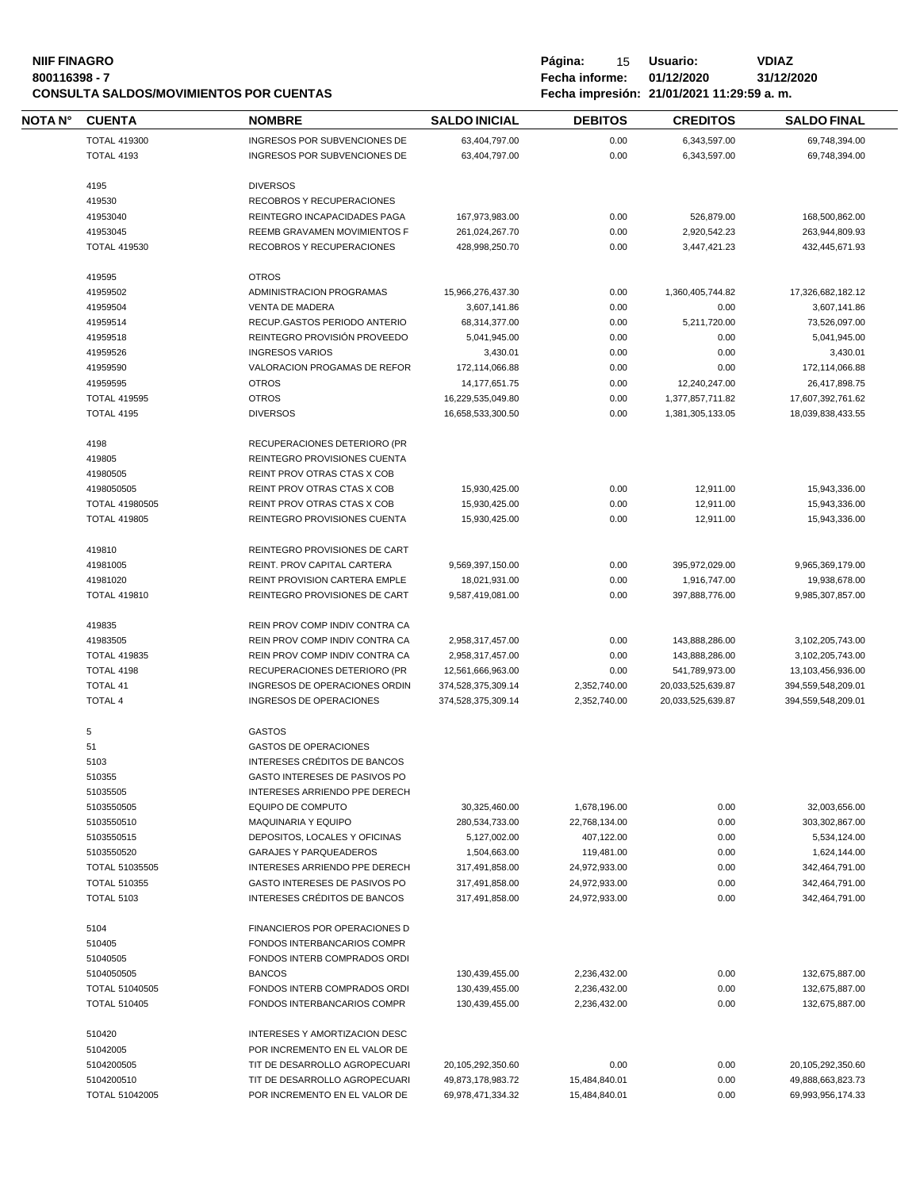**NIIF FINAGRO**
**800116398 - 7**
**CONSULTA SALDOS/MOVIMIENTOS POR CUENTAS**

**Usuario:** VDIAZ
**Fecha informe:** 01/12/2020 31/12/2020
**Fecha impresión:** 21/01/2021 11:29:59 a. m.

| NOTA N° | CUENTA | NOMBRE | SALDO INICIAL | DEBITOS | CREDITOS | SALDO FINAL |
|---|---|---|---|---|---|---|
| | TOTAL 419300 | INGRESOS POR SUBVENCIONES DE | 63,404,797.00 | 0.00 | 6,343,597.00 | 69,748,394.00 |
| | TOTAL 4193 | INGRESOS POR SUBVENCIONES DE | 63,404,797.00 | 0.00 | 6,343,597.00 | 69,748,394.00 |
| | 4195 | DIVERSOS | | | | |
| | 419530 | RECOBROS Y RECUPERACIONES | | | | |
| | 41953040 | REINTEGRO INCAPACIDADES PAGA | 167,973,983.00 | 0.00 | 526,879.00 | 168,500,862.00 |
| | 41953045 | REEMB GRAVAMEN MOVIMIENTOS F | 261,024,267.70 | 0.00 | 2,920,542.23 | 263,944,809.93 |
| | TOTAL 419530 | RECOBROS Y RECUPERACIONES | 428,998,250.70 | 0.00 | 3,447,421.23 | 432,445,671.93 |
| | 419595 | OTROS | | | | |
| | 41959502 | ADMINISTRACION PROGRAMAS | 15,966,276,437.30 | 0.00 | 1,360,405,744.82 | 17,326,682,182.12 |
| | 41959504 | VENTA DE MADERA | 3,607,141.86 | 0.00 | 0.00 | 3,607,141.86 |
| | 41959514 | RECUP.GASTOS PERIODO ANTERIO | 68,314,377.00 | 0.00 | 5,211,720.00 | 73,526,097.00 |
| | 41959518 | REINTEGRO PROVISIÓN PROVEEDO | 5,041,945.00 | 0.00 | 0.00 | 5,041,945.00 |
| | 41959526 | INGRESOS VARIOS | 3,430.01 | 0.00 | 0.00 | 3,430.01 |
| | 41959590 | VALORACION PROGAMAS DE REFOR | 172,114,066.88 | 0.00 | 0.00 | 172,114,066.88 |
| | 41959595 | OTROS | 14,177,651.75 | 0.00 | 12,240,247.00 | 26,417,898.75 |
| | TOTAL 419595 | OTROS | 16,229,535,049.80 | 0.00 | 1,377,857,711.82 | 17,607,392,761.62 |
| | TOTAL 4195 | DIVERSOS | 16,658,533,300.50 | 0.00 | 1,381,305,133.05 | 18,039,838,433.55 |
| | 4198 | RECUPERACIONES DETERIORO (PR | | | | |
| | 419805 | REINTEGRO PROVISIONES CUENTA | | | | |
| | 41980505 | REINT PROV OTRAS CTAS X COB | | | | |
| | 4198050505 | REINT PROV OTRAS CTAS X COB | 15,930,425.00 | 0.00 | 12,911.00 | 15,943,336.00 |
| | TOTAL 41980505 | REINT PROV OTRAS CTAS X COB | 15,930,425.00 | 0.00 | 12,911.00 | 15,943,336.00 |
| | TOTAL 419805 | REINTEGRO PROVISIONES CUENTA | 15,930,425.00 | 0.00 | 12,911.00 | 15,943,336.00 |
| | 419810 | REINTEGRO PROVISIONES DE CART | | | | |
| | 41981005 | REINT. PROV CAPITAL CARTERA | 9,569,397,150.00 | 0.00 | 395,972,029.00 | 9,965,369,179.00 |
| | 41981020 | REINT PROVISION CARTERA EMPLE | 18,021,931.00 | 0.00 | 1,916,747.00 | 19,938,678.00 |
| | TOTAL 419810 | REINTEGRO PROVISIONES DE CART | 9,587,419,081.00 | 0.00 | 397,888,776.00 | 9,985,307,857.00 |
| | 419835 | REIN PROV COMP INDIV CONTRA CA | | | | |
| | 41983505 | REIN PROV COMP INDIV CONTRA CA | 2,958,317,457.00 | 0.00 | 143,888,286.00 | 3,102,205,743.00 |
| | TOTAL 419835 | REIN PROV COMP INDIV CONTRA CA | 2,958,317,457.00 | 0.00 | 143,888,286.00 | 3,102,205,743.00 |
| | TOTAL 4198 | RECUPERACIONES DETERIORO (PR | 12,561,666,963.00 | 0.00 | 541,789,973.00 | 13,103,456,936.00 |
| | TOTAL 41 | INGRESOS DE OPERACIONES ORDIN | 374,528,375,309.14 | 2,352,740.00 | 20,033,525,639.87 | 394,559,548,209.01 |
| | TOTAL 4 | INGRESOS DE OPERACIONES | 374,528,375,309.14 | 2,352,740.00 | 20,033,525,639.87 | 394,559,548,209.01 |
| | 5 | GASTOS | | | | |
| | 51 | GASTOS DE OPERACIONES | | | | |
| | 5103 | INTERESES CRÉDITOS DE BANCOS | | | | |
| | 510355 | GASTO INTERESES DE PASIVOS PO | | | | |
| | 51035505 | INTERESES ARRIENDO PPE DERECH | | | | |
| | 5103550505 | EQUIPO DE COMPUTO | 30,325,460.00 | 1,678,196.00 | 0.00 | 32,003,656.00 |
| | 5103550510 | MAQUINARIA Y EQUIPO | 280,534,733.00 | 22,768,134.00 | 0.00 | 303,302,867.00 |
| | 5103550515 | DEPOSITOS, LOCALES Y OFICINAS | 5,127,002.00 | 407,122.00 | 0.00 | 5,534,124.00 |
| | 5103550520 | GARAJES Y PARQUEADEROS | 1,504,663.00 | 119,481.00 | 0.00 | 1,624,144.00 |
| | TOTAL 51035505 | INTERESES ARRIENDO PPE DERECH | 317,491,858.00 | 24,972,933.00 | 0.00 | 342,464,791.00 |
| | TOTAL 510355 | GASTO INTERESES DE PASIVOS PO | 317,491,858.00 | 24,972,933.00 | 0.00 | 342,464,791.00 |
| | TOTAL 5103 | INTERESES CRÉDITOS DE BANCOS | 317,491,858.00 | 24,972,933.00 | 0.00 | 342,464,791.00 |
| | 5104 | FINANCIEROS POR OPERACIONES D | | | | |
| | 510405 | FONDOS INTERBANCARIOS COMPR | | | | |
| | 51040505 | FONDOS INTERB COMPRADOS ORDI | | | | |
| | 5104050505 | BANCOS | 130,439,455.00 | 2,236,432.00 | 0.00 | 132,675,887.00 |
| | TOTAL 51040505 | FONDOS INTERB COMPRADOS ORDI | 130,439,455.00 | 2,236,432.00 | 0.00 | 132,675,887.00 |
| | TOTAL 510405 | FONDOS INTERBANCARIOS COMPR | 130,439,455.00 | 2,236,432.00 | 0.00 | 132,675,887.00 |
| | 510420 | INTERESES Y AMORTIZACION DESC | | | | |
| | 51042005 | POR INCREMENTO EN EL VALOR DE | | | | |
| | 5104200505 | TIT DE DESARROLLO AGROPECUARI | 20,105,292,350.60 | 0.00 | 0.00 | 20,105,292,350.60 |
| | 5104200510 | TIT DE DESARROLLO AGROPECUARI | 49,873,178,983.72 | 15,484,840.01 | 0.00 | 49,888,663,823.73 |
| | TOTAL 51042005 | POR INCREMENTO EN EL VALOR DE | 69,978,471,334.32 | 15,484,840.01 | 0.00 | 69,993,956,174.33 |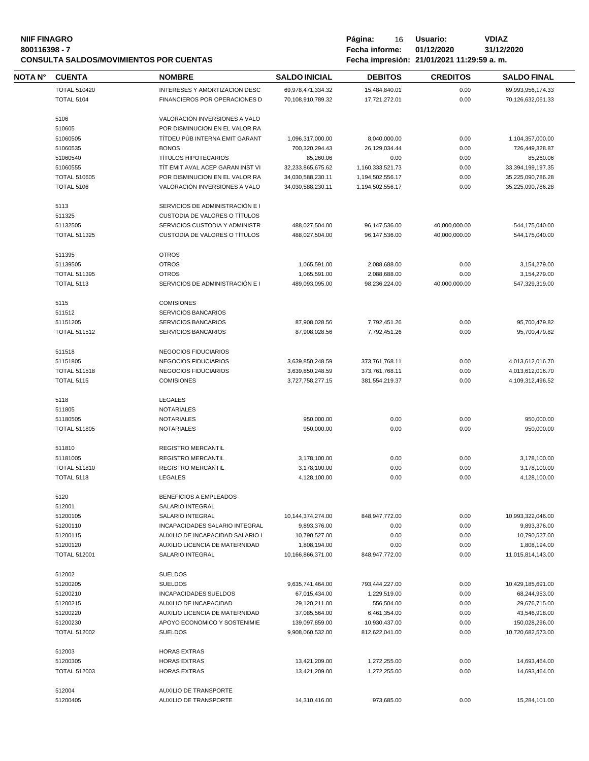**NIIF FINAGRO**
**800116398 - 7**
**CONSULTA SALDOS/MOVIMIENTOS POR CUENTAS**

**Página:** 16 **Usuario:** **VDIAZ**
**Fecha informe:** **01/12/2020** **31/12/2020**
**Fecha impresión: 21/01/2021 11:29:59 a. m.**

| NOTA N° | CUENTA | NOMBRE | SALDO INICIAL | DEBITOS | CREDITOS | SALDO FINAL |
|---|---|---|---|---|---|---|
| | TOTAL 510420 | INTERESES Y AMORTIZACION DESC | 69,978,471,334.32 | 15,484,840.01 | 0.00 | 69,993,956,174.33 |
| | TOTAL 5104 | FINANCIEROS POR OPERACIONES D | 70,108,910,789.32 | 17,721,272.01 | 0.00 | 70,126,632,061.33 |
| | 5106 | VALORACIÓN INVERSIONES A VALO | | | | |
| | 510605 | POR DISMINUCION EN EL VALOR RA | | | | |
| | 51060505 | TÍTDEU PÚB INTERNA EMIT GARANT | 1,096,317,000.00 | 8,040,000.00 | 0.00 | 1,104,357,000.00 |
| | 51060535 | BONOS | 700,320,294.43 | 26,129,034.44 | 0.00 | 726,449,328.87 |
| | 51060540 | TÍTULOS HIPOTECARIOS | 85,260.06 | 0.00 | 0.00 | 85,260.06 |
| | 51060555 | TÍT EMIT AVAL ACEP GARAN INST VI | 32,233,865,675.62 | 1,160,333,521.73 | 0.00 | 33,394,199,197.35 |
| | TOTAL 510605 | POR DISMINUCION EN EL VALOR RA | 34,030,588,230.11 | 1,194,502,556.17 | 0.00 | 35,225,090,786.28 |
| | TOTAL 5106 | VALORACIÓN INVERSIONES A VALO | 34,030,588,230.11 | 1,194,502,556.17 | 0.00 | 35,225,090,786.28 |
| | 5113 | SERVICIOS DE ADMINISTRACIÓN E I | | | | |
| | 511325 | CUSTODIA DE VALORES O TÍTULOS | | | | |
| | 51132505 | SERVICIOS CUSTODIA Y ADMINISTR | 488,027,504.00 | 96,147,536.00 | 40,000,000.00 | 544,175,040.00 |
| | TOTAL 511325 | CUSTODIA DE VALORES O TÍTULOS | 488,027,504.00 | 96,147,536.00 | 40,000,000.00 | 544,175,040.00 |
| | 511395 | OTROS | | | | |
| | 51139505 | OTROS | 1,065,591.00 | 2,088,688.00 | 0.00 | 3,154,279.00 |
| | TOTAL 511395 | OTROS | 1,065,591.00 | 2,088,688.00 | 0.00 | 3,154,279.00 |
| | TOTAL 5113 | SERVICIOS DE ADMINISTRACIÓN E I | 489,093,095.00 | 98,236,224.00 | 40,000,000.00 | 547,329,319.00 |
| | 5115 | COMISIONES | | | | |
| | 511512 | SERVICIOS BANCARIOS | | | | |
| | 51151205 | SERVICIOS BANCARIOS | 87,908,028.56 | 7,792,451.26 | 0.00 | 95,700,479.82 |
| | TOTAL 511512 | SERVICIOS BANCARIOS | 87,908,028.56 | 7,792,451.26 | 0.00 | 95,700,479.82 |
| | 511518 | NEGOCIOS FIDUCIARIOS | | | | |
| | 51151805 | NEGOCIOS FIDUCIARIOS | 3,639,850,248.59 | 373,761,768.11 | 0.00 | 4,013,612,016.70 |
| | TOTAL 511518 | NEGOCIOS FIDUCIARIOS | 3,639,850,248.59 | 373,761,768.11 | 0.00 | 4,013,612,016.70 |
| | TOTAL 5115 | COMISIONES | 3,727,758,277.15 | 381,554,219.37 | 0.00 | 4,109,312,496.52 |
| | 5118 | LEGALES | | | | |
| | 511805 | NOTARIALES | | | | |
| | 51180505 | NOTARIALES | 950,000.00 | 0.00 | 0.00 | 950,000.00 |
| | TOTAL 511805 | NOTARIALES | 950,000.00 | 0.00 | 0.00 | 950,000.00 |
| | 511810 | REGISTRO MERCANTIL | | | | |
| | 51181005 | REGISTRO MERCANTIL | 3,178,100.00 | 0.00 | 0.00 | 3,178,100.00 |
| | TOTAL 511810 | REGISTRO MERCANTIL | 3,178,100.00 | 0.00 | 0.00 | 3,178,100.00 |
| | TOTAL 5118 | LEGALES | 4,128,100.00 | 0.00 | 0.00 | 4,128,100.00 |
| | 5120 | BENEFICIOS A EMPLEADOS | | | | |
| | 512001 | SALARIO INTEGRAL | | | | |
| | 51200105 | SALARIO INTEGRAL | 10,144,374,274.00 | 848,947,772.00 | 0.00 | 10,993,322,046.00 |
| | 51200110 | INCAPACIDADES SALARIO INTEGRAL | 9,893,376.00 | 0.00 | 0.00 | 9,893,376.00 |
| | 51200115 | AUXILIO DE INCAPACIDAD SALARIO I | 10,790,527.00 | 0.00 | 0.00 | 10,790,527.00 |
| | 51200120 | AUXILIO LICENCIA DE MATERNIDAD | 1,808,194.00 | 0.00 | 0.00 | 1,808,194.00 |
| | TOTAL 512001 | SALARIO INTEGRAL | 10,166,866,371.00 | 848,947,772.00 | 0.00 | 11,015,814,143.00 |
| | 512002 | SUELDOS | | | | |
| | 51200205 | SUELDOS | 9,635,741,464.00 | 793,444,227.00 | 0.00 | 10,429,185,691.00 |
| | 51200210 | INCAPACIDADES SUELDOS | 67,015,434.00 | 1,229,519.00 | 0.00 | 68,244,953.00 |
| | 51200215 | AUXILIO DE INCAPACIDAD | 29,120,211.00 | 556,504.00 | 0.00 | 29,676,715.00 |
| | 51200220 | AUXILIO LICENCIA DE MATERNIDAD | 37,085,564.00 | 6,461,354.00 | 0.00 | 43,546,918.00 |
| | 51200230 | APOYO ECONOMICO Y SOSTENIMIE | 139,097,859.00 | 10,930,437.00 | 0.00 | 150,028,296.00 |
| | TOTAL 512002 | SUELDOS | 9,908,060,532.00 | 812,622,041.00 | 0.00 | 10,720,682,573.00 |
| | 512003 | HORAS EXTRAS | | | | |
| | 51200305 | HORAS EXTRAS | 13,421,209.00 | 1,272,255.00 | 0.00 | 14,693,464.00 |
| | TOTAL 512003 | HORAS EXTRAS | 13,421,209.00 | 1,272,255.00 | 0.00 | 14,693,464.00 |
| | 512004 | AUXILIO DE TRANSPORTE | | | | |
| | 51200405 | AUXILIO DE TRANSPORTE | 14,310,416.00 | 973,685.00 | 0.00 | 15,284,101.00 |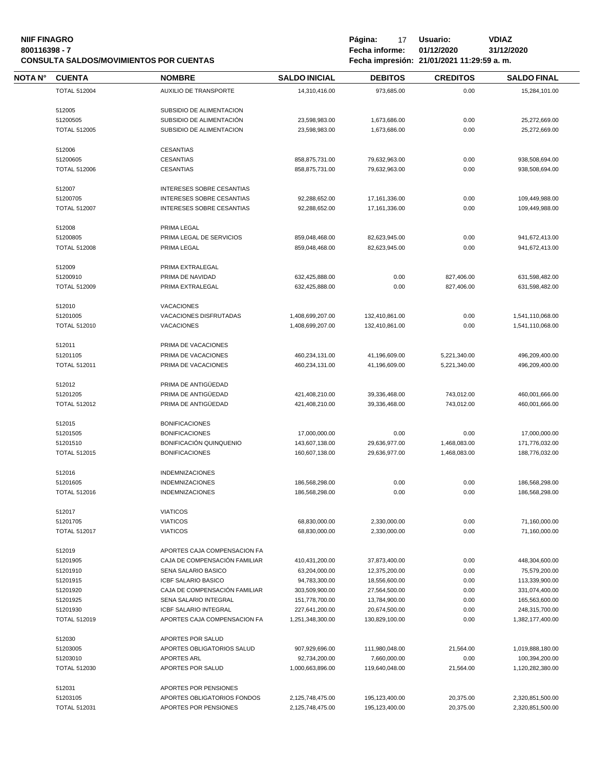| NOTA N° | CUENTA | NOMBRE | SALDO INICIAL | DEBITOS | CREDITOS | SALDO FINAL |
|---|---|---|---|---|---|---|
| | TOTAL 512004 | AUXILIO DE TRANSPORTE | 14,310,416.00 | 973,685.00 | 0.00 | 15,284,101.00 |
| | 512005 | SUBSIDIO DE ALIMENTACION | | | | |
| | 51200505 | SUBSIDIO DE ALIMENTACIÓN | 23,598,983.00 | 1,673,686.00 | 0.00 | 25,272,669.00 |
| | TOTAL 512005 | SUBSIDIO DE ALIMENTACION | 23,598,983.00 | 1,673,686.00 | 0.00 | 25,272,669.00 |
| | 512006 | CESANTIAS | | | | |
| | 51200605 | CESANTIAS | 858,875,731.00 | 79,632,963.00 | 0.00 | 938,508,694.00 |
| | TOTAL 512006 | CESANTIAS | 858,875,731.00 | 79,632,963.00 | 0.00 | 938,508,694.00 |
| | 512007 | INTERESES SOBRE CESANTIAS | | | | |
| | 51200705 | INTERESES SOBRE CESANTIAS | 92,288,652.00 | 17,161,336.00 | 0.00 | 109,449,988.00 |
| | TOTAL 512007 | INTERESES SOBRE CESANTIAS | 92,288,652.00 | 17,161,336.00 | 0.00 | 109,449,988.00 |
| | 512008 | PRIMA LEGAL | | | | |
| | 51200805 | PRIMA LEGAL DE SERVICIOS | 859,048,468.00 | 82,623,945.00 | 0.00 | 941,672,413.00 |
| | TOTAL 512008 | PRIMA LEGAL | 859,048,468.00 | 82,623,945.00 | 0.00 | 941,672,413.00 |
| | 512009 | PRIMA EXTRALEGAL | | | | |
| | 51200910 | PRIMA DE NAVIDAD | 632,425,888.00 | 0.00 | 827,406.00 | 631,598,482.00 |
| | TOTAL 512009 | PRIMA EXTRALEGAL | 632,425,888.00 | 0.00 | 827,406.00 | 631,598,482.00 |
| | 512010 | VACACIONES | | | | |
| | 51201005 | VACACIONES DISFRUTADAS | 1,408,699,207.00 | 132,410,861.00 | 0.00 | 1,541,110,068.00 |
| | TOTAL 512010 | VACACIONES | 1,408,699,207.00 | 132,410,861.00 | 0.00 | 1,541,110,068.00 |
| | 512011 | PRIMA DE VACACIONES | | | | |
| | 51201105 | PRIMA DE VACACIONES | 460,234,131.00 | 41,196,609.00 | 5,221,340.00 | 496,209,400.00 |
| | TOTAL 512011 | PRIMA DE VACACIONES | 460,234,131.00 | 41,196,609.00 | 5,221,340.00 | 496,209,400.00 |
| | 512012 | PRIMA DE ANTIGÜEDAD | | | | |
| | 51201205 | PRIMA DE ANTIGÜEDAD | 421,408,210.00 | 39,336,468.00 | 743,012.00 | 460,001,666.00 |
| | TOTAL 512012 | PRIMA DE ANTIGÜEDAD | 421,408,210.00 | 39,336,468.00 | 743,012.00 | 460,001,666.00 |
| | 512015 | BONIFICACIONES | | | | |
| | 51201505 | BONIFICACIONES | 17,000,000.00 | 0.00 | 0.00 | 17,000,000.00 |
| | 51201510 | BONIFICACIÓN QUINQUENIO | 143,607,138.00 | 29,636,977.00 | 1,468,083.00 | 171,776,032.00 |
| | TOTAL 512015 | BONIFICACIONES | 160,607,138.00 | 29,636,977.00 | 1,468,083.00 | 188,776,032.00 |
| | 512016 | INDEMNIZACIONES | | | | |
| | 51201605 | INDEMNIZACIONES | 186,568,298.00 | 0.00 | 0.00 | 186,568,298.00 |
| | TOTAL 512016 | INDEMNIZACIONES | 186,568,298.00 | 0.00 | 0.00 | 186,568,298.00 |
| | 512017 | VIATICOS | | | | |
| | 51201705 | VIATICOS | 68,830,000.00 | 2,330,000.00 | 0.00 | 71,160,000.00 |
| | TOTAL 512017 | VIATICOS | 68,830,000.00 | 2,330,000.00 | 0.00 | 71,160,000.00 |
| | 512019 | APORTES CAJA COMPENSACION FA | | | | |
| | 51201905 | CAJA DE COMPENSACIÓN FAMILIAR | 410,431,200.00 | 37,873,400.00 | 0.00 | 448,304,600.00 |
| | 51201910 | SENA SALARIO BASICO | 63,204,000.00 | 12,375,200.00 | 0.00 | 75,579,200.00 |
| | 51201915 | ICBF SALARIO BASICO | 94,783,300.00 | 18,556,600.00 | 0.00 | 113,339,900.00 |
| | 51201920 | CAJA DE COMPENSACIÓN FAMILIAR | 303,509,900.00 | 27,564,500.00 | 0.00 | 331,074,400.00 |
| | 51201925 | SENA SALARIO INTEGRAL | 151,778,700.00 | 13,784,900.00 | 0.00 | 165,563,600.00 |
| | 51201930 | ICBF SALARIO INTEGRAL | 227,641,200.00 | 20,674,500.00 | 0.00 | 248,315,700.00 |
| | TOTAL 512019 | APORTES CAJA COMPENSACION FA | 1,251,348,300.00 | 130,829,100.00 | 0.00 | 1,382,177,400.00 |
| | 512030 | APORTES POR SALUD | | | | |
| | 51203005 | APORTES OBLIGATORIOS SALUD | 907,929,696.00 | 111,980,048.00 | 21,564.00 | 1,019,888,180.00 |
| | 51203010 | APORTES ARL | 92,734,200.00 | 7,660,000.00 | 0.00 | 100,394,200.00 |
| | TOTAL 512030 | APORTES POR SALUD | 1,000,663,896.00 | 119,640,048.00 | 21,564.00 | 1,120,282,380.00 |
| | 512031 | APORTES POR PENSIONES | | | | |
| | 51203105 | APORTES OBLIGATORIOS FONDOS | 2,125,748,475.00 | 195,123,400.00 | 20,375.00 | 2,320,851,500.00 |
| | TOTAL 512031 | APORTES POR PENSIONES | 2,125,748,475.00 | 195,123,400.00 | 20,375.00 | 2,320,851,500.00 |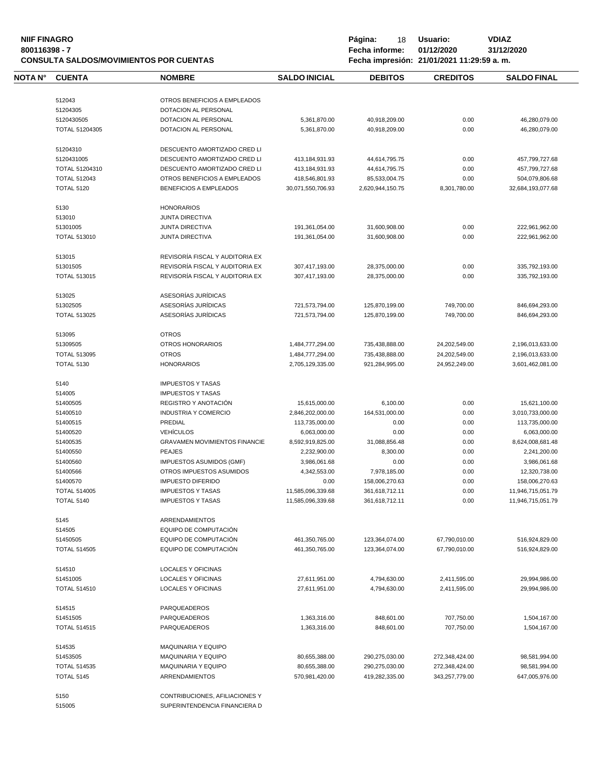**NIIF FINAGRO**
**800116398 - 7**
**CONSULTA SALDOS/MOVIMIENTOS POR CUENTAS**

**Página:** 18 **Usuario:** VDIAZ
**Fecha informe:** 01/12/2020 31/12/2020
**Fecha impresión:** 21/01/2021 11:29:59 a. m.

| NOTA N° | CUENTA | NOMBRE | SALDO INICIAL | DEBITOS | CREDITOS | SALDO FINAL |
|---|---|---|---|---|---|---|
| | 512043 | OTROS BENEFICIOS A EMPLEADOS | | | | |
| | 51204305 | DOTACION AL PERSONAL | | | | |
| | 5120430505 | DOTACION AL PERSONAL | 5,361,870.00 | 40,918,209.00 | 0.00 | 46,280,079.00 |
| | TOTAL 51204305 | DOTACION AL PERSONAL | 5,361,870.00 | 40,918,209.00 | 0.00 | 46,280,079.00 |
| | 51204310 | DESCUENTO AMORTIZADO CRED LI | | | | |
| | 5120431005 | DESCUENTO AMORTIZADO CRED LI | 413,184,931.93 | 44,614,795.75 | 0.00 | 457,799,727.68 |
| | TOTAL 51204310 | DESCUENTO AMORTIZADO CRED LI | 413,184,931.93 | 44,614,795.75 | 0.00 | 457,799,727.68 |
| | TOTAL 512043 | OTROS BENEFICIOS A EMPLEADOS | 418,546,801.93 | 85,533,004.75 | 0.00 | 504,079,806.68 |
| | TOTAL 5120 | BENEFICIOS A EMPLEADOS | 30,071,550,706.93 | 2,620,944,150.75 | 8,301,780.00 | 32,684,193,077.68 |
| | 5130 | HONORARIOS | | | | |
| | 513010 | JUNTA DIRECTIVA | | | | |
| | 51301005 | JUNTA DIRECTIVA | 191,361,054.00 | 31,600,908.00 | 0.00 | 222,961,962.00 |
| | TOTAL 513010 | JUNTA DIRECTIVA | 191,361,054.00 | 31,600,908.00 | 0.00 | 222,961,962.00 |
| | 513015 | REVISORÍA FISCAL Y AUDITORIA EX | | | | |
| | 51301505 | REVISORÍA FISCAL Y AUDITORIA EX | 307,417,193.00 | 28,375,000.00 | 0.00 | 335,792,193.00 |
| | TOTAL 513015 | REVISORÍA FISCAL Y AUDITORIA EX | 307,417,193.00 | 28,375,000.00 | 0.00 | 335,792,193.00 |
| | 513025 | ASESORÍAS JURÍDICAS | | | | |
| | 51302505 | ASESORÍAS JURÍDICAS | 721,573,794.00 | 125,870,199.00 | 749,700.00 | 846,694,293.00 |
| | TOTAL 513025 | ASESORÍAS JURÍDICAS | 721,573,794.00 | 125,870,199.00 | 749,700.00 | 846,694,293.00 |
| | 513095 | OTROS | | | | |
| | 51309505 | OTROS HONORARIOS | 1,484,777,294.00 | 735,438,888.00 | 24,202,549.00 | 2,196,013,633.00 |
| | TOTAL 513095 | OTROS | 1,484,777,294.00 | 735,438,888.00 | 24,202,549.00 | 2,196,013,633.00 |
| | TOTAL 5130 | HONORARIOS | 2,705,129,335.00 | 921,284,995.00 | 24,952,249.00 | 3,601,462,081.00 |
| | 5140 | IMPUESTOS Y TASAS | | | | |
| | 514005 | IMPUESTOS Y TASAS | | | | |
| | 51400505 | REGISTRO Y ANOTACIÓN | 15,615,000.00 | 6,100.00 | 0.00 | 15,621,100.00 |
| | 51400510 | INDUSTRIA Y COMERCIO | 2,846,202,000.00 | 164,531,000.00 | 0.00 | 3,010,733,000.00 |
| | 51400515 | PREDIAL | 113,735,000.00 | 0.00 | 0.00 | 113,735,000.00 |
| | 51400520 | VEHÍCULOS | 6,063,000.00 | 0.00 | 0.00 | 6,063,000.00 |
| | 51400535 | GRAVAMEN MOVIMIENTOS FINANCIE | 8,592,919,825.00 | 31,088,856.48 | 0.00 | 8,624,008,681.48 |
| | 51400550 | PEAJES | 2,232,900.00 | 8,300.00 | 0.00 | 2,241,200.00 |
| | 51400560 | IMPUESTOS ASUMIDOS (GMF) | 3,986,061.68 | 0.00 | 0.00 | 3,986,061.68 |
| | 51400566 | OTROS IMPUESTOS ASUMIDOS | 4,342,553.00 | 7,978,185.00 | 0.00 | 12,320,738.00 |
| | 51400570 | IMPUESTO DIFERIDO | 0.00 | 158,006,270.63 | 0.00 | 158,006,270.63 |
| | TOTAL 514005 | IMPUESTOS Y TASAS | 11,585,096,339.68 | 361,618,712.11 | 0.00 | 11,946,715,051.79 |
| | TOTAL 5140 | IMPUESTOS Y TASAS | 11,585,096,339.68 | 361,618,712.11 | 0.00 | 11,946,715,051.79 |
| | 5145 | ARRENDAMIENTOS | | | | |
| | 514505 | EQUIPO DE COMPUTACIÓN | | | | |
| | 51450505 | EQUIPO DE COMPUTACIÓN | 461,350,765.00 | 123,364,074.00 | 67,790,010.00 | 516,924,829.00 |
| | TOTAL 514505 | EQUIPO DE COMPUTACIÓN | 461,350,765.00 | 123,364,074.00 | 67,790,010.00 | 516,924,829.00 |
| | 514510 | LOCALES Y OFICINAS | | | | |
| | 51451005 | LOCALES Y OFICINAS | 27,611,951.00 | 4,794,630.00 | 2,411,595.00 | 29,994,986.00 |
| | TOTAL 514510 | LOCALES Y OFICINAS | 27,611,951.00 | 4,794,630.00 | 2,411,595.00 | 29,994,986.00 |
| | 514515 | PARQUEADEROS | | | | |
| | 51451505 | PARQUEADEROS | 1,363,316.00 | 848,601.00 | 707,750.00 | 1,504,167.00 |
| | TOTAL 514515 | PARQUEADEROS | 1,363,316.00 | 848,601.00 | 707,750.00 | 1,504,167.00 |
| | 514535 | MAQUINARIA Y EQUIPO | | | | |
| | 51453505 | MAQUINARIA Y EQUIPO | 80,655,388.00 | 290,275,030.00 | 272,348,424.00 | 98,581,994.00 |
| | TOTAL 514535 | MAQUINARIA Y EQUIPO | 80,655,388.00 | 290,275,030.00 | 272,348,424.00 | 98,581,994.00 |
| | TOTAL 5145 | ARRENDAMIENTOS | 570,981,420.00 | 419,282,335.00 | 343,257,779.00 | 647,005,976.00 |
| | 5150 | CONTRIBUCIONES, AFILIACIONES Y | | | | |
| | 515005 | SUPERINTENDENCIA FINANCIERA D | | | | |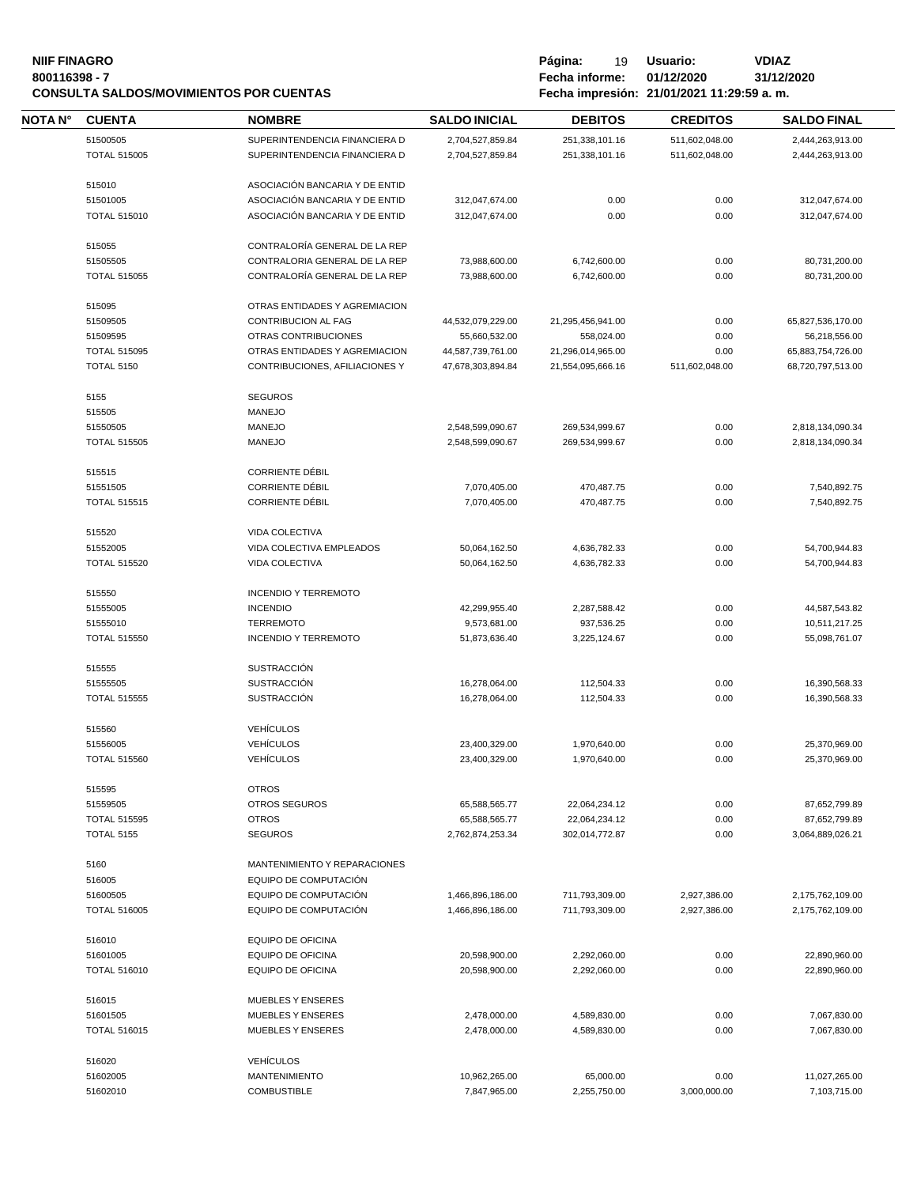**NIIF FINAGRO**
**800116398 - 7**
**CONSULTA SALDOS/MOVIMIENTOS POR CUENTAS**

**Fecha informe:** 01/12/2020 31/12/2020
**Fecha impresión:** 21/01/2021 11:29:59 a. m.
**Usuario:** VDIAZ

| NOTA N° | CUENTA | NOMBRE | SALDO INICIAL | DEBITOS | CREDITOS | SALDO FINAL |
|---|---|---|---|---|---|---|
| | 51500505 | SUPERINTENDENCIA FINANCIERA D | 2,704,527,859.84 | 251,338,101.16 | 511,602,048.00 | 2,444,263,913.00 |
| | TOTAL 515005 | SUPERINTENDENCIA FINANCIERA D | 2,704,527,859.84 | 251,338,101.16 | 511,602,048.00 | 2,444,263,913.00 |
| | 515010 | ASOCIACIÓN BANCARIA Y DE ENTID | | | | |
| | 51501005 | ASOCIACIÓN BANCARIA Y DE ENTID | 312,047,674.00 | 0.00 | 0.00 | 312,047,674.00 |
| | TOTAL 515010 | ASOCIACIÓN BANCARIA Y DE ENTID | 312,047,674.00 | 0.00 | 0.00 | 312,047,674.00 |
| | 515055 | CONTRALORÍA GENERAL DE LA REP | | | | |
| | 51505505 | CONTRALORIA GENERAL DE LA REP | 73,988,600.00 | 6,742,600.00 | 0.00 | 80,731,200.00 |
| | TOTAL 515055 | CONTRALORÍA GENERAL DE LA REP | 73,988,600.00 | 6,742,600.00 | 0.00 | 80,731,200.00 |
| | 515095 | OTRAS ENTIDADES Y AGREMIACION | | | | |
| | 51509505 | CONTRIBUCION AL FAG | 44,532,079,229.00 | 21,295,456,941.00 | 0.00 | 65,827,536,170.00 |
| | 51509595 | OTRAS CONTRIBUCIONES | 55,660,532.00 | 558,024.00 | 0.00 | 56,218,556.00 |
| | TOTAL 515095 | OTRAS ENTIDADES Y AGREMIACION | 44,587,739,761.00 | 21,296,014,965.00 | 0.00 | 65,883,754,726.00 |
| | TOTAL 5150 | CONTRIBUCIONES, AFILIACIONES Y | 47,678,303,894.84 | 21,554,095,666.16 | 511,602,048.00 | 68,720,797,513.00 |
| | 5155 | SEGUROS | | | | |
| | 515505 | MANEJO | | | | |
| | 51550505 | MANEJO | 2,548,599,090.67 | 269,534,999.67 | 0.00 | 2,818,134,090.34 |
| | TOTAL 515505 | MANEJO | 2,548,599,090.67 | 269,534,999.67 | 0.00 | 2,818,134,090.34 |
| | 515515 | CORRIENTE DÉBIL | | | | |
| | 51551505 | CORRIENTE DÉBIL | 7,070,405.00 | 470,487.75 | 0.00 | 7,540,892.75 |
| | TOTAL 515515 | CORRIENTE DÉBIL | 7,070,405.00 | 470,487.75 | 0.00 | 7,540,892.75 |
| | 515520 | VIDA COLECTIVA | | | | |
| | 51552005 | VIDA COLECTIVA EMPLEADOS | 50,064,162.50 | 4,636,782.33 | 0.00 | 54,700,944.83 |
| | TOTAL 515520 | VIDA COLECTIVA | 50,064,162.50 | 4,636,782.33 | 0.00 | 54,700,944.83 |
| | 515550 | INCENDIO Y TERREMOTO | | | | |
| | 51555005 | INCENDIO | 42,299,955.40 | 2,287,588.42 | 0.00 | 44,587,543.82 |
| | 51555010 | TERREMOTO | 9,573,681.00 | 937,536.25 | 0.00 | 10,511,217.25 |
| | TOTAL 515550 | INCENDIO Y TERREMOTO | 51,873,636.40 | 3,225,124.67 | 0.00 | 55,098,761.07 |
| | 515555 | SUSTRACCIÓN | | | | |
| | 51555505 | SUSTRACCIÓN | 16,278,064.00 | 112,504.33 | 0.00 | 16,390,568.33 |
| | TOTAL 515555 | SUSTRACCIÓN | 16,278,064.00 | 112,504.33 | 0.00 | 16,390,568.33 |
| | 515560 | VEHÍCULOS | | | | |
| | 51556005 | VEHÍCULOS | 23,400,329.00 | 1,970,640.00 | 0.00 | 25,370,969.00 |
| | TOTAL 515560 | VEHÍCULOS | 23,400,329.00 | 1,970,640.00 | 0.00 | 25,370,969.00 |
| | 515595 | OTROS | | | | |
| | 51559505 | OTROS SEGUROS | 65,588,565.77 | 22,064,234.12 | 0.00 | 87,652,799.89 |
| | TOTAL 515595 | OTROS | 65,588,565.77 | 22,064,234.12 | 0.00 | 87,652,799.89 |
| | TOTAL 5155 | SEGUROS | 2,762,874,253.34 | 302,014,772.87 | 0.00 | 3,064,889,026.21 |
| | 5160 | MANTENIMIENTO Y REPARACIONES | | | | |
| | 516005 | EQUIPO DE COMPUTACIÓN | | | | |
| | 51600505 | EQUIPO DE COMPUTACIÓN | 1,466,896,186.00 | 711,793,309.00 | 2,927,386.00 | 2,175,762,109.00 |
| | TOTAL 516005 | EQUIPO DE COMPUTACIÓN | 1,466,896,186.00 | 711,793,309.00 | 2,927,386.00 | 2,175,762,109.00 |
| | 516010 | EQUIPO DE OFICINA | | | | |
| | 51601005 | EQUIPO DE OFICINA | 20,598,900.00 | 2,292,060.00 | 0.00 | 22,890,960.00 |
| | TOTAL 516010 | EQUIPO DE OFICINA | 20,598,900.00 | 2,292,060.00 | 0.00 | 22,890,960.00 |
| | 516015 | MUEBLES Y ENSERES | | | | |
| | 51601505 | MUEBLES Y ENSERES | 2,478,000.00 | 4,589,830.00 | 0.00 | 7,067,830.00 |
| | TOTAL 516015 | MUEBLES Y ENSERES | 2,478,000.00 | 4,589,830.00 | 0.00 | 7,067,830.00 |
| | 516020 | VEHÍCULOS | | | | |
| | 51602005 | MANTENIMIENTO | 10,962,265.00 | 65,000.00 | 0.00 | 11,027,265.00 |
| | 51602010 | COMBUSTIBLE | 7,847,965.00 | 2,255,750.00 | 3,000,000.00 | 7,103,715.00 |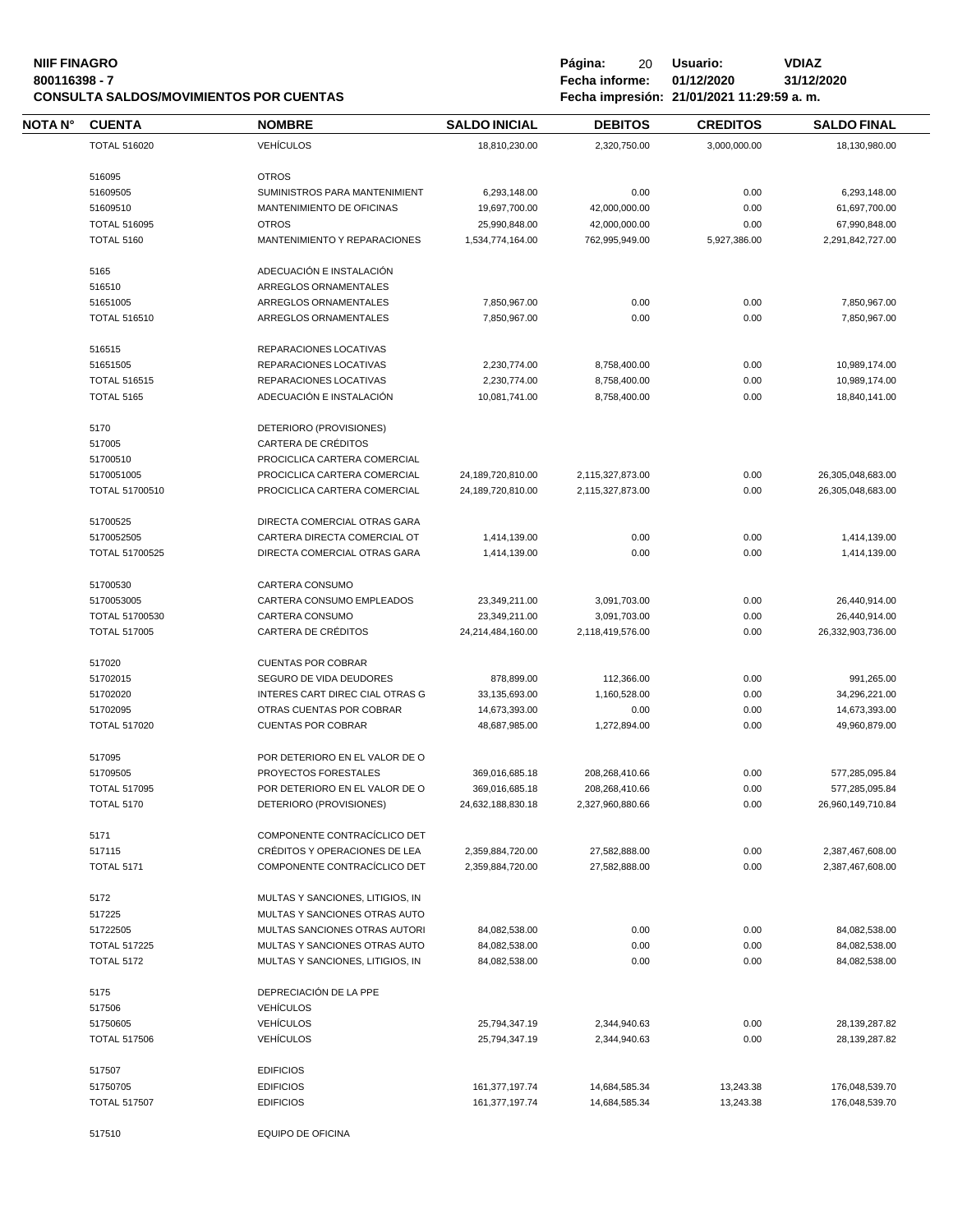**NIIF FINAGRO**
**800116398 - 7**
**CONSULTA SALDOS/MOVIMIENTOS POR CUENTAS**

**Usuario:** VDIAZ
**Fecha informe:** 01/12/2020 31/12/2020
**Fecha impresión:** 21/01/2021 11:29:59 a. m.

| NOTA N° | CUENTA | NOMBRE | SALDO INICIAL | DEBITOS | CREDITOS | SALDO FINAL |
|---|---|---|---|---|---|---|
| | TOTAL 516020 | VEHÍCULOS | 18,810,230.00 | 2,320,750.00 | 3,000,000.00 | 18,130,980.00 |
| | 516095 | OTROS | | | | |
| | 51609505 | SUMINISTROS PARA MANTENIMIENT | 6,293,148.00 | 0.00 | 0.00 | 6,293,148.00 |
| | 51609510 | MANTENIMIENTO DE OFICINAS | 19,697,700.00 | 42,000,000.00 | 0.00 | 61,697,700.00 |
| | TOTAL 516095 | OTROS | 25,990,848.00 | 42,000,000.00 | 0.00 | 67,990,848.00 |
| | TOTAL 5160 | MANTENIMIENTO Y REPARACIONES | 1,534,774,164.00 | 762,995,949.00 | 5,927,386.00 | 2,291,842,727.00 |
| | 5165 | ADECUACIÓN E INSTALACIÓN | | | | |
| | 516510 | ARREGLOS ORNAMENTALES | | | | |
| | 51651005 | ARREGLOS ORNAMENTALES | 7,850,967.00 | 0.00 | 0.00 | 7,850,967.00 |
| | TOTAL 516510 | ARREGLOS ORNAMENTALES | 7,850,967.00 | 0.00 | 0.00 | 7,850,967.00 |
| | 516515 | REPARACIONES LOCATIVAS | | | | |
| | 51651505 | REPARACIONES LOCATIVAS | 2,230,774.00 | 8,758,400.00 | 0.00 | 10,989,174.00 |
| | TOTAL 516515 | REPARACIONES LOCATIVAS | 2,230,774.00 | 8,758,400.00 | 0.00 | 10,989,174.00 |
| | TOTAL 5165 | ADECUACIÓN E INSTALACIÓN | 10,081,741.00 | 8,758,400.00 | 0.00 | 18,840,141.00 |
| | 5170 | DETERIORO (PROVISIONES) | | | | |
| | 517005 | CARTERA DE CRÉDITOS | | | | |
| | 51700510 | PROCICLICA CARTERA COMERCIAL | | | | |
| | 5170051005 | PROCICLICA CARTERA COMERCIAL | 24,189,720,810.00 | 2,115,327,873.00 | 0.00 | 26,305,048,683.00 |
| | TOTAL 51700510 | PROCICLICA CARTERA COMERCIAL | 24,189,720,810.00 | 2,115,327,873.00 | 0.00 | 26,305,048,683.00 |
| | 51700525 | DIRECTA COMERCIAL OTRAS GARA | | | | |
| | 5170052505 | CARTERA DIRECTA COMERCIAL OT | 1,414,139.00 | 0.00 | 0.00 | 1,414,139.00 |
| | TOTAL 51700525 | DIRECTA COMERCIAL OTRAS GARA | 1,414,139.00 | 0.00 | 0.00 | 1,414,139.00 |
| | 51700530 | CARTERA CONSUMO | | | | |
| | 5170053005 | CARTERA CONSUMO EMPLEADOS | 23,349,211.00 | 3,091,703.00 | 0.00 | 26,440,914.00 |
| | TOTAL 51700530 | CARTERA CONSUMO | 23,349,211.00 | 3,091,703.00 | 0.00 | 26,440,914.00 |
| | TOTAL 517005 | CARTERA DE CRÉDITOS | 24,214,484,160.00 | 2,118,419,576.00 | 0.00 | 26,332,903,736.00 |
| | 517020 | CUENTAS POR COBRAR | | | | |
| | 51702015 | SEGURO DE VIDA DEUDORES | 878,899.00 | 112,366.00 | 0.00 | 991,265.00 |
| | 51702020 | INTERES CART DIREC CIAL OTRAS G | 33,135,693.00 | 1,160,528.00 | 0.00 | 34,296,221.00 |
| | 51702095 | OTRAS CUENTAS POR COBRAR | 14,673,393.00 | 0.00 | 0.00 | 14,673,393.00 |
| | TOTAL 517020 | CUENTAS POR COBRAR | 48,687,985.00 | 1,272,894.00 | 0.00 | 49,960,879.00 |
| | 517095 | POR DETERIORO EN EL VALOR DE O | | | | |
| | 51709505 | PROYECTOS FORESTALES | 369,016,685.18 | 208,268,410.66 | 0.00 | 577,285,095.84 |
| | TOTAL 517095 | POR DETERIORO EN EL VALOR DE O | 369,016,685.18 | 208,268,410.66 | 0.00 | 577,285,095.84 |
| | TOTAL 5170 | DETERIORO (PROVISIONES) | 24,632,188,830.18 | 2,327,960,880.66 | 0.00 | 26,960,149,710.84 |
| | 5171 | COMPONENTE CONTRACÍCLICO DET | | | | |
| | 517115 | CRÉDITOS Y OPERACIONES DE LEA | 2,359,884,720.00 | 27,582,888.00 | 0.00 | 2,387,467,608.00 |
| | TOTAL 5171 | COMPONENTE CONTRACÍCLICO DET | 2,359,884,720.00 | 27,582,888.00 | 0.00 | 2,387,467,608.00 |
| | 5172 | MULTAS Y SANCIONES, LITIGIOS, IN | | | | |
| | 517225 | MULTAS Y SANCIONES OTRAS AUTO | | | | |
| | 51722505 | MULTAS SANCIONES OTRAS AUTORI | 84,082,538.00 | 0.00 | 0.00 | 84,082,538.00 |
| | TOTAL 517225 | MULTAS Y SANCIONES OTRAS AUTO | 84,082,538.00 | 0.00 | 0.00 | 84,082,538.00 |
| | TOTAL 5172 | MULTAS Y SANCIONES, LITIGIOS, IN | 84,082,538.00 | 0.00 | 0.00 | 84,082,538.00 |
| | 5175 | DEPRECIACIÓN DE LA PPE | | | | |
| | 517506 | VEHÍCULOS | | | | |
| | 51750605 | VEHÍCULOS | 25,794,347.19 | 2,344,940.63 | 0.00 | 28,139,287.82 |
| | TOTAL 517506 | VEHÍCULOS | 25,794,347.19 | 2,344,940.63 | 0.00 | 28,139,287.82 |
| | 517507 | EDIFICIOS | | | | |
| | 51750705 | EDIFICIOS | 161,377,197.74 | 14,684,585.34 | 13,243.38 | 176,048,539.70 |
| | TOTAL 517507 | EDIFICIOS | 161,377,197.74 | 14,684,585.34 | 13,243.38 | 176,048,539.70 |
| | 517510 | EQUIPO DE OFICINA | | | | |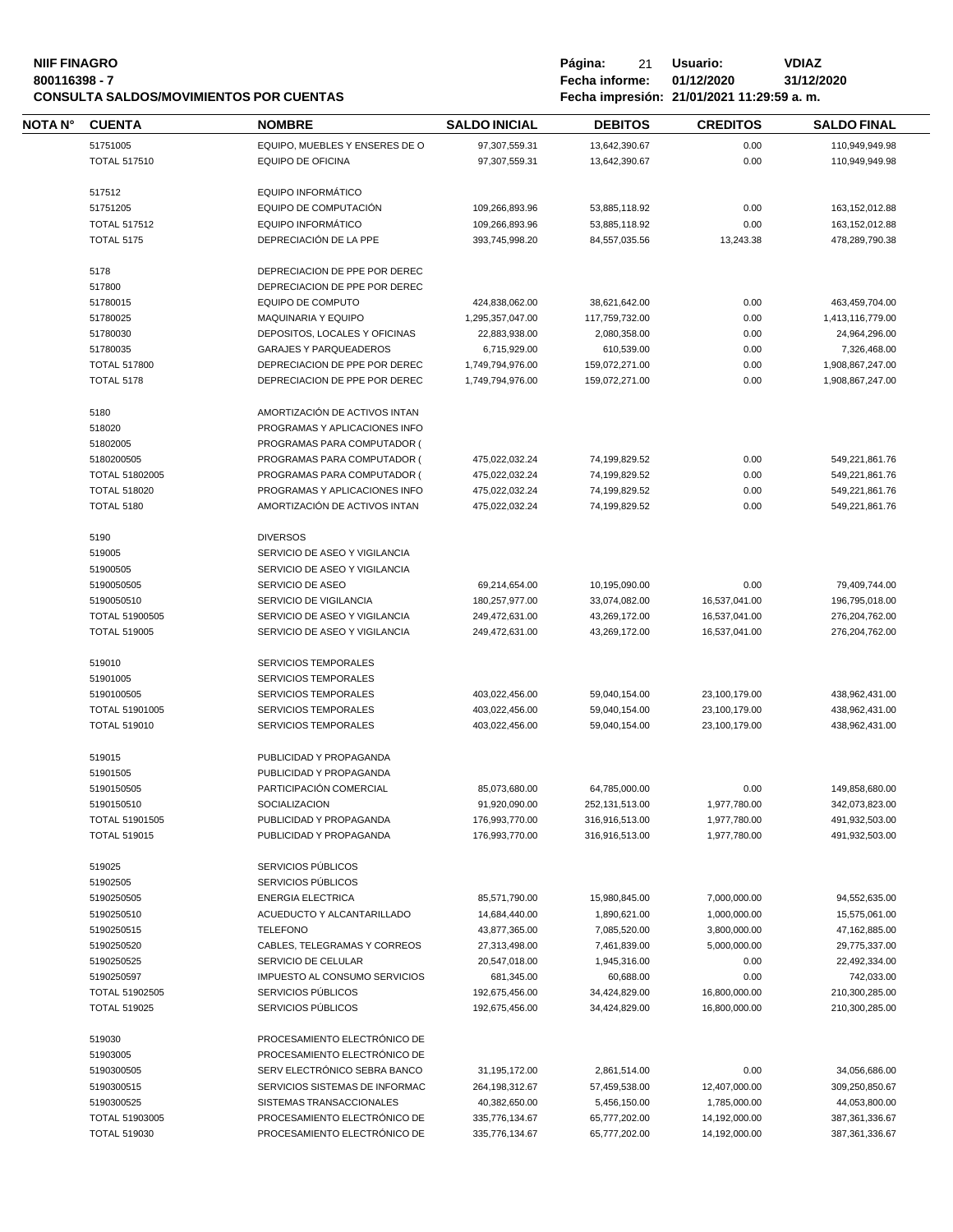| NOTA N° | CUENTA | NOMBRE | SALDO INICIAL | DEBITOS | CREDITOS | SALDO FINAL |
|---|---|---|---|---|---|---|
| | 51751005 | EQUIPO, MUEBLES Y ENSERES DE O | 97,307,559.31 | 13,642,390.67 | 0.00 | 110,949,949.98 |
| | TOTAL 517510 | EQUIPO DE OFICINA | 97,307,559.31 | 13,642,390.67 | 0.00 | 110,949,949.98 |
| | 517512 | EQUIPO INFORMÁTICO | | | | |
| | 51751205 | EQUIPO DE COMPUTACIÓN | 109,266,893.96 | 53,885,118.92 | 0.00 | 163,152,012.88 |
| | TOTAL 517512 | EQUIPO INFORMÁTICO | 109,266,893.96 | 53,885,118.92 | 0.00 | 163,152,012.88 |
| | TOTAL 5175 | DEPRECIACIÓN DE LA PPE | 393,745,998.20 | 84,557,035.56 | 13,243.38 | 478,289,790.38 |
| | 5178 | DEPRECIACION DE PPE POR DEREC | | | | |
| | 517800 | DEPRECIACION DE PPE POR DEREC | | | | |
| | 51780015 | EQUIPO DE COMPUTO | 424,838,062.00 | 38,621,642.00 | 0.00 | 463,459,704.00 |
| | 51780025 | MAQUINARIA Y EQUIPO | 1,295,357,047.00 | 117,759,732.00 | 0.00 | 1,413,116,779.00 |
| | 51780030 | DEPOSITOS, LOCALES Y OFICINAS | 22,883,938.00 | 2,080,358.00 | 0.00 | 24,964,296.00 |
| | 51780035 | GARAJES Y PARQUEADEROS | 6,715,929.00 | 610,539.00 | 0.00 | 7,326,468.00 |
| | TOTAL 517800 | DEPRECIACION DE PPE POR DEREC | 1,749,794,976.00 | 159,072,271.00 | 0.00 | 1,908,867,247.00 |
| | TOTAL 5178 | DEPRECIACION DE PPE POR DEREC | 1,749,794,976.00 | 159,072,271.00 | 0.00 | 1,908,867,247.00 |
| | 5180 | AMORTIZACIÓN DE ACTIVOS INTAN | | | | |
| | 518020 | PROGRAMAS Y APLICACIONES INFO | | | | |
| | 51802005 | PROGRAMAS PARA COMPUTADOR ( | | | | |
| | 5180200505 | PROGRAMAS PARA COMPUTADOR ( | 475,022,032.24 | 74,199,829.52 | 0.00 | 549,221,861.76 |
| | TOTAL 51802005 | PROGRAMAS PARA COMPUTADOR ( | 475,022,032.24 | 74,199,829.52 | 0.00 | 549,221,861.76 |
| | TOTAL 518020 | PROGRAMAS Y APLICACIONES INFO | 475,022,032.24 | 74,199,829.52 | 0.00 | 549,221,861.76 |
| | TOTAL 5180 | AMORTIZACIÓN DE ACTIVOS INTAN | 475,022,032.24 | 74,199,829.52 | 0.00 | 549,221,861.76 |
| | 5190 | DIVERSOS | | | | |
| | 519005 | SERVICIO DE ASEO Y VIGILANCIA | | | | |
| | 51900505 | SERVICIO DE ASEO Y VIGILANCIA | | | | |
| | 5190050505 | SERVICIO DE ASEO | 69,214,654.00 | 10,195,090.00 | 0.00 | 79,409,744.00 |
| | 5190050510 | SERVICIO DE VIGILANCIA | 180,257,977.00 | 33,074,082.00 | 16,537,041.00 | 196,795,018.00 |
| | TOTAL 51900505 | SERVICIO DE ASEO Y VIGILANCIA | 249,472,631.00 | 43,269,172.00 | 16,537,041.00 | 276,204,762.00 |
| | TOTAL 519005 | SERVICIO DE ASEO Y VIGILANCIA | 249,472,631.00 | 43,269,172.00 | 16,537,041.00 | 276,204,762.00 |
| | 519010 | SERVICIOS TEMPORALES | | | | |
| | 51901005 | SERVICIOS TEMPORALES | | | | |
| | 5190100505 | SERVICIOS TEMPORALES | 403,022,456.00 | 59,040,154.00 | 23,100,179.00 | 438,962,431.00 |
| | TOTAL 51901005 | SERVICIOS TEMPORALES | 403,022,456.00 | 59,040,154.00 | 23,100,179.00 | 438,962,431.00 |
| | TOTAL 519010 | SERVICIOS TEMPORALES | 403,022,456.00 | 59,040,154.00 | 23,100,179.00 | 438,962,431.00 |
| | 519015 | PUBLICIDAD Y PROPAGANDA | | | | |
| | 51901505 | PUBLICIDAD Y PROPAGANDA | | | | |
| | 5190150505 | PARTICIPACIÓN COMERCIAL | 85,073,680.00 | 64,785,000.00 | 0.00 | 149,858,680.00 |
| | 5190150510 | SOCIALIZACION | 91,920,090.00 | 252,131,513.00 | 1,977,780.00 | 342,073,823.00 |
| | TOTAL 51901505 | PUBLICIDAD Y PROPAGANDA | 176,993,770.00 | 316,916,513.00 | 1,977,780.00 | 491,932,503.00 |
| | TOTAL 519015 | PUBLICIDAD Y PROPAGANDA | 176,993,770.00 | 316,916,513.00 | 1,977,780.00 | 491,932,503.00 |
| | 519025 | SERVICIOS PÚBLICOS | | | | |
| | 51902505 | SERVICIOS PÚBLICOS | | | | |
| | 5190250505 | ENERGIA ELECTRICA | 85,571,790.00 | 15,980,845.00 | 7,000,000.00 | 94,552,635.00 |
| | 5190250510 | ACUEDUCTO Y ALCANTARILLADO | 14,684,440.00 | 1,890,621.00 | 1,000,000.00 | 15,575,061.00 |
| | 5190250515 | TELEFONO | 43,877,365.00 | 7,085,520.00 | 3,800,000.00 | 47,162,885.00 |
| | 5190250520 | CABLES, TELEGRAMAS Y CORREOS | 27,313,498.00 | 7,461,839.00 | 5,000,000.00 | 29,775,337.00 |
| | 5190250525 | SERVICIO DE CELULAR | 20,547,018.00 | 1,945,316.00 | 0.00 | 22,492,334.00 |
| | 5190250597 | IMPUESTO AL CONSUMO SERVICIOS | 681,345.00 | 60,688.00 | 0.00 | 742,033.00 |
| | TOTAL 51902505 | SERVICIOS PÚBLICOS | 192,675,456.00 | 34,424,829.00 | 16,800,000.00 | 210,300,285.00 |
| | TOTAL 519025 | SERVICIOS PÚBLICOS | 192,675,456.00 | 34,424,829.00 | 16,800,000.00 | 210,300,285.00 |
| | 519030 | PROCESAMIENTO ELECTRÓNICO DE | | | | |
| | 51903005 | PROCESAMIENTO ELECTRÓNICO DE | | | | |
| | 5190300505 | SERV ELECTRÓNICO SEBRA BANCO | 31,195,172.00 | 2,861,514.00 | 0.00 | 34,056,686.00 |
| | 5190300515 | SERVICIOS SISTEMAS DE INFORMAC | 264,198,312.67 | 57,459,538.00 | 12,407,000.00 | 309,250,850.67 |
| | 5190300525 | SISTEMAS TRANSACCIONALES | 40,382,650.00 | 5,456,150.00 | 1,785,000.00 | 44,053,800.00 |
| | TOTAL 51903005 | PROCESAMIENTO ELECTRÓNICO DE | 335,776,134.67 | 65,777,202.00 | 14,192,000.00 | 387,361,336.67 |
| | TOTAL 519030 | PROCESAMIENTO ELECTRÓNICO DE | 335,776,134.67 | 65,777,202.00 | 14,192,000.00 | 387,361,336.67 |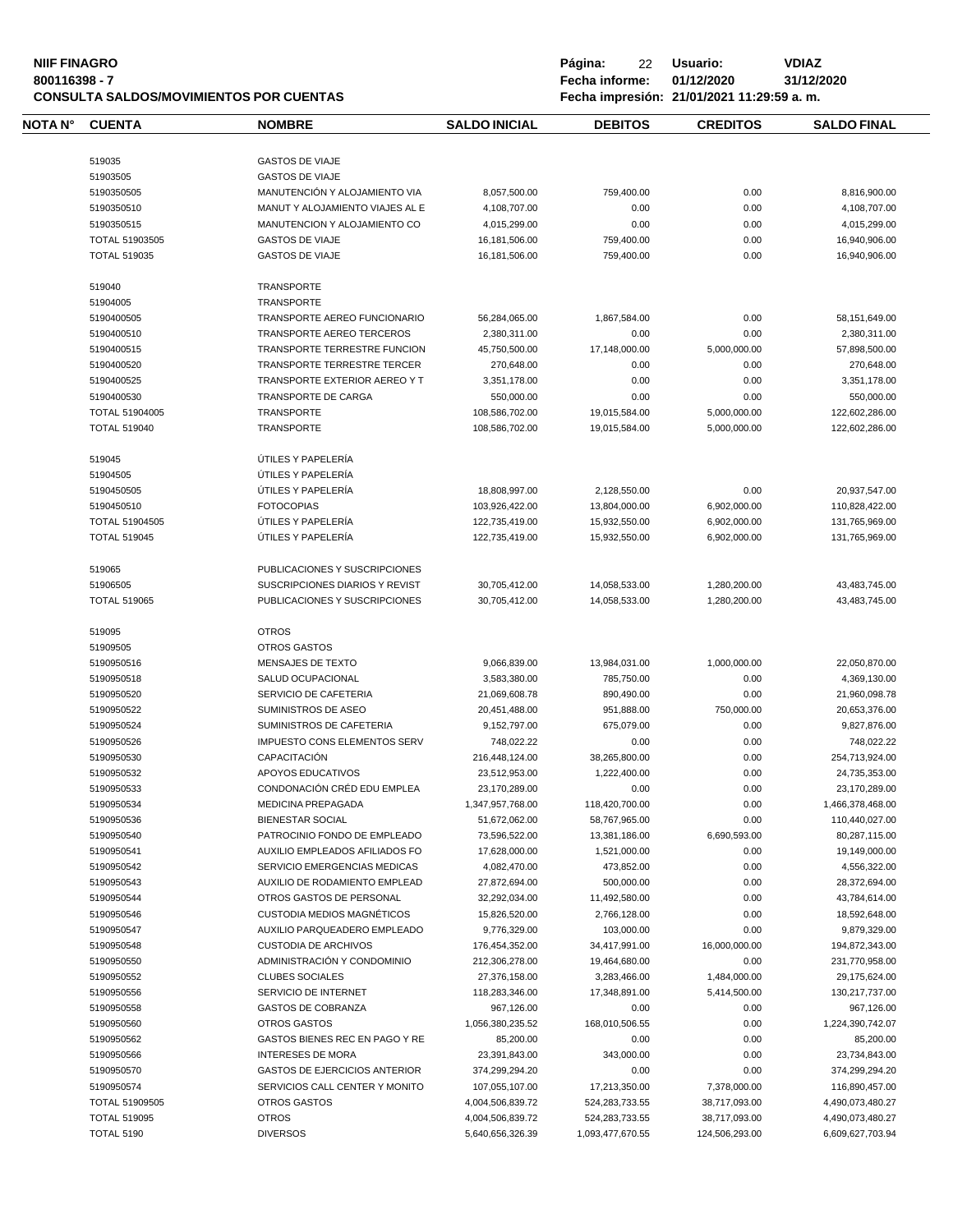| NOTA N° | CUENTA | NOMBRE | SALDO INICIAL | DEBITOS | CREDITOS | SALDO FINAL |
|---|---|---|---|---|---|---|
| | 519035 | GASTOS DE VIAJE | | | | |
| | 51903505 | GASTOS DE VIAJE | | | | |
| | 5190350505 | MANUTENCIÓN Y ALOJAMIENTO VIA | 8,057,500.00 | 759,400.00 | 0.00 | 8,816,900.00 |
| | 5190350510 | MANUT Y ALOJAMIENTO VIAJES AL E | 4,108,707.00 | 0.00 | 0.00 | 4,108,707.00 |
| | 5190350515 | MANUTENCION Y ALOJAMIENTO CO | 4,015,299.00 | 0.00 | 0.00 | 4,015,299.00 |
| | TOTAL 51903505 | GASTOS DE VIAJE | 16,181,506.00 | 759,400.00 | 0.00 | 16,940,906.00 |
| | TOTAL 519035 | GASTOS DE VIAJE | 16,181,506.00 | 759,400.00 | 0.00 | 16,940,906.00 |
| | 519040 | TRANSPORTE | | | | |
| | 51904005 | TRANSPORTE | | | | |
| | 5190400505 | TRANSPORTE AEREO FUNCIONARIO | 56,284,065.00 | 1,867,584.00 | 0.00 | 58,151,649.00 |
| | 5190400510 | TRANSPORTE AEREO TERCEROS | 2,380,311.00 | 0.00 | 0.00 | 2,380,311.00 |
| | 5190400515 | TRANSPORTE TERRESTRE FUNCION | 45,750,500.00 | 17,148,000.00 | 5,000,000.00 | 57,898,500.00 |
| | 5190400520 | TRANSPORTE TERRESTRE TERCER | 270,648.00 | 0.00 | 0.00 | 270,648.00 |
| | 5190400525 | TRANSPORTE EXTERIOR AEREO Y T | 3,351,178.00 | 0.00 | 0.00 | 3,351,178.00 |
| | 5190400530 | TRANSPORTE DE CARGA | 550,000.00 | 0.00 | 0.00 | 550,000.00 |
| | TOTAL 51904005 | TRANSPORTE | 108,586,702.00 | 19,015,584.00 | 5,000,000.00 | 122,602,286.00 |
| | TOTAL 519040 | TRANSPORTE | 108,586,702.00 | 19,015,584.00 | 5,000,000.00 | 122,602,286.00 |
| | 519045 | ÚTILES Y PAPELERÍA | | | | |
| | 51904505 | ÚTILES Y PAPELERÍA | | | | |
| | 5190450505 | ÚTILES Y PAPELERÍA | 18,808,997.00 | 2,128,550.00 | 0.00 | 20,937,547.00 |
| | 5190450510 | FOTOCOPIAS | 103,926,422.00 | 13,804,000.00 | 6,902,000.00 | 110,828,422.00 |
| | TOTAL 51904505 | ÚTILES Y PAPELERÍA | 122,735,419.00 | 15,932,550.00 | 6,902,000.00 | 131,765,969.00 |
| | TOTAL 519045 | ÚTILES Y PAPELERÍA | 122,735,419.00 | 15,932,550.00 | 6,902,000.00 | 131,765,969.00 |
| | 519065 | PUBLICACIONES Y SUSCRIPCIONES | | | | |
| | 51906505 | SUSCRIPCIONES DIARIOS Y REVIST | 30,705,412.00 | 14,058,533.00 | 1,280,200.00 | 43,483,745.00 |
| | TOTAL 519065 | PUBLICACIONES Y SUSCRIPCIONES | 30,705,412.00 | 14,058,533.00 | 1,280,200.00 | 43,483,745.00 |
| | 519095 | OTROS | | | | |
| | 51909505 | OTROS GASTOS | | | | |
| | 5190950516 | MENSAJES DE TEXTO | 9,066,839.00 | 13,984,031.00 | 1,000,000.00 | 22,050,870.00 |
| | 5190950518 | SALUD OCUPACIONAL | 3,583,380.00 | 785,750.00 | 0.00 | 4,369,130.00 |
| | 5190950520 | SERVICIO DE CAFETERIA | 21,069,608.78 | 890,490.00 | 0.00 | 21,960,098.78 |
| | 5190950522 | SUMINISTROS DE ASEO | 20,451,488.00 | 951,888.00 | 750,000.00 | 20,653,376.00 |
| | 5190950524 | SUMINISTROS DE CAFETERIA | 9,152,797.00 | 675,079.00 | 0.00 | 9,827,876.00 |
| | 5190950526 | IMPUESTO CONS ELEMENTOS SERV | 748,022.22 | 0.00 | 0.00 | 748,022.22 |
| | 5190950530 | CAPACITACIÓN | 216,448,124.00 | 38,265,800.00 | 0.00 | 254,713,924.00 |
| | 5190950532 | APOYOS EDUCATIVOS | 23,512,953.00 | 1,222,400.00 | 0.00 | 24,735,353.00 |
| | 5190950533 | CONDONACIÓN CRÉD EDU EMPLEA | 23,170,289.00 | 0.00 | 0.00 | 23,170,289.00 |
| | 5190950534 | MEDICINA PREPAGADA | 1,347,957,768.00 | 118,420,700.00 | 0.00 | 1,466,378,468.00 |
| | 5190950536 | BIENESTAR SOCIAL | 51,672,062.00 | 58,767,965.00 | 0.00 | 110,440,027.00 |
| | 5190950540 | PATROCINIO FONDO DE EMPLEADO | 73,596,522.00 | 13,381,186.00 | 6,690,593.00 | 80,287,115.00 |
| | 5190950541 | AUXILIO EMPLEADOS AFILIADOS FO | 17,628,000.00 | 1,521,000.00 | 0.00 | 19,149,000.00 |
| | 5190950542 | SERVICIO EMERGENCIAS MEDICAS | 4,082,470.00 | 473,852.00 | 0.00 | 4,556,322.00 |
| | 5190950543 | AUXILIO DE RODAMIENTO EMPLEAD | 27,872,694.00 | 500,000.00 | 0.00 | 28,372,694.00 |
| | 5190950544 | OTROS GASTOS DE PERSONAL | 32,292,034.00 | 11,492,580.00 | 0.00 | 43,784,614.00 |
| | 5190950546 | CUSTODIA MEDIOS MAGNÉTICOS | 15,826,520.00 | 2,766,128.00 | 0.00 | 18,592,648.00 |
| | 5190950547 | AUXILIO PARQUEADERO EMPLEADO | 9,776,329.00 | 103,000.00 | 0.00 | 9,879,329.00 |
| | 5190950548 | CUSTODIA DE ARCHIVOS | 176,454,352.00 | 34,417,991.00 | 16,000,000.00 | 194,872,343.00 |
| | 5190950550 | ADMINISTRACIÓN Y CONDOMINIO | 212,306,278.00 | 19,464,680.00 | 0.00 | 231,770,958.00 |
| | 5190950552 | CLUBES SOCIALES | 27,376,158.00 | 3,283,466.00 | 1,484,000.00 | 29,175,624.00 |
| | 5190950556 | SERVICIO DE INTERNET | 118,283,346.00 | 17,348,891.00 | 5,414,500.00 | 130,217,737.00 |
| | 5190950558 | GASTOS DE COBRANZA | 967,126.00 | 0.00 | 0.00 | 967,126.00 |
| | 5190950560 | OTROS GASTOS | 1,056,380,235.52 | 168,010,506.55 | 0.00 | 1,224,390,742.07 |
| | 5190950562 | GASTOS BIENES REC EN PAGO Y RE | 85,200.00 | 0.00 | 0.00 | 85,200.00 |
| | 5190950566 | INTERESES DE MORA | 23,391,843.00 | 343,000.00 | 0.00 | 23,734,843.00 |
| | 5190950570 | GASTOS DE EJERCICIOS ANTERIOR | 374,299,294.20 | 0.00 | 0.00 | 374,299,294.20 |
| | 5190950574 | SERVICIOS CALL CENTER Y MONITO | 107,055,107.00 | 17,213,350.00 | 7,378,000.00 | 116,890,457.00 |
| | TOTAL 51909505 | OTROS GASTOS | 4,004,506,839.72 | 524,283,733.55 | 38,717,093.00 | 4,490,073,480.27 |
| | TOTAL 519095 | OTROS | 4,004,506,839.72 | 524,283,733.55 | 38,717,093.00 | 4,490,073,480.27 |
| | TOTAL 5190 | DIVERSOS | 5,640,656,326.39 | 1,093,477,670.55 | 124,506,293.00 | 6,609,627,703.94 |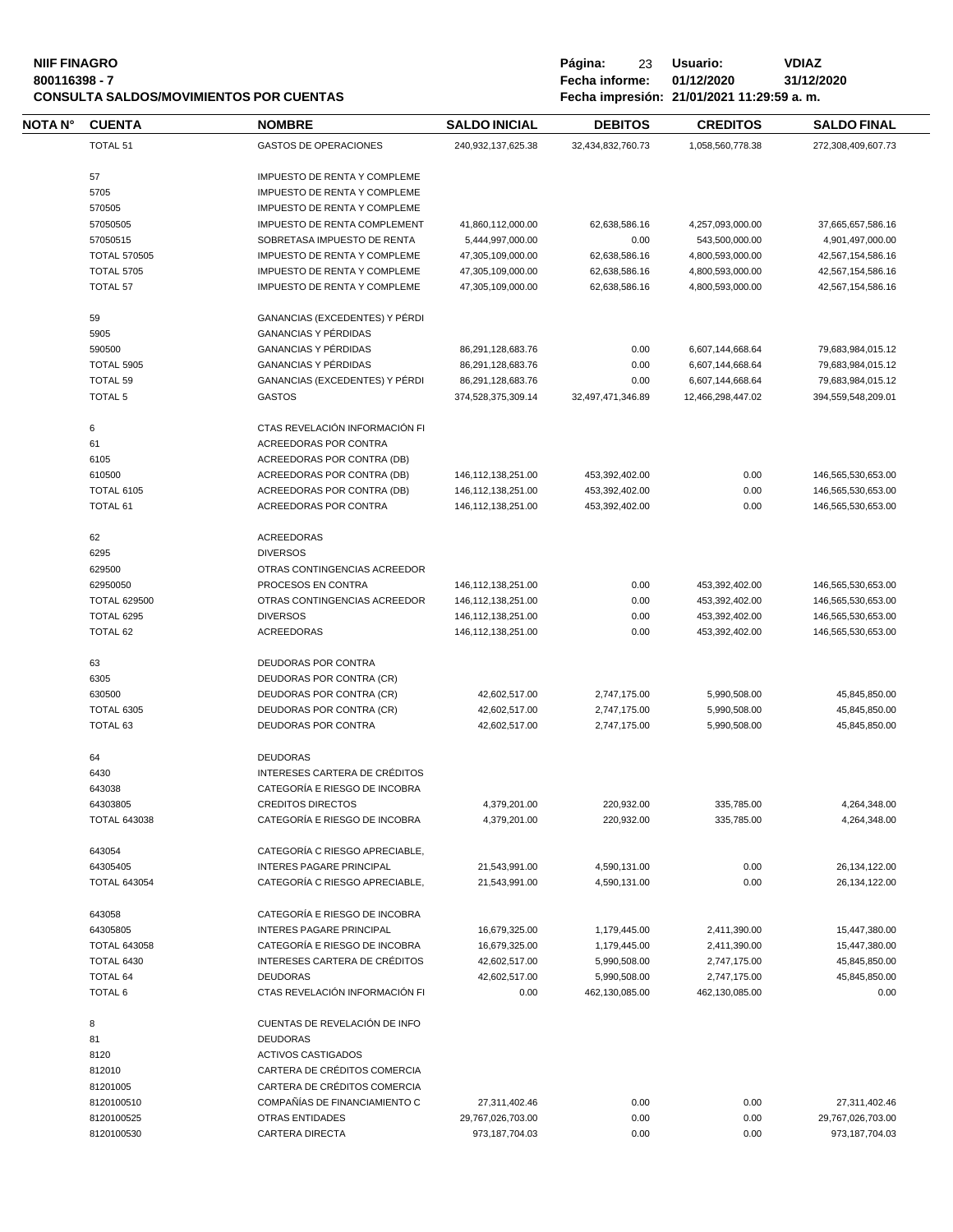**NIIF FINAGRO**
**800116398 - 7**
**CONSULTA SALDOS/MOVIMIENTOS POR CUENTAS**

**Usuario:** VDIAZ
**Fecha informe:** 01/12/2020 31/12/2020
**Fecha impresión:** 21/01/2021 11:29:59 a. m.

| NOTA N° | CUENTA | NOMBRE | SALDO INICIAL | DEBITOS | CREDITOS | SALDO FINAL |
|---|---|---|---|---|---|---|
| | TOTAL 51 | GASTOS DE OPERACIONES | 240,932,137,625.38 | 32,434,832,760.73 | 1,058,560,778.38 | 272,308,409,607.73 |
| | 57 | IMPUESTO DE RENTA Y COMPLEME | | | | |
| | 5705 | IMPUESTO DE RENTA Y COMPLEME | | | | |
| | 570505 | IMPUESTO DE RENTA Y COMPLEME | | | | |
| | 57050505 | IMPUESTO DE RENTA COMPLEMENT | 41,860,112,000.00 | 62,638,586.16 | 4,257,093,000.00 | 37,665,657,586.16 |
| | 57050515 | SOBRETASA IMPUESTO DE RENTA | 5,444,997,000.00 | 0.00 | 543,500,000.00 | 4,901,497,000.00 |
| | TOTAL 570505 | IMPUESTO DE RENTA Y COMPLEME | 47,305,109,000.00 | 62,638,586.16 | 4,800,593,000.00 | 42,567,154,586.16 |
| | TOTAL 5705 | IMPUESTO DE RENTA Y COMPLEME | 47,305,109,000.00 | 62,638,586.16 | 4,800,593,000.00 | 42,567,154,586.16 |
| | TOTAL 57 | IMPUESTO DE RENTA Y COMPLEME | 47,305,109,000.00 | 62,638,586.16 | 4,800,593,000.00 | 42,567,154,586.16 |
| | 59 | GANANCIAS (EXCEDENTES) Y PÉRDI | | | | |
| | 5905 | GANANCIAS Y PÉRDIDAS | | | | |
| | 590500 | GANANCIAS Y PÉRDIDAS | 86,291,128,683.76 | 0.00 | 6,607,144,668.64 | 79,683,984,015.12 |
| | TOTAL 5905 | GANANCIAS Y PÉRDIDAS | 86,291,128,683.76 | 0.00 | 6,607,144,668.64 | 79,683,984,015.12 |
| | TOTAL 59 | GANANCIAS (EXCEDENTES) Y PÉRDI | 86,291,128,683.76 | 0.00 | 6,607,144,668.64 | 79,683,984,015.12 |
| | TOTAL 5 | GASTOS | 374,528,375,309.14 | 32,497,471,346.89 | 12,466,298,447.02 | 394,559,548,209.01 |
| | 6 | CTAS REVELACIÓN INFORMACIÓN FI | | | | |
| | 61 | ACREEDORAS POR CONTRA | | | | |
| | 6105 | ACREEDORAS POR CONTRA (DB) | | | | |
| | 610500 | ACREEDORAS POR CONTRA (DB) | 146,112,138,251.00 | 453,392,402.00 | 0.00 | 146,565,530,653.00 |
| | TOTAL 6105 | ACREEDORAS POR CONTRA (DB) | 146,112,138,251.00 | 453,392,402.00 | 0.00 | 146,565,530,653.00 |
| | TOTAL 61 | ACREEDORAS POR CONTRA | 146,112,138,251.00 | 453,392,402.00 | 0.00 | 146,565,530,653.00 |
| | 62 | ACREEDORAS | | | | |
| | 6295 | DIVERSOS | | | | |
| | 629500 | OTRAS CONTINGENCIAS ACREEDOR | | | | |
| | 62950050 | PROCESOS EN CONTRA | 146,112,138,251.00 | 0.00 | 453,392,402.00 | 146,565,530,653.00 |
| | TOTAL 629500 | OTRAS CONTINGENCIAS ACREEDOR | 146,112,138,251.00 | 0.00 | 453,392,402.00 | 146,565,530,653.00 |
| | TOTAL 6295 | DIVERSOS | 146,112,138,251.00 | 0.00 | 453,392,402.00 | 146,565,530,653.00 |
| | TOTAL 62 | ACREEDORAS | 146,112,138,251.00 | 0.00 | 453,392,402.00 | 146,565,530,653.00 |
| | 63 | DEUDORAS POR CONTRA | | | | |
| | 6305 | DEUDORAS POR CONTRA (CR) | | | | |
| | 630500 | DEUDORAS POR CONTRA (CR) | 42,602,517.00 | 2,747,175.00 | 5,990,508.00 | 45,845,850.00 |
| | TOTAL 6305 | DEUDORAS POR CONTRA (CR) | 42,602,517.00 | 2,747,175.00 | 5,990,508.00 | 45,845,850.00 |
| | TOTAL 63 | DEUDORAS POR CONTRA | 42,602,517.00 | 2,747,175.00 | 5,990,508.00 | 45,845,850.00 |
| | 64 | DEUDORAS | | | | |
| | 6430 | INTERESES CARTERA DE CRÉDITOS | | | | |
| | 643038 | CATEGORÍA E RIESGO DE INCOBRA | | | | |
| | 64303805 | CREDITOS DIRECTOS | 4,379,201.00 | 220,932.00 | 335,785.00 | 4,264,348.00 |
| | TOTAL 643038 | CATEGORÍA E RIESGO DE INCOBRA | 4,379,201.00 | 220,932.00 | 335,785.00 | 4,264,348.00 |
| | 643054 | CATEGORÍA C RIESGO APRECIABLE, | | | | |
| | 64305405 | INTERES PAGARE PRINCIPAL | 21,543,991.00 | 4,590,131.00 | 0.00 | 26,134,122.00 |
| | TOTAL 643054 | CATEGORÍA C RIESGO APRECIABLE, | 21,543,991.00 | 4,590,131.00 | 0.00 | 26,134,122.00 |
| | 643058 | CATEGORÍA E RIESGO DE INCOBRA | | | | |
| | 64305805 | INTERES PAGARE PRINCIPAL | 16,679,325.00 | 1,179,445.00 | 2,411,390.00 | 15,447,380.00 |
| | TOTAL 643058 | CATEGORÍA E RIESGO DE INCOBRA | 16,679,325.00 | 1,179,445.00 | 2,411,390.00 | 15,447,380.00 |
| | TOTAL 6430 | INTERESES CARTERA DE CRÉDITOS | 42,602,517.00 | 5,990,508.00 | 2,747,175.00 | 45,845,850.00 |
| | TOTAL 64 | DEUDORAS | 42,602,517.00 | 5,990,508.00 | 2,747,175.00 | 45,845,850.00 |
| | TOTAL 6 | CTAS REVELACIÓN INFORMACIÓN FI | 0.00 | 462,130,085.00 | 462,130,085.00 | 0.00 |
| | 8 | CUENTAS DE REVELACIÓN DE INFO | | | | |
| | 81 | DEUDORAS | | | | |
| | 8120 | ACTIVOS CASTIGADOS | | | | |
| | 812010 | CARTERA DE CRÉDITOS COMERCIA | | | | |
| | 81201005 | CARTERA DE CRÉDITOS COMERCIA | | | | |
| | 8120100510 | COMPAÑÍAS DE FINANCIAMIENTO C | 27,311,402.46 | 0.00 | 0.00 | 27,311,402.46 |
| | 8120100525 | OTRAS ENTIDADES | 29,767,026,703.00 | 0.00 | 0.00 | 29,767,026,703.00 |
| | 8120100530 | CARTERA DIRECTA | 973,187,704.03 | 0.00 | 0.00 | 973,187,704.03 |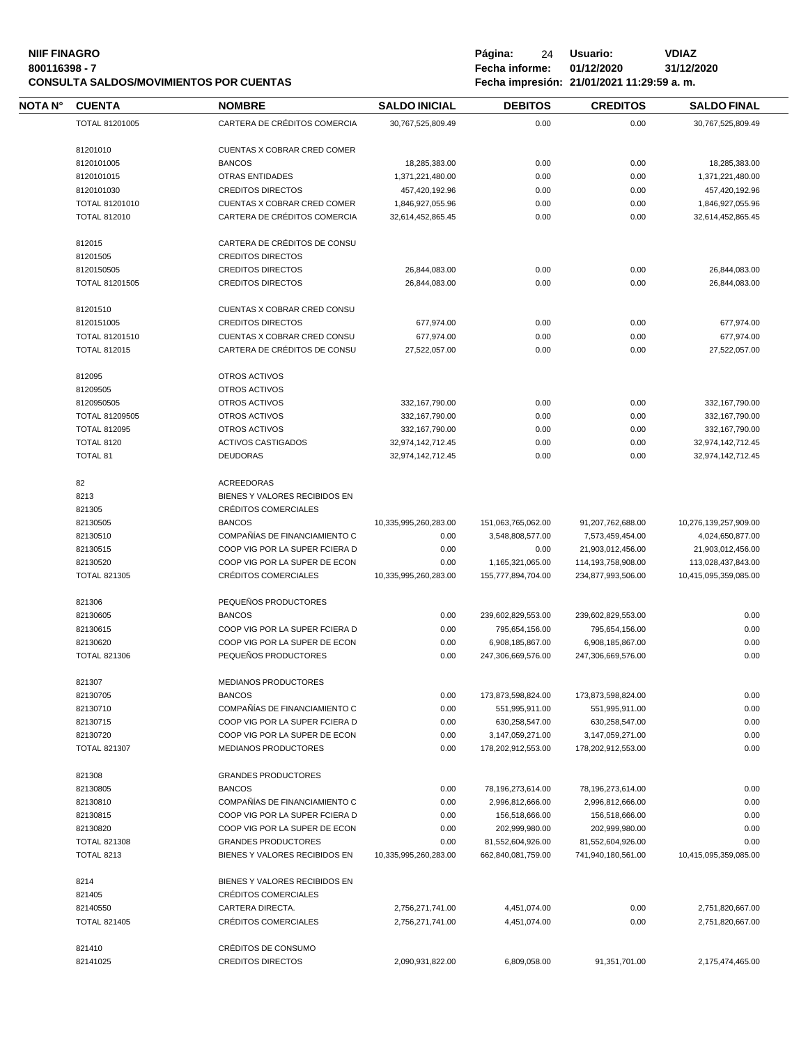| NOTA N° | CUENTA | NOMBRE | SALDO INICIAL | DEBITOS | CREDITOS | SALDO FINAL |
|---|---|---|---|---|---|---|
| | TOTAL 81201005 | CARTERA DE CRÉDITOS COMERCIA | 30,767,525,809.49 | 0.00 | 0.00 | 30,767,525,809.49 |
| | 81201010 | CUENTAS X COBRAR CRED COMER | | | | |
| | 8120101005 | BANCOS | 18,285,383.00 | 0.00 | 0.00 | 18,285,383.00 |
| | 8120101015 | OTRAS ENTIDADES | 1,371,221,480.00 | 0.00 | 0.00 | 1,371,221,480.00 |
| | 8120101030 | CREDITOS DIRECTOS | 457,420,192.96 | 0.00 | 0.00 | 457,420,192.96 |
| | TOTAL 81201010 | CUENTAS X COBRAR CRED COMER | 1,846,927,055.96 | 0.00 | 0.00 | 1,846,927,055.96 |
| | TOTAL 812010 | CARTERA DE CRÉDITOS COMERCIA | 32,614,452,865.45 | 0.00 | 0.00 | 32,614,452,865.45 |
| | 812015 | CARTERA DE CRÉDITOS DE CONSU | | | | |
| | 81201505 | CREDITOS DIRECTOS | | | | |
| | 8120150505 | CREDITOS DIRECTOS | 26,844,083.00 | 0.00 | 0.00 | 26,844,083.00 |
| | TOTAL 81201505 | CREDITOS DIRECTOS | 26,844,083.00 | 0.00 | 0.00 | 26,844,083.00 |
| | 81201510 | CUENTAS X COBRAR CRED CONSU | | | | |
| | 8120151005 | CREDITOS DIRECTOS | 677,974.00 | 0.00 | 0.00 | 677,974.00 |
| | TOTAL 81201510 | CUENTAS X COBRAR CRED CONSU | 677,974.00 | 0.00 | 0.00 | 677,974.00 |
| | TOTAL 812015 | CARTERA DE CRÉDITOS DE CONSU | 27,522,057.00 | 0.00 | 0.00 | 27,522,057.00 |
| | 812095 | OTROS ACTIVOS | | | | |
| | 81209505 | OTROS ACTIVOS | | | | |
| | 8120950505 | OTROS ACTIVOS | 332,167,790.00 | 0.00 | 0.00 | 332,167,790.00 |
| | TOTAL 81209505 | OTROS ACTIVOS | 332,167,790.00 | 0.00 | 0.00 | 332,167,790.00 |
| | TOTAL 812095 | OTROS ACTIVOS | 332,167,790.00 | 0.00 | 0.00 | 332,167,790.00 |
| | TOTAL 8120 | ACTIVOS CASTIGADOS | 32,974,142,712.45 | 0.00 | 0.00 | 32,974,142,712.45 |
| | TOTAL 81 | DEUDORAS | 32,974,142,712.45 | 0.00 | 0.00 | 32,974,142,712.45 |
| | 82 | ACREEDORAS | | | | |
| | 8213 | BIENES Y VALORES RECIBIDOS EN | | | | |
| | 821305 | CRÉDITOS COMERCIALES | | | | |
| | 82130505 | BANCOS | 10,335,995,260,283.00 | 151,063,765,062.00 | 91,207,762,688.00 | 10,276,139,257,909.00 |
| | 82130510 | COMPAÑÍAS DE FINANCIAMIENTO C | 0.00 | 3,548,808,577.00 | 7,573,459,454.00 | 4,024,650,877.00 |
| | 82130515 | COOP VIG POR LA SUPER FCIERA D | 0.00 | 0.00 | 21,903,012,456.00 | 21,903,012,456.00 |
| | 82130520 | COOP VIG POR LA SUPER DE ECON | 0.00 | 1,165,321,065.00 | 114,193,758,908.00 | 113,028,437,843.00 |
| | TOTAL 821305 | CRÉDITOS COMERCIALES | 10,335,995,260,283.00 | 155,777,894,704.00 | 234,877,993,506.00 | 10,415,095,359,085.00 |
| | 821306 | PEQUEÑOS PRODUCTORES | | | | |
| | 82130605 | BANCOS | 0.00 | 239,602,829,553.00 | 239,602,829,553.00 | 0.00 |
| | 82130615 | COOP VIG POR LA SUPER FCIERA D | 0.00 | 795,654,156.00 | 795,654,156.00 | 0.00 |
| | 82130620 | COOP VIG POR LA SUPER DE ECON | 0.00 | 6,908,185,867.00 | 6,908,185,867.00 | 0.00 |
| | TOTAL 821306 | PEQUEÑOS PRODUCTORES | 0.00 | 247,306,669,576.00 | 247,306,669,576.00 | 0.00 |
| | 821307 | MEDIANOS PRODUCTORES | | | | |
| | 82130705 | BANCOS | 0.00 | 173,873,598,824.00 | 173,873,598,824.00 | 0.00 |
| | 82130710 | COMPAÑÍAS DE FINANCIAMIENTO C | 0.00 | 551,995,911.00 | 551,995,911.00 | 0.00 |
| | 82130715 | COOP VIG POR LA SUPER FCIERA D | 0.00 | 630,258,547.00 | 630,258,547.00 | 0.00 |
| | 82130720 | COOP VIG POR LA SUPER DE ECON | 0.00 | 3,147,059,271.00 | 3,147,059,271.00 | 0.00 |
| | TOTAL 821307 | MEDIANOS PRODUCTORES | 0.00 | 178,202,912,553.00 | 178,202,912,553.00 | 0.00 |
| | 821308 | GRANDES PRODUCTORES | | | | |
| | 82130805 | BANCOS | 0.00 | 78,196,273,614.00 | 78,196,273,614.00 | 0.00 |
| | 82130810 | COMPAÑÍAS DE FINANCIAMIENTO C | 0.00 | 2,996,812,666.00 | 2,996,812,666.00 | 0.00 |
| | 82130815 | COOP VIG POR LA SUPER FCIERA D | 0.00 | 156,518,666.00 | 156,518,666.00 | 0.00 |
| | 82130820 | COOP VIG POR LA SUPER DE ECON | 0.00 | 202,999,980.00 | 202,999,980.00 | 0.00 |
| | TOTAL 821308 | GRANDES PRODUCTORES | 0.00 | 81,552,604,926.00 | 81,552,604,926.00 | 0.00 |
| | TOTAL 8213 | BIENES Y VALORES RECIBIDOS EN | 10,335,995,260,283.00 | 662,840,081,759.00 | 741,940,180,561.00 | 10,415,095,359,085.00 |
| | 8214 | BIENES Y VALORES RECIBIDOS EN | | | | |
| | 821405 | CRÉDITOS COMERCIALES | | | | |
| | 82140550 | CARTERA DIRECTA. | 2,756,271,741.00 | 4,451,074.00 | 0.00 | 2,751,820,667.00 |
| | TOTAL 821405 | CRÉDITOS COMERCIALES | 2,756,271,741.00 | 4,451,074.00 | 0.00 | 2,751,820,667.00 |
| | 821410 | CRÉDITOS DE CONSUMO | | | | |
| | 82141025 | CREDITOS DIRECTOS | 2,090,931,822.00 | 6,809,058.00 | 91,351,701.00 | 2,175,474,465.00 |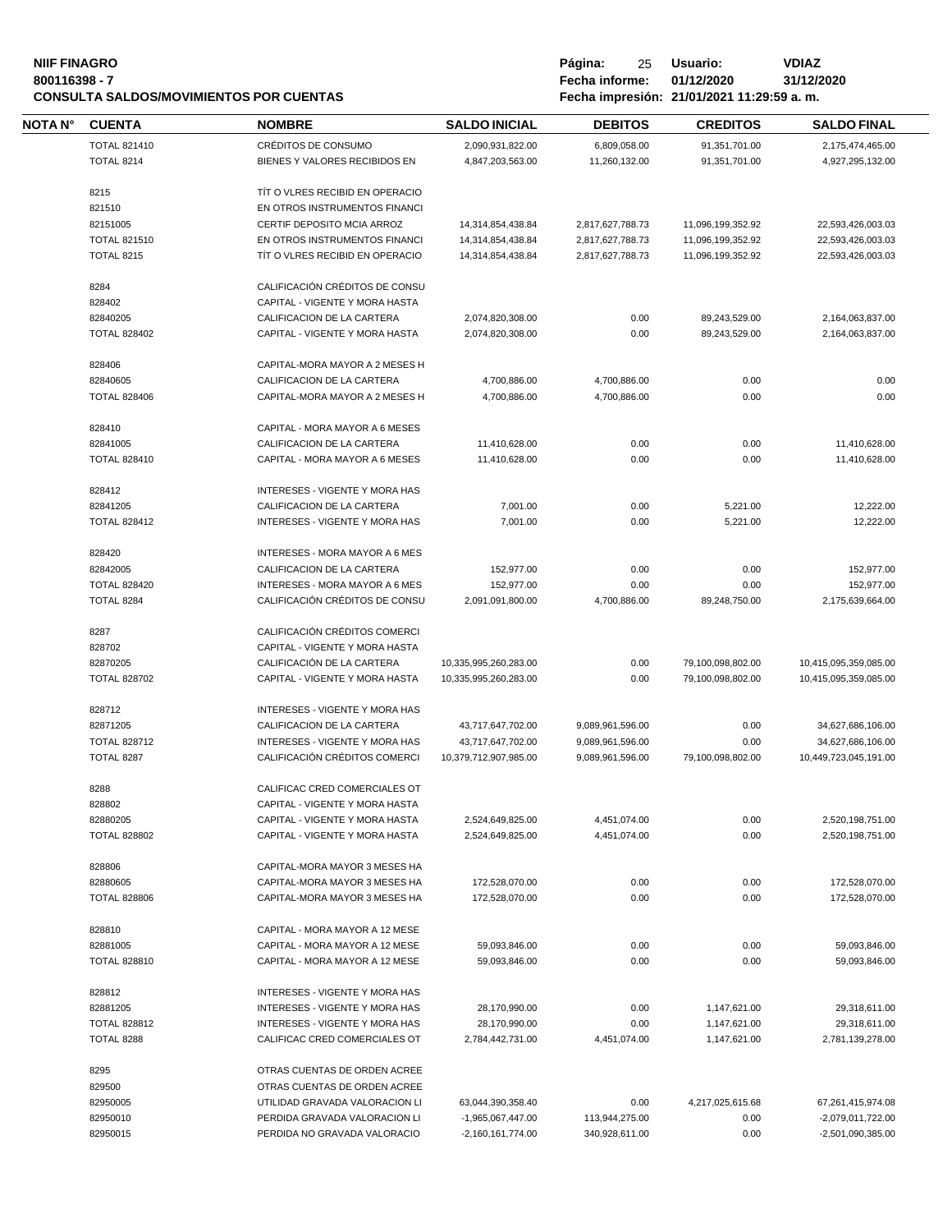| NOTA N° | CUENTA | NOMBRE | SALDO INICIAL | DEBITOS | CREDITOS | SALDO FINAL |
|---|---|---|---|---|---|---|
| | TOTAL 821410 | CRÉDITOS DE CONSUMO | 2,090,931,822.00 | 6,809,058.00 | 91,351,701.00 | 2,175,474,465.00 |
| | TOTAL 8214 | BIENES Y VALORES RECIBIDOS EN | 4,847,203,563.00 | 11,260,132.00 | 91,351,701.00 | 4,927,295,132.00 |
| | 8215 | TÍT O VLRES RECIBID EN OPERACIO | | | | |
| | 821510 | EN OTROS INSTRUMENTOS FINANCI | | | | |
| | 82151005 | CERTIF DEPOSITO MCIA ARROZ | 14,314,854,438.84 | 2,817,627,788.73 | 11,096,199,352.92 | 22,593,426,003.03 |
| | TOTAL 821510 | EN OTROS INSTRUMENTOS FINANCI | 14,314,854,438.84 | 2,817,627,788.73 | 11,096,199,352.92 | 22,593,426,003.03 |
| | TOTAL 8215 | TÍT O VLRES RECIBID EN OPERACIO | 14,314,854,438.84 | 2,817,627,788.73 | 11,096,199,352.92 | 22,593,426,003.03 |
| | 8284 | CALIFICACIÓN CRÉDITOS DE CONSU | | | | |
| | 828402 | CAPITAL - VIGENTE Y MORA HASTA | | | | |
| | 82840205 | CALIFICACION DE LA CARTERA | 2,074,820,308.00 | 0.00 | 89,243,529.00 | 2,164,063,837.00 |
| | TOTAL 828402 | CAPITAL - VIGENTE Y MORA HASTA | 2,074,820,308.00 | 0.00 | 89,243,529.00 | 2,164,063,837.00 |
| | 828406 | CAPITAL-MORA MAYOR A 2 MESES H | | | | |
| | 82840605 | CALIFICACION DE LA CARTERA | 4,700,886.00 | 4,700,886.00 | 0.00 | 0.00 |
| | TOTAL 828406 | CAPITAL-MORA MAYOR A 2 MESES H | 4,700,886.00 | 4,700,886.00 | 0.00 | 0.00 |
| | 828410 | CAPITAL - MORA MAYOR A 6 MESES | | | | |
| | 82841005 | CALIFICACION DE LA CARTERA | 11,410,628.00 | 0.00 | 0.00 | 11,410,628.00 |
| | TOTAL 828410 | CAPITAL - MORA MAYOR A 6 MESES | 11,410,628.00 | 0.00 | 0.00 | 11,410,628.00 |
| | 828412 | INTERESES - VIGENTE Y MORA HAS | | | | |
| | 82841205 | CALIFICACION DE LA CARTERA | 7,001.00 | 0.00 | 5,221.00 | 12,222.00 |
| | TOTAL 828412 | INTERESES - VIGENTE Y MORA HAS | 7,001.00 | 0.00 | 5,221.00 | 12,222.00 |
| | 828420 | INTERESES - MORA MAYOR A 6 MES | | | | |
| | 82842005 | CALIFICACION DE LA CARTERA | 152,977.00 | 0.00 | 0.00 | 152,977.00 |
| | TOTAL 828420 | INTERESES - MORA MAYOR A 6 MES | 152,977.00 | 0.00 | 0.00 | 152,977.00 |
| | TOTAL 8284 | CALIFICACIÓN CRÉDITOS DE CONSU | 2,091,091,800.00 | 4,700,886.00 | 89,248,750.00 | 2,175,639,664.00 |
| | 8287 | CALIFICACIÓN CRÉDITOS COMERCI | | | | |
| | 828702 | CAPITAL - VIGENTE Y MORA HASTA | | | | |
| | 82870205 | CALIFICACIÓN DE LA CARTERA | 10,335,995,260,283.00 | 0.00 | 79,100,098,802.00 | 10,415,095,359,085.00 |
| | TOTAL 828702 | CAPITAL - VIGENTE Y MORA HASTA | 10,335,995,260,283.00 | 0.00 | 79,100,098,802.00 | 10,415,095,359,085.00 |
| | 828712 | INTERESES - VIGENTE Y MORA HAS | | | | |
| | 82871205 | CALIFICACION DE LA CARTERA | 43,717,647,702.00 | 9,089,961,596.00 | 0.00 | 34,627,686,106.00 |
| | TOTAL 828712 | INTERESES - VIGENTE Y MORA HAS | 43,717,647,702.00 | 9,089,961,596.00 | 0.00 | 34,627,686,106.00 |
| | TOTAL 8287 | CALIFICACIÓN CRÉDITOS COMERCI | 10,379,712,907,985.00 | 9,089,961,596.00 | 79,100,098,802.00 | 10,449,723,045,191.00 |
| | 8288 | CALIFICAC CRED COMERCIALES OT | | | | |
| | 828802 | CAPITAL - VIGENTE Y MORA HASTA | | | | |
| | 82880205 | CAPITAL - VIGENTE Y MORA HASTA | 2,524,649,825.00 | 4,451,074.00 | 0.00 | 2,520,198,751.00 |
| | TOTAL 828802 | CAPITAL - VIGENTE Y MORA HASTA | 2,524,649,825.00 | 4,451,074.00 | 0.00 | 2,520,198,751.00 |
| | 828806 | CAPITAL-MORA MAYOR 3 MESES HA | | | | |
| | 82880605 | CAPITAL-MORA MAYOR 3 MESES HA | 172,528,070.00 | 0.00 | 0.00 | 172,528,070.00 |
| | TOTAL 828806 | CAPITAL-MORA MAYOR 3 MESES HA | 172,528,070.00 | 0.00 | 0.00 | 172,528,070.00 |
| | 828810 | CAPITAL - MORA MAYOR A 12 MESE | | | | |
| | 82881005 | CAPITAL - MORA MAYOR A 12 MESE | 59,093,846.00 | 0.00 | 0.00 | 59,093,846.00 |
| | TOTAL 828810 | CAPITAL - MORA MAYOR A 12 MESE | 59,093,846.00 | 0.00 | 0.00 | 59,093,846.00 |
| | 828812 | INTERESES - VIGENTE Y MORA HAS | | | | |
| | 82881205 | INTERESES - VIGENTE Y MORA HAS | 28,170,990.00 | 0.00 | 1,147,621.00 | 29,318,611.00 |
| | TOTAL 828812 | INTERESES - VIGENTE Y MORA HAS | 28,170,990.00 | 0.00 | 1,147,621.00 | 29,318,611.00 |
| | TOTAL 8288 | CALIFICAC CRED COMERCIALES OT | 2,784,442,731.00 | 4,451,074.00 | 1,147,621.00 | 2,781,139,278.00 |
| | 8295 | OTRAS CUENTAS DE ORDEN ACREE | | | | |
| | 829500 | OTRAS CUENTAS DE ORDEN ACREE | | | | |
| | 82950005 | UTILIDAD GRAVADA VALORACION LI | 63,044,390,358.40 | 0.00 | 4,217,025,615.68 | 67,261,415,974.08 |
| | 82950010 | PERDIDA GRAVADA VALORACION LI | -1,965,067,447.00 | 113,944,275.00 | 0.00 | -2,079,011,722.00 |
| | 82950015 | PERDIDA NO GRAVADA VALORACIO | -2,160,161,774.00 | 340,928,611.00 | 0.00 | -2,501,090,385.00 |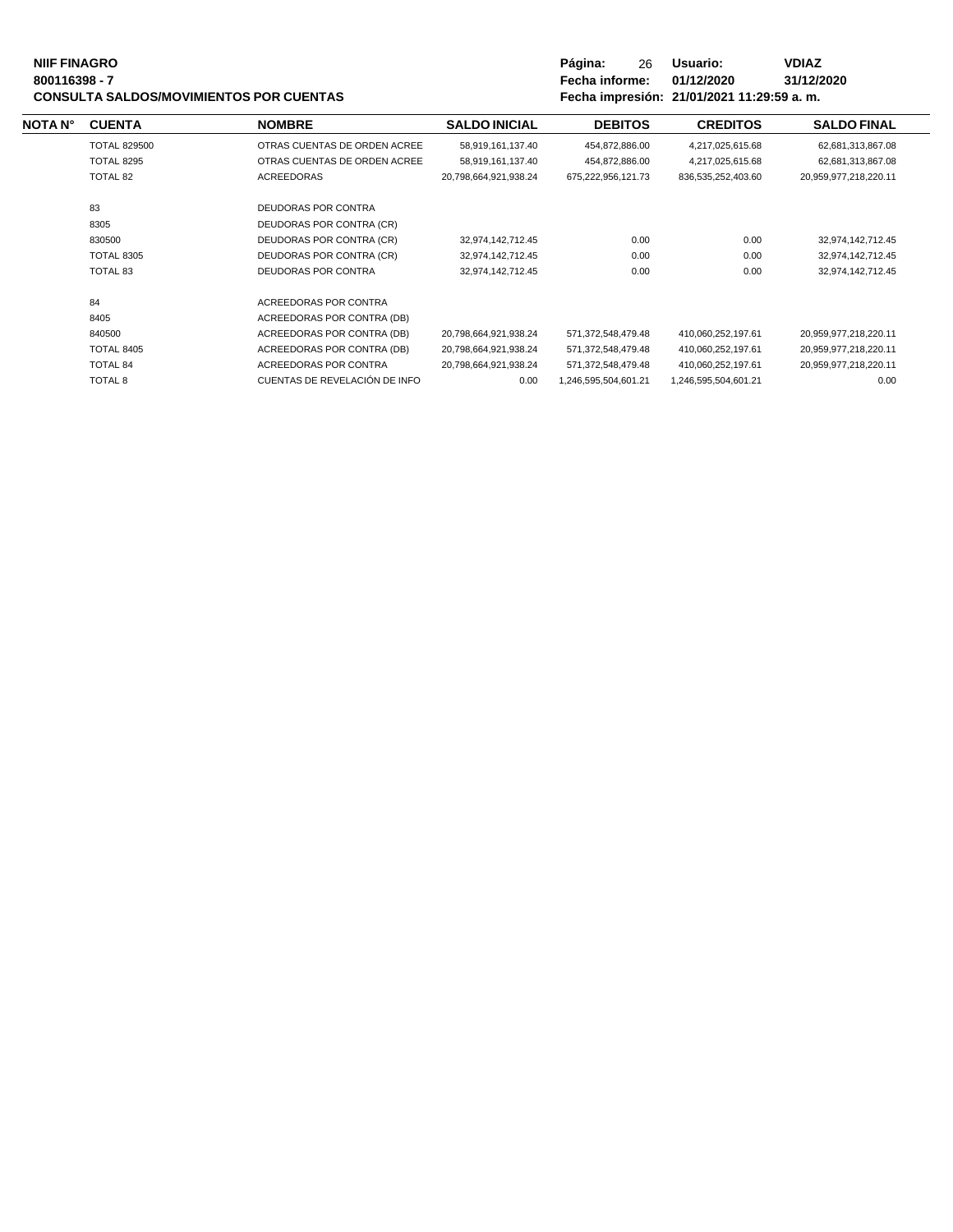**NIIF FINAGRO**
**800116398 - 7**
**CONSULTA SALDOS/MOVIMIENTOS POR CUENTAS**

**Página:** 26 **Usuario:** **VDIAZ**
**Fecha informe:** **01/12/2020** **31/12/2020**
**Fecha impresión:** **21/01/2021 11:29:59 a. m.**

| NOTA N° | CUENTA | NOMBRE | SALDO INICIAL | DEBITOS | CREDITOS | SALDO FINAL |
|---|---|---|---|---|---|---|
| | TOTAL 829500 | OTRAS CUENTAS DE ORDEN ACREE | 58,919,161,137.40 | 454,872,886.00 | 4,217,025,615.68 | 62,681,313,867.08 |
| | TOTAL 8295 | OTRAS CUENTAS DE ORDEN ACREE | 58,919,161,137.40 | 454,872,886.00 | 4,217,025,615.68 | 62,681,313,867.08 |
| | TOTAL 82 | ACREEDORAS | 20,798,664,921,938.24 | 675,222,956,121.73 | 836,535,252,403.60 | 20,959,977,218,220.11 |
| | 83 | DEUDORAS POR CONTRA | | | | |
| | 8305 | DEUDORAS POR CONTRA (CR) | | | | |
| | 830500 | DEUDORAS POR CONTRA (CR) | 32,974,142,712.45 | 0.00 | 0.00 | 32,974,142,712.45 |
| | TOTAL 8305 | DEUDORAS POR CONTRA (CR) | 32,974,142,712.45 | 0.00 | 0.00 | 32,974,142,712.45 |
| | TOTAL 83 | DEUDORAS POR CONTRA | 32,974,142,712.45 | 0.00 | 0.00 | 32,974,142,712.45 |
| | 84 | ACREEDORAS POR CONTRA | | | | |
| | 8405 | ACREEDORAS POR CONTRA (DB) | | | | |
| | 840500 | ACREEDORAS POR CONTRA (DB) | 20,798,664,921,938.24 | 571,372,548,479.48 | 410,060,252,197.61 | 20,959,977,218,220.11 |
| | TOTAL 8405 | ACREEDORAS POR CONTRA (DB) | 20,798,664,921,938.24 | 571,372,548,479.48 | 410,060,252,197.61 | 20,959,977,218,220.11 |
| | TOTAL 84 | ACREEDORAS POR CONTRA | 20,798,664,921,938.24 | 571,372,548,479.48 | 410,060,252,197.61 | 20,959,977,218,220.11 |
| | TOTAL 8 | CUENTAS DE REVELACIÓN DE INFO | 0.00 | 1,246,595,504,601.21 | 1,246,595,504,601.21 | 0.00 |